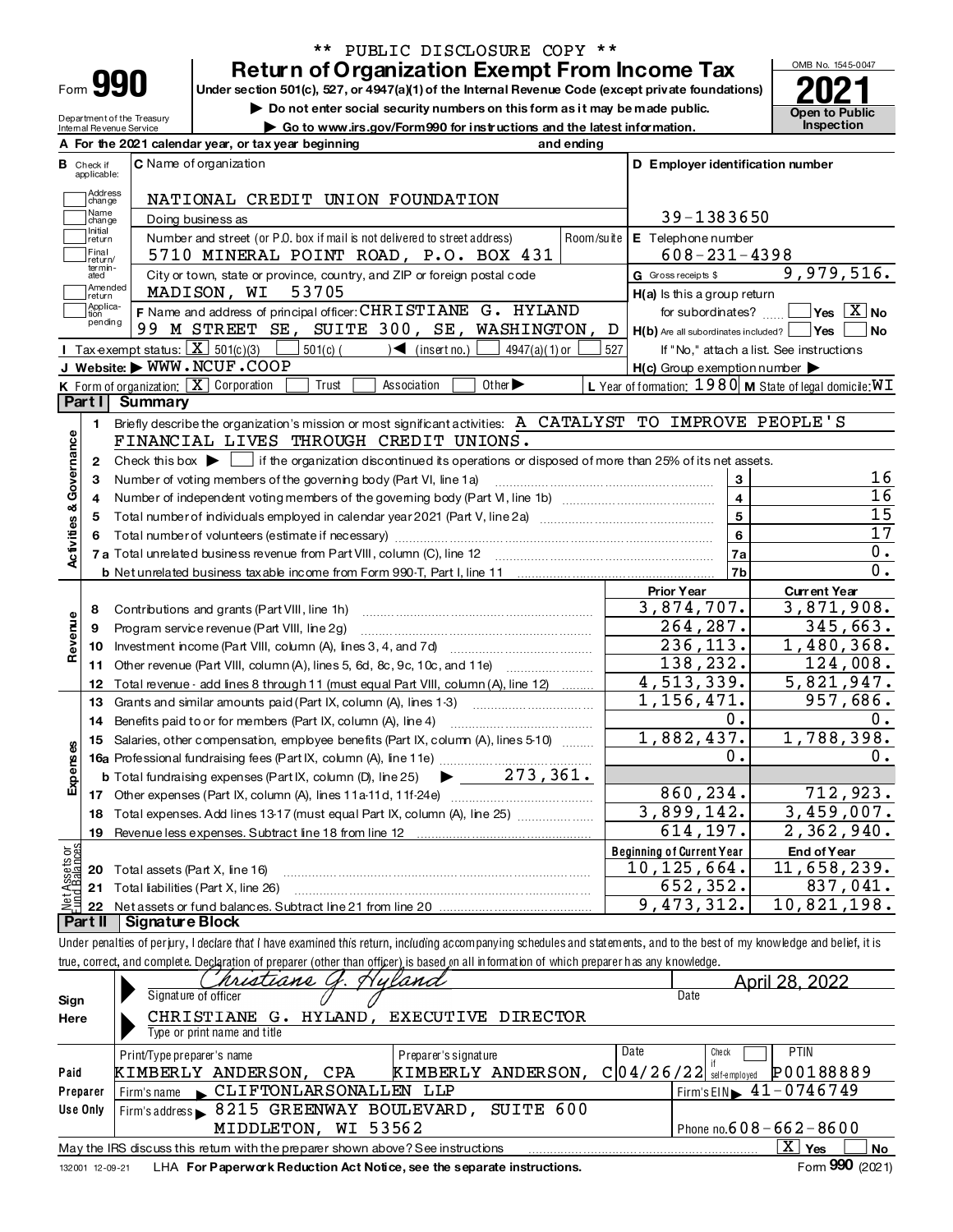\*\* PUBLIC DISCLOSURE COPY \*\*

# Form 990 — Return of Organization Exempt From Income Tax (2021)

Under section 501(c), 527, or 4947(a)(1) of the Internal Revenue Code (except private foundations)

▶ Do not enter social security numbers on this form as it may be made public.

▶ Go to www.irs.gov/Form990 for instructions and the latest information.

Department of the Treasury, Internal Revenue Service

OMB No. 1545-0047 — **Open to Public Inspection**

**A** For the 2021 calendar year, or tax year beginning and ending

**B** Check if applicable: Address change, Name change, Initial return, Final return/terminated, Amended return, Application pending

**C** Name of organization: NATIONAL CREDIT UNION FOUNDATION

Doing business as

Number and street (or P.O. box if mail is not delivered to street address): 5710 MINERAL POINT ROAD, P.O. BOX 431 — Room/suite

City or town, state or province, country, and ZIP or foreign postal code: MADISON, WI 53705

**D** Employer identification number: 39-1383650

**E** Telephone number: 608-231-4398

**G** Gross receipts $ 9,979,516.

**F** Name and address of principal officer: CHRISTIANE G. HYLAND, 99 M STREET SE, SUITE 300, SE, WASHINGTON, D

**H(a)** Is this a group return for subordinates? ☐ Yes ☒ No

**H(b)** Are all subordinates included? ☐ Yes ☐ No — If "No," attach a list. See instructions

**H(c)** Group exemption number ▶

**I** Tax-exempt status: ☒ 501(c)(3) ☐ 501(c) ( ) ◀ (insert no.) ☐ 4947(a)(1) or ☐ 527

**J** Website: ▶ WWW.NCUF.COOP

**K** Form of organization: ☒ Corporation ☐ Trust ☐ Association ☐ Other ▶

**L** Year of formation: 1980 **M** State of legal domicile: WI

## Part I Summary

**Activities & Governance**

1. Briefly describe the organization's mission or most significant activities: A CATALYST TO IMPROVE PEOPLE'S FINANCIAL LIVES THROUGH CREDIT UNIONS.
2. Check this box ▶ ☐ if the organization discontinued its operations or disposed of more than 25% of its net assets.

| Line | Description | | Value |
|---|---|---|---|
| 3 | Number of voting members of the governing body (Part VI, line 1a) | 3 | 16 |
| 4 | Number of independent voting members of the governing body (Part VI, line 1b) | 4 | 16 |
| 5 | Total number of individuals employed in calendar year 2021 (Part V, line 2a) | 5 | 15 |
| 6 | Total number of volunteers (estimate if necessary) | 6 | 17 |
| 7a | Total unrelated business revenue from Part VIII, column (C), line 12 | 7a | 0. |
| 7b | Net unrelated business taxable income from Form 990-T, Part I, line 11 | 7b | 0. |

| | Line | Description | Prior Year | Current Year |
|---|---|---|---|---|
| Revenue | 8 | Contributions and grants (Part VIII, line 1h) | 3,874,707. | 3,871,908. |
| | 9 | Program service revenue (Part VIII, line 2g) | 264,287. | 345,663. |
| | 10 | Investment income (Part VIII, column (A), lines 3, 4, and 7d) | 236,113. | 1,480,368. |
| | 11 | Other revenue (Part VIII, column (A), lines 5, 6d, 8c, 9c, 10c, and 11e) | 138,232. | 124,008. |
| | 12 | Total revenue - add lines 8 through 11 (must equal Part VIII, column (A), line 12) | 4,513,339. | 5,821,947. |
| Expenses | 13 | Grants and similar amounts paid (Part IX, column (A), lines 1-3) | 1,156,471. | 957,686. |
| | 14 | Benefits paid to or for members (Part IX, column (A), line 4) | 0. | 0. |
| | 15 | Salaries, other compensation, employee benefits (Part IX, column (A), lines 5-10) | 1,882,437. | 1,788,398. |
| | 16a | Professional fundraising fees (Part IX, column (A), line 11e) | 0. | 0. |
| | b | Total fundraising expenses (Part IX, column (D), line 25) ▶ 273,361. | | |
| | 17 | Other expenses (Part IX, column (A), lines 11a-11d, 11f-24e) | 860,234. | 712,923. |
| | 18 | Total expenses. Add lines 13-17 (must equal Part IX, column (A), line 25) | 3,899,142. | 3,459,007. |
| | 19 | Revenue less expenses. Subtract line 18 from line 12 | 614,197. | 2,362,940. |

| | Line | Description | Beginning of Current Year | End of Year |
|---|---|---|---|---|
| Net Assets or Fund Balances | 20 | Total assets (Part X, line 16) | 10,125,664. | 11,658,239. |
| | 21 | Total liabilities (Part X, line 26) | 652,352. | 837,041. |
| | 22 | Net assets or fund balances. Subtract line 21 from line 20 | 9,473,312. | 10,821,198. |

## Part II Signature Block

Under penalties of perjury, I declare that I have examined this return, including accompanying schedules and statements, and to the best of my knowledge and belief, it is true, correct, and complete. Declaration of preparer (other than officer) is based on all information of which preparer has any knowledge.

**Sign Here**

Signature of officer: Christiane G. Hyland — Date: April 28, 2022

Type or print name and title: CHRISTIANE G. HYLAND, EXECUTIVE DIRECTOR

**Paid Preparer Use Only**

| Print/Type preparer's name | Preparer's signature | Date | Check if self-employed | PTIN |
|---|---|---|---|---|
| KIMBERLY ANDERSON, CPA | KIMBERLY ANDERSON, C | 04/26/22 | ☐ | P00188889 |

Firm's name ▶ CLIFTONLARSONALLEN LLP — Firm's EIN ▶ 41-0746749

Firm's address ▶ 8215 GREENWAY BOULEVARD, SUITE 600, MIDDLETON, WI 53562 — Phone no. 608-662-8600

May the IRS discuss this return with the preparer shown above? See instructions ☒ Yes ☐ No

132001 12-09-21 LHA For Paperwork Reduction Act Notice, see the separate instructions. Form 990 (2021)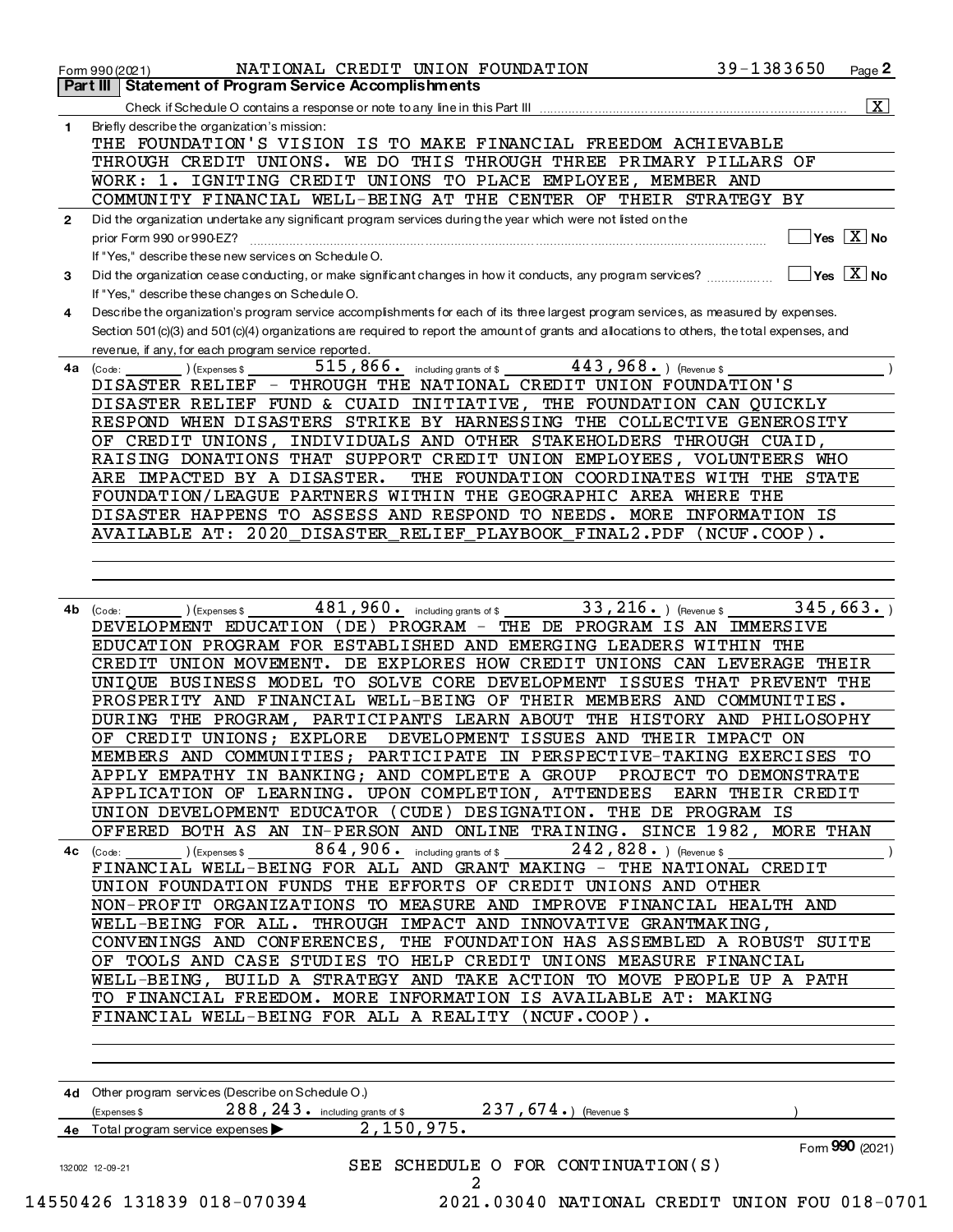Form 990 (2021) NATIONAL CREDIT UNION FOUNDATION 39-1383650

## Part III | Statement of Program Service Accomplishments

Check if Schedule O contains a response or note to any line in this Part III [X]

**1** Briefly describe the organization's mission:

THE FOUNDATION'S VISION IS TO MAKE FINANCIAL FREEDOM ACHIEVABLE THROUGH CREDIT UNIONS. WE DO THIS THROUGH THREE PRIMARY PILLARS OF WORK: 1. IGNITING CREDIT UNIONS TO PLACE EMPLOYEE, MEMBER AND COMMUNITY FINANCIAL WELL-BEING AT THE CENTER OF THEIR STRATEGY BY

**2** Did the organization undertake any significant program services during the year which were not listed on the prior Form 990 or 990-EZ? [ ] Yes [X] No

If "Yes," describe these new services on Schedule O.

**3** Did the organization cease conducting, or make significant changes in how it conducts, any program services? [ ] Yes [X] No

If "Yes," describe these changes on Schedule O.

**4** Describe the organization's program service accomplishments for each of its three largest program services, as measured by expenses. Section 501(c)(3) and 501(c)(4) organizations are required to report the amount of grants and allocations to others, the total expenses, and revenue, if any, for each program service reported.

**4a** (Code: ) (Expenses $ 515,866. including grants of $ 443,968. ) (Revenue $ )

DISASTER RELIEF - THROUGH THE NATIONAL CREDIT UNION FOUNDATION'S DISASTER RELIEF FUND & CUAID INITIATIVE, THE FOUNDATION CAN QUICKLY RESPOND WHEN DISASTERS STRIKE BY HARNESSING THE COLLECTIVE GENEROSITY OF CREDIT UNIONS, INDIVIDUALS AND OTHER STAKEHOLDERS THROUGH CUAID, RAISING DONATIONS THAT SUPPORT CREDIT UNION EMPLOYEES, VOLUNTEERS WHO ARE IMPACTED BY A DISASTER. THE FOUNDATION COORDINATES WITH THE STATE FOUNDATION/LEAGUE PARTNERS WITHIN THE GEOGRAPHIC AREA WHERE THE DISASTER HAPPENS TO ASSESS AND RESPOND TO NEEDS. MORE INFORMATION IS AVAILABLE AT: 2020_DISASTER_RELIEF_PLAYBOOK_FINAL2.PDF (NCUF.COOP).

**4b** (Code: ) (Expenses $ 481,960. including grants of $ 33,216. ) (Revenue $ 345,663. )

DEVELOPMENT EDUCATION (DE) PROGRAM - THE DE PROGRAM IS AN IMMERSIVE EDUCATION PROGRAM FOR ESTABLISHED AND EMERGING LEADERS WITHIN THE CREDIT UNION MOVEMENT. DE EXPLORES HOW CREDIT UNIONS CAN LEVERAGE THEIR UNIQUE BUSINESS MODEL TO SOLVE CORE DEVELOPMENT ISSUES THAT PREVENT THE PROSPERITY AND FINANCIAL WELL-BEING OF THEIR MEMBERS AND COMMUNITIES. DURING THE PROGRAM, PARTICIPANTS LEARN ABOUT THE HISTORY AND PHILOSOPHY OF CREDIT UNIONS; EXPLORE DEVELOPMENT ISSUES AND THEIR IMPACT ON MEMBERS AND COMMUNITIES; PARTICIPATE IN PERSPECTIVE-TAKING EXERCISES TO APPLY EMPATHY IN BANKING; AND COMPLETE A GROUP PROJECT TO DEMONSTRATE APPLICATION OF LEARNING. UPON COMPLETION, ATTENDEES EARN THEIR CREDIT UNION DEVELOPMENT EDUCATOR (CUDE) DESIGNATION. THE DE PROGRAM IS OFFERED BOTH AS AN IN-PERSON AND ONLINE TRAINING. SINCE 1982, MORE THAN

**4c** (Code: ) (Expenses $ 864,906. including grants of $ 242,828. ) (Revenue $ )

FINANCIAL WELL-BEING FOR ALL AND GRANT MAKING - THE NATIONAL CREDIT UNION FOUNDATION FUNDS THE EFFORTS OF CREDIT UNIONS AND OTHER NON-PROFIT ORGANIZATIONS TO MEASURE AND IMPROVE FINANCIAL HEALTH AND WELL-BEING FOR ALL. THROUGH IMPACT AND INNOVATIVE GRANTMAKING, CONVENINGS AND CONFERENCES, THE FOUNDATION HAS ASSEMBLED A ROBUST SUITE OF TOOLS AND CASE STUDIES TO HELP CREDIT UNIONS MEASURE FINANCIAL WELL-BEING, BUILD A STRATEGY AND TAKE ACTION TO MOVE PEOPLE UP A PATH TO FINANCIAL FREEDOM. MORE INFORMATION IS AVAILABLE AT: MAKING FINANCIAL WELL-BEING FOR ALL A REALITY (NCUF.COOP).

**4d** Other program services (Describe on Schedule O.)

(Expenses $ 288,243. including grants of $ 237,674.) (Revenue $ )

**4e** Total program service expenses ▶ 2,150,975.

Form **990** (2021)

SEE SCHEDULE O FOR CONTINUATION(S)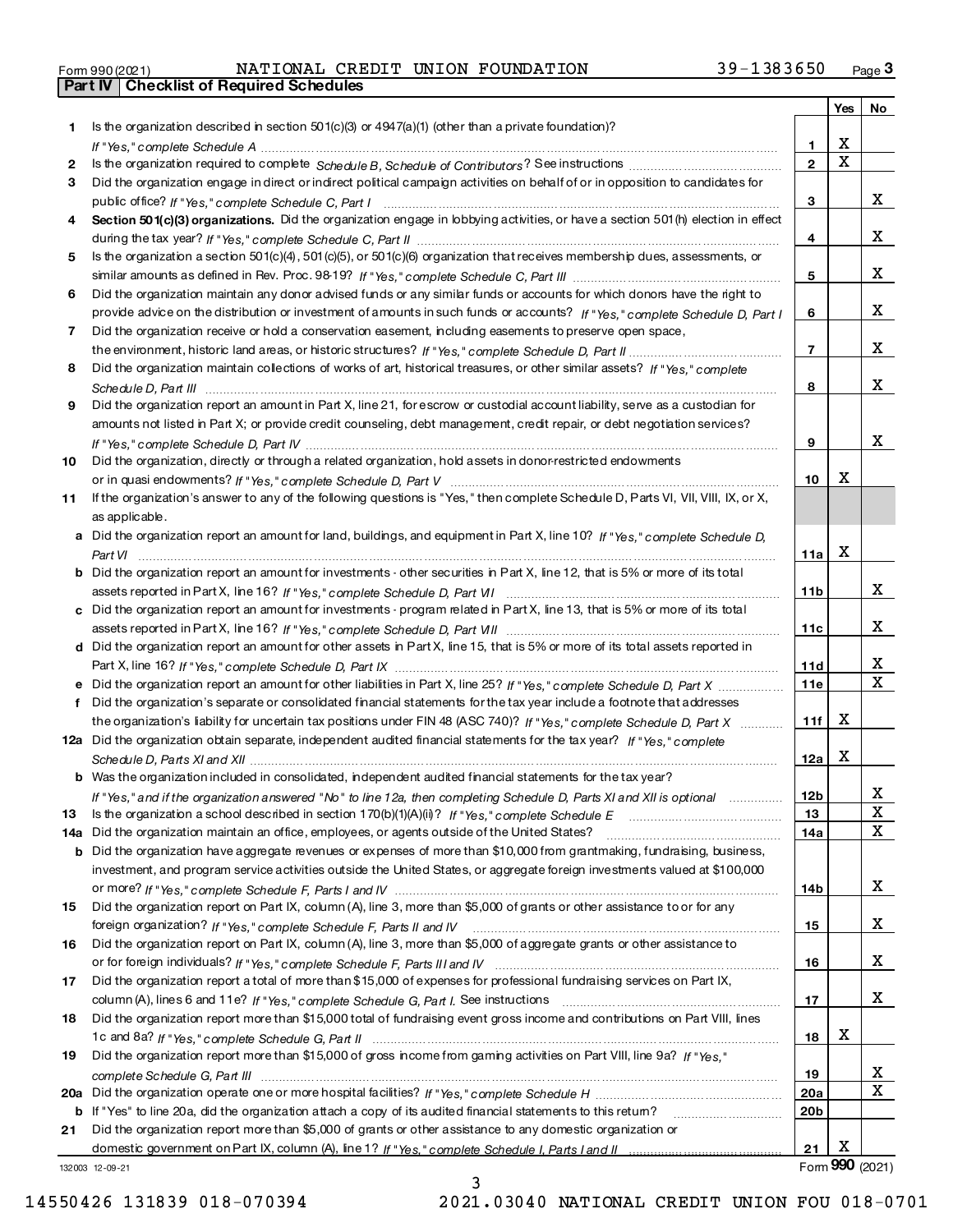Form 990 (2021) NATIONAL CREDIT UNION FOUNDATION 39-1383650

## Part IV | Checklist of Required Schedules

| | | | Yes | No |
|---|---|---|---|---|
| 1 | Is the organization described in section 501(c)(3) or 4947(a)(1) (other than a private foundation)? *If "Yes," complete Schedule A* | 1 | X | |
| 2 | Is the organization required to complete *Schedule B, Schedule of Contributors*? See instructions | 2 | X | |
| 3 | Did the organization engage in direct or indirect political campaign activities on behalf of or in opposition to candidates for public office? *If "Yes," complete Schedule C, Part I* | 3 | | X |
| 4 | **Section 501(c)(3) organizations.** Did the organization engage in lobbying activities, or have a section 501(h) election in effect during the tax year? *If "Yes," complete Schedule C, Part II* | 4 | | X |
| 5 | Is the organization a section 501(c)(4), 501(c)(5), or 501(c)(6) organization that receives membership dues, assessments, or similar amounts as defined in Rev. Proc. 98-19? *If "Yes," complete Schedule C, Part III* | 5 | | X |
| 6 | Did the organization maintain any donor advised funds or any similar funds or accounts for which donors have the right to provide advice on the distribution or investment of amounts in such funds or accounts? *If "Yes," complete Schedule D, Part I* | 6 | | X |
| 7 | Did the organization receive or hold a conservation easement, including easements to preserve open space, the environment, historic land areas, or historic structures? *If "Yes," complete Schedule D, Part II* | 7 | | X |
| 8 | Did the organization maintain collections of works of art, historical treasures, or other similar assets? *If "Yes," complete Schedule D, Part III* | 8 | | X |
| 9 | Did the organization report an amount in Part X, line 21, for escrow or custodial account liability, serve as a custodian for amounts not listed in Part X; or provide credit counseling, debt management, credit repair, or debt negotiation services? *If "Yes," complete Schedule D, Part IV* | 9 | | X |
| 10 | Did the organization, directly or through a related organization, hold assets in donor-restricted endowments or in quasi endowments? *If "Yes," complete Schedule D, Part V* | 10 | X | |
| 11 | If the organization's answer to any of the following questions is "Yes," then complete Schedule D, Parts VI, VII, VIII, IX, or X, as applicable. | | | |
| a | Did the organization report an amount for land, buildings, and equipment in Part X, line 10? *If "Yes," complete Schedule D, Part VI* | 11a | X | |
| b | Did the organization report an amount for investments - other securities in Part X, line 12, that is 5% or more of its total assets reported in Part X, line 16? *If "Yes," complete Schedule D, Part VII* | 11b | | X |
| c | Did the organization report an amount for investments - program related in Part X, line 13, that is 5% or more of its total assets reported in Part X, line 16? *If "Yes," complete Schedule D, Part VIII* | 11c | | X |
| d | Did the organization report an amount for other assets in Part X, line 15, that is 5% or more of its total assets reported in Part X, line 16? *If "Yes," complete Schedule D, Part IX* | 11d | | X |
| e | Did the organization report an amount for other liabilities in Part X, line 25? *If "Yes," complete Schedule D, Part X* | 11e | | X |
| f | Did the organization's separate or consolidated financial statements for the tax year include a footnote that addresses the organization's liability for uncertain tax positions under FIN 48 (ASC 740)? *If "Yes," complete Schedule D, Part X* | 11f | X | |
| 12a | Did the organization obtain separate, independent audited financial statements for the tax year? *If "Yes," complete Schedule D, Parts XI and XII* | 12a | X | |
| b | Was the organization included in consolidated, independent audited financial statements for the tax year? *If "Yes," and if the organization answered "No" to line 12a, then completing Schedule D, Parts XI and XII is optional* | 12b | | X |
| 13 | Is the organization a school described in section 170(b)(1)(A)(ii)? *If "Yes," complete Schedule E* | 13 | | X |
| 14a | Did the organization maintain an office, employees, or agents outside of the United States? | 14a | | X |
| b | Did the organization have aggregate revenues or expenses of more than $10,000 from grantmaking, fundraising, business, investment, and program service activities outside the United States, or aggregate foreign investments valued at $100,000 or more? *If "Yes," complete Schedule F, Parts I and IV* | 14b | | X |
| 15 | Did the organization report on Part IX, column (A), line 3, more than $5,000 of grants or other assistance to or for any foreign organization? *If "Yes," complete Schedule F, Parts II and IV* | 15 | | X |
| 16 | Did the organization report on Part IX, column (A), line 3, more than $5,000 of aggregate grants or other assistance to or for foreign individuals? *If "Yes," complete Schedule F, Parts III and IV* | 16 | | X |
| 17 | Did the organization report a total of more than $15,000 of expenses for professional fundraising services on Part IX, column (A), lines 6 and 11e? *If "Yes," complete Schedule G, Part I.* See instructions | 17 | | X |
| 18 | Did the organization report more than $15,000 total of fundraising event gross income and contributions on Part VIII, lines 1c and 8a? *If "Yes," complete Schedule G, Part II* | 18 | X | |
| 19 | Did the organization report more than $15,000 of gross income from gaming activities on Part VIII, line 9a? *If "Yes," complete Schedule G, Part III* | 19 | | X |
| 20a | Did the organization operate one or more hospital facilities? *If "Yes," complete Schedule H* | 20a | | X |
| b | If "Yes" to line 20a, did the organization attach a copy of its audited financial statements to this return? | 20b | | |
| 21 | Did the organization report more than $5,000 of grants or other assistance to any domestic organization or domestic government on Part IX, column (A), line 1? *If "Yes," complete Schedule I, Parts I and II* | 21 | X | |

132003 12-09-21 Form **990** (2021)

14550426 131839 018-070394 2021.03040 NATIONAL CREDIT UNION FOU 018-0701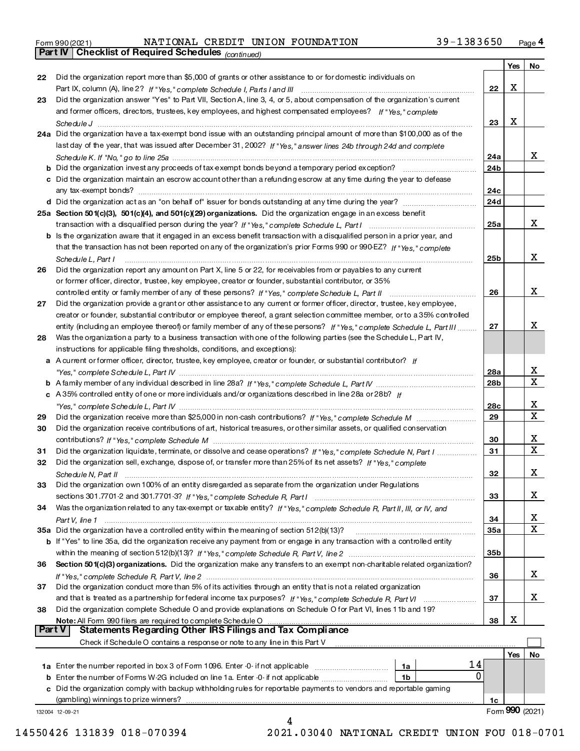Form 990 (2021) NATIONAL CREDIT UNION FOUNDATION 39-1383650 Page 4

## Part IV Checklist of Required Schedules *(continued)*

| | | | Yes | No |
|---|---|---|---|---|
| 22 | Did the organization report more than $5,000 of grants or other assistance to or for domestic individuals on Part IX, column (A), line 2? *If "Yes," complete Schedule I, Parts I and III* | 22 | X | |
| 23 | Did the organization answer "Yes" to Part VII, Section A, line 3, 4, or 5, about compensation of the organization's current and former officers, directors, trustees, key employees, and highest compensated employees? *If "Yes," complete Schedule J* | 23 | X | |
| 24a | Did the organization have a tax-exempt bond issue with an outstanding principal amount of more than $100,000 as of the last day of the year, that was issued after December 31, 2002? *If "Yes," answer lines 24b through 24d and complete Schedule K. If "No," go to line 25a* | 24a | | X |
| b | Did the organization invest any proceeds of tax-exempt bonds beyond a temporary period exception? | 24b | | |
| c | Did the organization maintain an escrow account other than a refunding escrow at any time during the year to defease any tax-exempt bonds? | 24c | | |
| d | Did the organization act as an "on behalf of" issuer for bonds outstanding at any time during the year? | 24d | | |
| 25a | **Section 501(c)(3), 501(c)(4), and 501(c)(29) organizations.** Did the organization engage in an excess benefit transaction with a disqualified person during the year? *If "Yes," complete Schedule L, Part I* | 25a | | X |
| b | Is the organization aware that it engaged in an excess benefit transaction with a disqualified person in a prior year, and that the transaction has not been reported on any of the organization's prior Forms 990 or 990-EZ? *If "Yes," complete Schedule L, Part I* | 25b | | X |
| 26 | Did the organization report any amount on Part X, line 5 or 22, for receivables from or payables to any current or former officer, director, trustee, key employee, creator or founder, substantial contributor, or 35% controlled entity or family member of any of these persons? *If "Yes," complete Schedule L, Part II* | 26 | | X |
| 27 | Did the organization provide a grant or other assistance to any current or former officer, director, trustee, key employee, creator or founder, substantial contributor or employee thereof, a grant selection committee member, or to a 35% controlled entity (including an employee thereof) or family member of any of these persons? *If "Yes," complete Schedule L, Part III* | 27 | | X |
| 28 | Was the organization a party to a business transaction with one of the following parties (see the Schedule L, Part IV, instructions for applicable filing thresholds, conditions, and exceptions): | | | |
| a | A current or former officer, director, trustee, key employee, creator or founder, or substantial contributor? *If "Yes," complete Schedule L, Part IV* | 28a | | X |
| b | A family member of any individual described in line 28a? *If "Yes," complete Schedule L, Part IV* | 28b | | X |
| c | A 35% controlled entity of one or more individuals and/or organizations described in line 28a or 28b? *If "Yes," complete Schedule L, Part IV* | 28c | | X |
| 29 | Did the organization receive more than $25,000 in non-cash contributions? *If "Yes," complete Schedule M* | 29 | | X |
| 30 | Did the organization receive contributions of art, historical treasures, or other similar assets, or qualified conservation contributions? *If "Yes," complete Schedule M* | 30 | | X |
| 31 | Did the organization liquidate, terminate, or dissolve and cease operations? *If "Yes," complete Schedule N, Part I* | 31 | | X |
| 32 | Did the organization sell, exchange, dispose of, or transfer more than 25% of its net assets? *If "Yes," complete Schedule N, Part II* | 32 | | X |
| 33 | Did the organization own 100% of an entity disregarded as separate from the organization under Regulations sections 301.7701-2 and 301.7701-3? *If "Yes," complete Schedule R, Part I* | 33 | | X |
| 34 | Was the organization related to any tax-exempt or taxable entity? *If "Yes," complete Schedule R, Part II, III, or IV, and Part V, line 1* | 34 | | X |
| 35a | Did the organization have a controlled entity within the meaning of section 512(b)(13)? | 35a | | X |
| b | If "Yes" to line 35a, did the organization receive any payment from or engage in any transaction with a controlled entity within the meaning of section 512(b)(13)? *If "Yes," complete Schedule R, Part V, line 2* | 35b | | |
| 36 | **Section 501(c)(3) organizations.** Did the organization make any transfers to an exempt non-charitable related organization? *If "Yes," complete Schedule R, Part V, line 2* | 36 | | X |
| 37 | Did the organization conduct more than 5% of its activities through an entity that is not a related organization and that is treated as a partnership for federal income tax purposes? *If "Yes," complete Schedule R, Part VI* | 37 | | X |
| 38 | Did the organization complete Schedule O and provide explanations on Schedule O for Part VI, lines 11b and 19? **Note:** All Form 990 filers are required to complete Schedule O | 38 | X | |

## Part V Statements Regarding Other IRS Filings and Tax Compliance

Check if Schedule O contains a response or note to any line in this Part V ☐

| | | | | | Yes | No |
|---|---|---|---|---|---|---|
| 1a | Enter the number reported in box 3 of Form 1096. Enter -0- if not applicable | 1a | 14 | | | |
| b | Enter the number of Forms W-2G included on line 1a. Enter -0- if not applicable | 1b | 0 | | | |
| c | Did the organization comply with backup withholding rules for reportable payments to vendors and reportable gaming (gambling) winnings to prize winners? | | | 1c | | |

132004 12-09-21 Form **990** (2021)

14550426 131839 018-070394 2021.03040 NATIONAL CREDIT UNION FOU 018-0701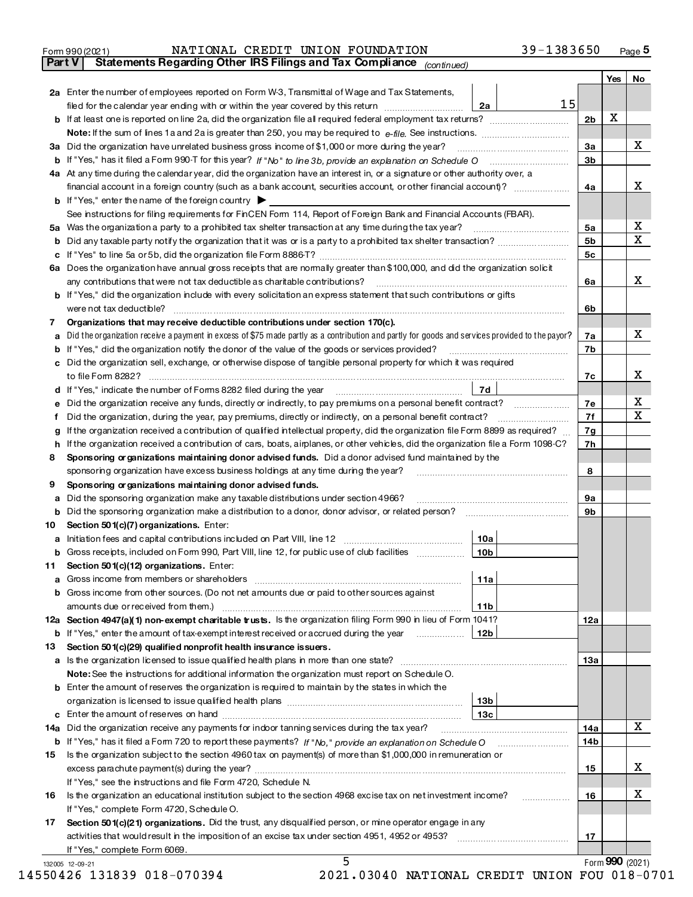Form 990 (2021) NATIONAL CREDIT UNION FOUNDATION 39-1383650 Page 5

**Part V Statements Regarding Other IRS Filings and Tax Compliance** *(continued)*

| | | | | Yes | No |
|---|---|---|---|---|---|
| **2a** | Enter the number of employees reported on Form W-3, Transmittal of Wage and Tax Statements, filed for the calendar year ending with or within the year covered by this return | 2a 15 | | | |
| **b** | If at least one is reported on line 2a, did the organization file all required federal employment tax returns? | | 2b | X | |
| | **Note:** If the sum of lines 1a and 2a is greater than 250, you may be required to *e-file*. See instructions. | | | | |
| **3a** | Did the organization have unrelated business gross income of $1,000 or more during the year? | | 3a | | X |
| **b** | If "Yes," has it filed a Form 990-T for this year? *If "No" to line 3b, provide an explanation on Schedule O* | | 3b | | |
| **4a** | At any time during the calendar year, did the organization have an interest in, or a signature or other authority over, a financial account in a foreign country (such as a bank account, securities account, or other financial account)? | | 4a | | X |
| **b** | If "Yes," enter the name of the foreign country ▶ | | | | |
| | See instructions for filing requirements for FinCEN Form 114, Report of Foreign Bank and Financial Accounts (FBAR). | | | | |
| **5a** | Was the organization a party to a prohibited tax shelter transaction at any time during the tax year? | | 5a | | X |
| **b** | Did any taxable party notify the organization that it was or is a party to a prohibited tax shelter transaction? | | 5b | | X |
| **c** | If "Yes" to line 5a or 5b, did the organization file Form 8886-T? | | 5c | | |
| **6a** | Does the organization have annual gross receipts that are normally greater than $100,000, and did the organization solicit any contributions that were not tax deductible as charitable contributions? | | 6a | | X |
| **b** | If "Yes," did the organization include with every solicitation an express statement that such contributions or gifts were not tax deductible? | | 6b | | |
| **7** | **Organizations that may receive deductible contributions under section 170(c).** | | | | |
| **a** | Did the organization receive a payment in excess of $75 made partly as a contribution and partly for goods and services provided to the payor? | | 7a | | X |
| **b** | If "Yes," did the organization notify the donor of the value of the goods or services provided? | | 7b | | |
| **c** | Did the organization sell, exchange, or otherwise dispose of tangible personal property for which it was required to file Form 8282? | | 7c | | X |
| **d** | If "Yes," indicate the number of Forms 8282 filed during the year | 7d | | | |
| **e** | Did the organization receive any funds, directly or indirectly, to pay premiums on a personal benefit contract? | | 7e | | X |
| **f** | Did the organization, during the year, pay premiums, directly or indirectly, on a personal benefit contract? | | 7f | | X |
| **g** | If the organization received a contribution of qualified intellectual property, did the organization file Form 8899 as required? | | 7g | | |
| **h** | If the organization received a contribution of cars, boats, airplanes, or other vehicles, did the organization file a Form 1098-C? | | 7h | | |
| **8** | **Sponsoring organizations maintaining donor advised funds.** Did a donor advised fund maintained by the sponsoring organization have excess business holdings at any time during the year? | | 8 | | |
| **9** | **Sponsoring organizations maintaining donor advised funds.** | | | | |
| **a** | Did the sponsoring organization make any taxable distributions under section 4966? | | 9a | | |
| **b** | Did the sponsoring organization make a distribution to a donor, donor advisor, or related person? | | 9b | | |
| **10** | **Section 501(c)(7) organizations.** Enter: | | | | |
| **a** | Initiation fees and capital contributions included on Part VIII, line 12 | 10a | | | |
| **b** | Gross receipts, included on Form 990, Part VIII, line 12, for public use of club facilities | 10b | | | |
| **11** | **Section 501(c)(12) organizations.** Enter: | | | | |
| **a** | Gross income from members or shareholders | 11a | | | |
| **b** | Gross income from other sources. (Do not net amounts due or paid to other sources against amounts due or received from them.) | 11b | | | |
| **12a** | **Section 4947(a)(1) non-exempt charitable trusts.** Is the organization filing Form 990 in lieu of Form 1041? | | 12a | | |
| **b** | If "Yes," enter the amount of tax-exempt interest received or accrued during the year | 12b | | | |
| **13** | **Section 501(c)(29) qualified nonprofit health insurance issuers.** | | | | |
| **a** | Is the organization licensed to issue qualified health plans in more than one state? | | 13a | | |
| | **Note:** See the instructions for additional information the organization must report on Schedule O. | | | | |
| **b** | Enter the amount of reserves the organization is required to maintain by the states in which the organization is licensed to issue qualified health plans | 13b | | | |
| **c** | Enter the amount of reserves on hand | 13c | | | |
| **14a** | Did the organization receive any payments for indoor tanning services during the tax year? | | 14a | | X |
| **b** | If "Yes," has it filed a Form 720 to report these payments? *If "No," provide an explanation on Schedule O* | | 14b | | |
| **15** | Is the organization subject to the section 4960 tax on payment(s) of more than $1,000,000 in remuneration or excess parachute payment(s) during the year? | | 15 | | X |
| | If "Yes," see the instructions and file Form 4720, Schedule N. | | | | |
| **16** | Is the organization an educational institution subject to the section 4968 excise tax on net investment income? | | 16 | | X |
| | If "Yes," complete Form 4720, Schedule O. | | | | |
| **17** | **Section 501(c)(21) organizations.** Did the trust, any disqualified person, or mine operator engage in any activities that would result in the imposition of an excise tax under section 4951, 4952 or 4953? | | 17 | | |
| | If "Yes," complete Form 6069. | | | | |

132005 12-09-21 Form **990** (2021)

14550426 131839 018-070394 2021.03040 NATIONAL CREDIT UNION FOU 018-0701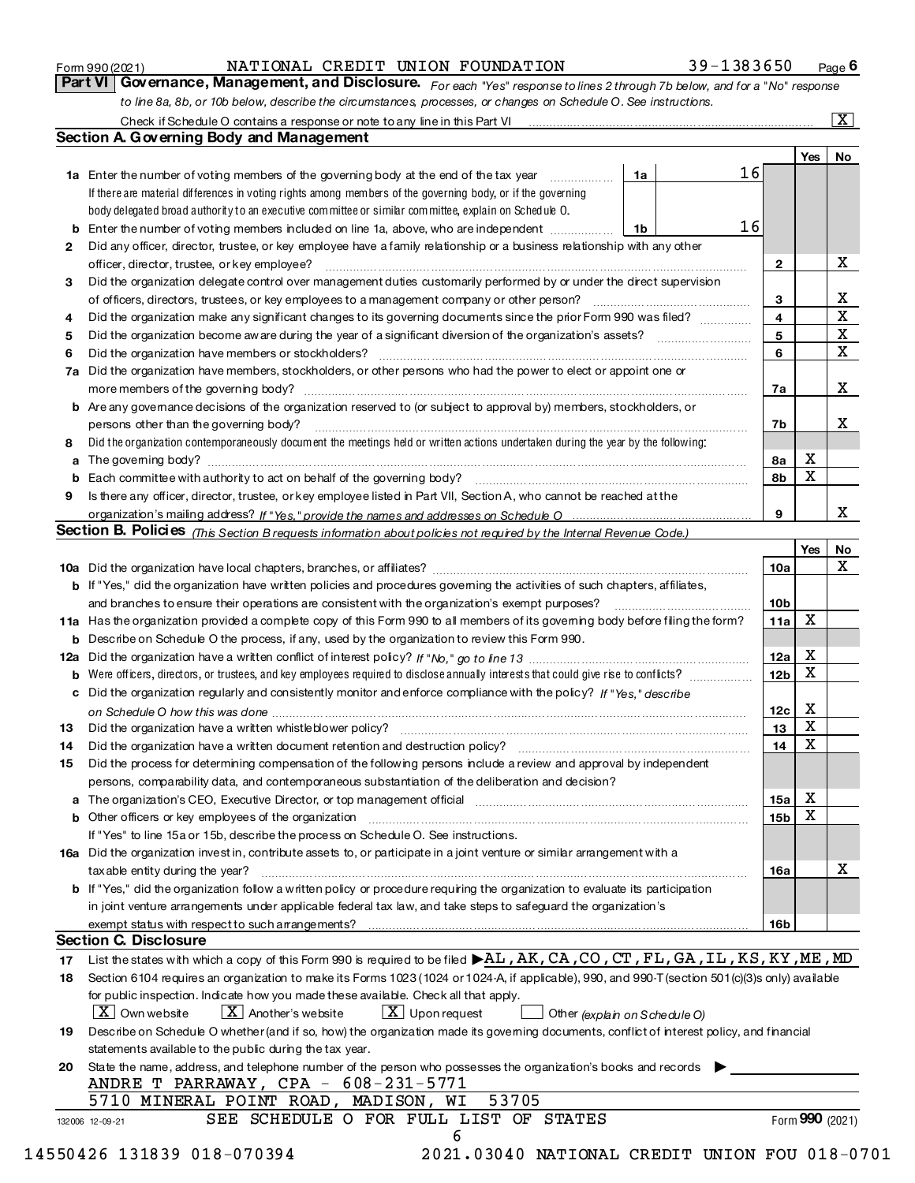Form 990 (2021) NATIONAL CREDIT UNION FOUNDATION 39-1383650 Page **6**

## Part VI Governance, Management, and Disclosure.

*For each "Yes" response to lines 2 through 7b below, and for a "No" response to line 8a, 8b, or 10b below, describe the circumstances, processes, or changes on Schedule O. See instructions.*

Check if Schedule O contains a response or note to any line in this Part VI [X]

### Section A. Governing Body and Management

| | | | Yes | No |
|---|---|---|---|---|
| **1a** | Enter the number of voting members of the governing body at the end of the tax year — **1a** 16<br>If there are material differences in voting rights among members of the governing body, or if the governing body delegated broad authority to an executive committee or similar committee, explain on Schedule O. | | | |
| **b** | Enter the number of voting members included on line 1a, above, who are independent — **1b** 16 | | | |
| **2** | Did any officer, director, trustee, or key employee have a family relationship or a business relationship with any other officer, director, trustee, or key employee? | 2 | | X |
| **3** | Did the organization delegate control over management duties customarily performed by or under the direct supervision of officers, directors, trustees, or key employees to a management company or other person? | 3 | | X |
| **4** | Did the organization make any significant changes to its governing documents since the prior Form 990 was filed? | 4 | | X |
| **5** | Did the organization become aware during the year of a significant diversion of the organization's assets? | 5 | | X |
| **6** | Did the organization have members or stockholders? | 6 | | X |
| **7a** | Did the organization have members, stockholders, or other persons who had the power to elect or appoint one or more members of the governing body? | 7a | | X |
| **b** | Are any governance decisions of the organization reserved to (or subject to approval by) members, stockholders, or persons other than the governing body? | 7b | | X |
| **8** | Did the organization contemporaneously document the meetings held or written actions undertaken during the year by the following: | | | |
| **a** | The governing body? | 8a | X | |
| **b** | Each committee with authority to act on behalf of the governing body? | 8b | X | |
| **9** | Is there any officer, director, trustee, or key employee listed in Part VII, Section A, who cannot be reached at the organization's mailing address? *If "Yes," provide the names and addresses on Schedule O* | 9 | | X |

### Section B. Policies *(This Section B requests information about policies not required by the Internal Revenue Code.)*

| | | | Yes | No |
|---|---|---|---|---|
| **10a** | Did the organization have local chapters, branches, or affiliates? | 10a | | X |
| **b** | If "Yes," did the organization have written policies and procedures governing the activities of such chapters, affiliates, and branches to ensure their operations are consistent with the organization's exempt purposes? | 10b | | |
| **11a** | Has the organization provided a complete copy of this Form 990 to all members of its governing body before filing the form? | 11a | X | |
| **b** | Describe on Schedule O the process, if any, used by the organization to review this Form 990. | | | |
| **12a** | Did the organization have a written conflict of interest policy? *If "No," go to line 13* | 12a | X | |
| **b** | Were officers, directors, or trustees, and key employees required to disclose annually interests that could give rise to conflicts? | 12b | X | |
| **c** | Did the organization regularly and consistently monitor and enforce compliance with the policy? *If "Yes," describe on Schedule O how this was done* | 12c | X | |
| **13** | Did the organization have a written whistleblower policy? | 13 | X | |
| **14** | Did the organization have a written document retention and destruction policy? | 14 | X | |
| **15** | Did the process for determining compensation of the following persons include a review and approval by independent persons, comparability data, and contemporaneous substantiation of the deliberation and decision? | | | |
| **a** | The organization's CEO, Executive Director, or top management official | 15a | X | |
| **b** | Other officers or key employees of the organization<br>If "Yes" to line 15a or 15b, describe the process on Schedule O. See instructions. | 15b | X | |
| **16a** | Did the organization invest in, contribute assets to, or participate in a joint venture or similar arrangement with a taxable entity during the year? | 16a | | X |
| **b** | If "Yes," did the organization follow a written policy or procedure requiring the organization to evaluate its participation in joint venture arrangements under applicable federal tax law, and take steps to safeguard the organization's exempt status with respect to such arrangements? | 16b | | |

### Section C. Disclosure

**17** List the states with which a copy of this Form 990 is required to be filed ▶ AL,AK,CA,CO,CT,FL,GA,IL,KS,KY,ME,MD

**18** Section 6104 requires an organization to make its Forms 1023 (1024 or 1024-A, if applicable), 990, and 990-T (section 501(c)(3)s only) available for public inspection. Indicate how you made these available. Check all that apply.

[X] Own website [X] Another's website [X] Upon request [ ] Other *(explain on Schedule O)*

**19** Describe on Schedule O whether (and if so, how) the organization made its governing documents, conflict of interest policy, and financial statements available to the public during the tax year.

**20** State the name, address, and telephone number of the person who possesses the organization's books and records ▶

ANDRE T PARRAWAY, CPA - 608-231-5771
5710 MINERAL POINT ROAD, MADISON, WI 53705

SEE SCHEDULE O FOR FULL LIST OF STATES

Form **990** (2021)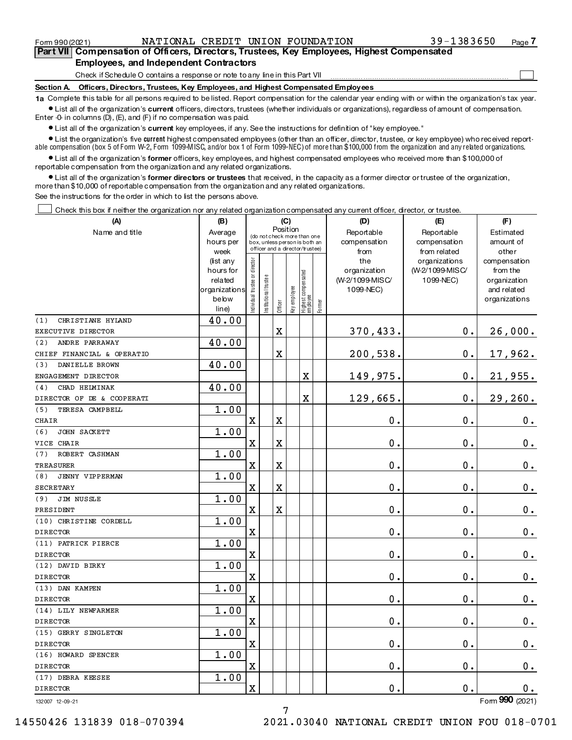Form 990 (2021) NATIONAL CREDIT UNION FOUNDATION 39-1383650 Page 7

## Part VII Compensation of Officers, Directors, Trustees, Key Employees, Highest Compensated Employees, and Independent Contractors

Check if Schedule O contains a response or note to any line in this Part VII ☐

### Section A. Officers, Directors, Trustees, Key Employees, and Highest Compensated Employees

**1a** Complete this table for all persons required to be listed. Report compensation for the calendar year ending with or within the organization's tax year.

- List all of the organization's **current** officers, directors, trustees (whether individuals or organizations), regardless of amount of compensation. Enter -0- in columns (D), (E), and (F) if no compensation was paid.
- List all of the organization's **current** key employees, if any. See the instructions for definition of "key employee."
- List the organization's five **current** highest compensated employees (other than an officer, director, trustee, or key employee) who received reportable compensation (box 5 of Form W-2, Form 1099-MISC, and/or box 1 of Form 1099-NEC) of more than $100,000 from the organization and any related organizations.
- List all of the organization's **former** officers, key employees, and highest compensated employees who received more than $100,000 of reportable compensation from the organization and any related organizations.
- List all of the organization's **former directors or trustees** that received, in the capacity as a former director or trustee of the organization, more than $10,000 of reportable compensation from the organization and any related organizations.

See the instructions for the order in which to list the persons above.

☐ Check this box if neither the organization nor any related organization compensated any current officer, director, or trustee.

| (A) Name and title | (B) Average hours per week (list any hours for related organizations below line) | (C) Position: Individual trustee or director | Institutional trustee | Officer | Key employee | Highest compensated employee | Former | (D) Reportable compensation from the organization (W-2/1099-MISC/ 1099-NEC) | (E) Reportable compensation from related organizations (W-2/1099-MISC/ 1099-NEC) | (F) Estimated amount of other compensation from the organization and related organizations |
|---|---|---|---|---|---|---|---|---|---|---|
| (1) CHRISTIANE HYLAND<br>EXECUTIVE DIRECTOR | 40.00 | | | X | | | | 370,433. | 0. | 26,000. |
| (2) ANDRE PARRAWAY<br>CHIEF FINANCIAL & OPERATIO | 40.00 | | | X | | | | 200,538. | 0. | 17,962. |
| (3) DANIELLE BROWN<br>ENGAGEMENT DIRECTOR | 40.00 | | | | | X | | 149,975. | 0. | 21,955. |
| (4) CHAD HELMINAK<br>DIRECTOR OF DE & COOPERATI | 40.00 | | | | | X | | 129,665. | 0. | 29,260. |
| (5) TERESA CAMPBELL<br>CHAIR | 1.00 | X | | X | | | | 0. | 0. | 0. |
| (6) JOHN SACKETT<br>VICE CHAIR | 1.00 | X | | X | | | | 0. | 0. | 0. |
| (7) ROBERT CASHMAN<br>TREASURER | 1.00 | X | | X | | | | 0. | 0. | 0. |
| (8) JENNY VIPPERMAN<br>SECRETARY | 1.00 | X | | X | | | | 0. | 0. | 0. |
| (9) JIM NUSSLE<br>PRESIDENT | 1.00 | X | | X | | | | 0. | 0. | 0. |
| (10) CHRISTINE CORDELL<br>DIRECTOR | 1.00 | X | | | | | | 0. | 0. | 0. |
| (11) PATRICK PIERCE<br>DIRECTOR | 1.00 | X | | | | | | 0. | 0. | 0. |
| (12) DAVID BIRKY<br>DIRECTOR | 1.00 | X | | | | | | 0. | 0. | 0. |
| (13) DAN KAMPEN<br>DIRECTOR | 1.00 | X | | | | | | 0. | 0. | 0. |
| (14) LILY NEWFARMER<br>DIRECTOR | 1.00 | X | | | | | | 0. | 0. | 0. |
| (15) GERRY SINGLETON<br>DIRECTOR | 1.00 | X | | | | | | 0. | 0. | 0. |
| (16) HOWARD SPENCER<br>DIRECTOR | 1.00 | X | | | | | | 0. | 0. | 0. |
| (17) DEBRA KEESEE<br>DIRECTOR | 1.00 | X | | | | | | 0. | 0. | 0. |

132007 12-09-21 Form **990** (2021)

14550426 131839 018-070394 2021.03040 NATIONAL CREDIT UNION FOU 018-0701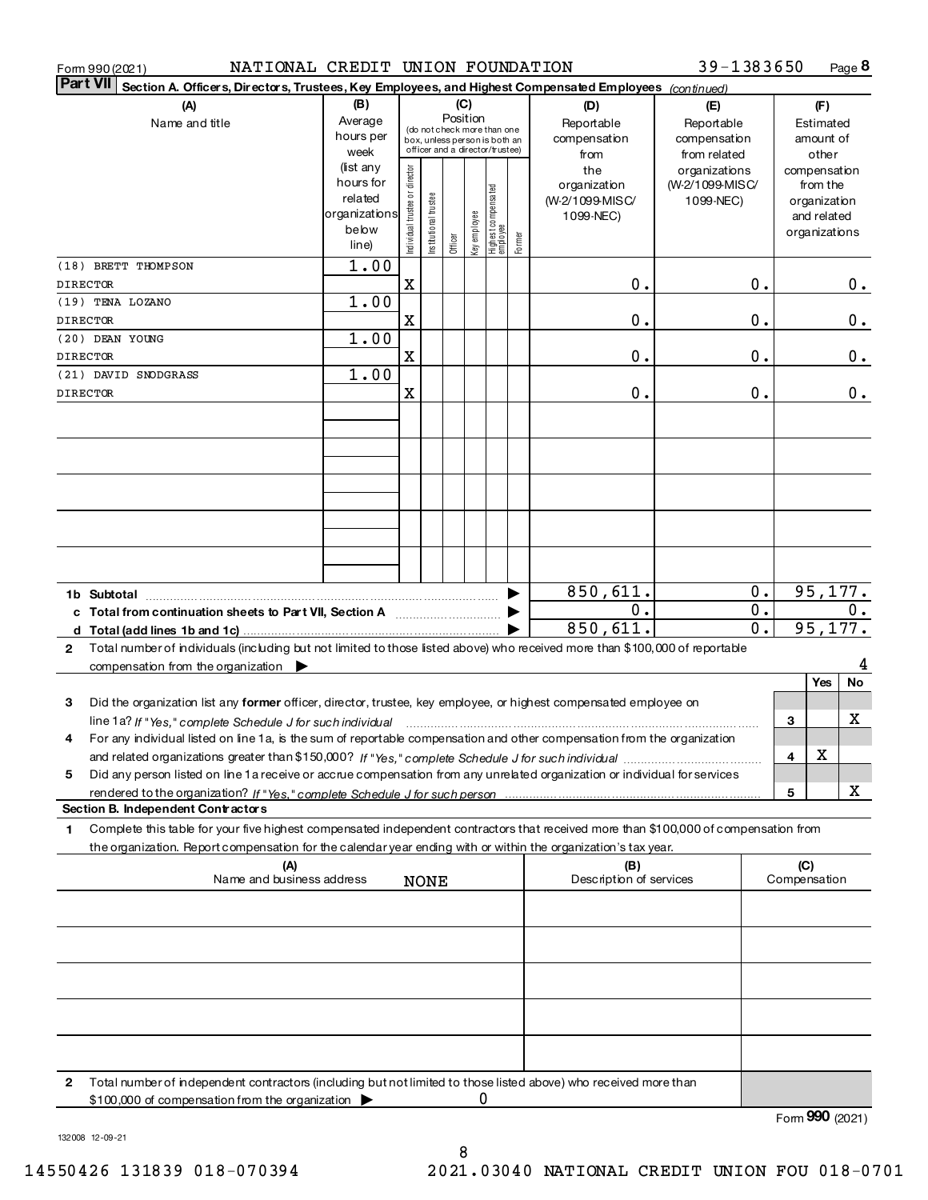Form 990 (2021) NATIONAL CREDIT UNION FOUNDATION 39-1383650 Page 8

**Part VII Section A. Officers, Directors, Trustees, Key Employees, and Highest Compensated Employees** *(continued)*

| (A) Name and title | (B) Average hours per week (list any hours for related organizations below line) | (C) Position: Individual trustee or director | Institutional trustee | Officer | Key employee | Highest compensated employee | Former | (D) Reportable compensation from the organization (W-2/1099-MISC/ 1099-NEC) | (E) Reportable compensation from related organizations (W-2/1099-MISC/ 1099-NEC) | (F) Estimated amount of other compensation from the organization and related organizations |
|---|---|---|---|---|---|---|---|---|---|---|
| (18) BRETT THOMPSON<br>DIRECTOR | 1.00 | X | | | | | | 0. | 0. | 0. |
| (19) TENA LOZANO<br>DIRECTOR | 1.00 | X | | | | | | 0. | 0. | 0. |
| (20) DEAN YOUNG<br>DIRECTOR | 1.00 | X | | | | | | 0. | 0. | 0. |
| (21) DAVID SNODGRASS<br>DIRECTOR | 1.00 | X | | | | | | 0. | 0. | 0. |
| **1b Subtotal** | | | | | | | | 850,611. | 0. | 95,177. |
| **c Total from continuation sheets to Part VII, Section A** | | | | | | | | 0. | 0. | 0. |
| **d Total (add lines 1b and 1c)** | | | | | | | | 850,611. | 0. | 95,177. |

2 Total number of individuals (including but not limited to those listed above) who received more than $100,000 of reportable compensation from the organization ▶ 4

| | | Yes | No |
|---|---|---|---|
| 3 Did the organization list any **former** officer, director, trustee, key employee, or highest compensated employee on line 1a? *If "Yes," complete Schedule J for such individual* | 3 | | X |
| 4 For any individual listed on line 1a, is the sum of reportable compensation and other compensation from the organization and related organizations greater than $150,000? *If "Yes," complete Schedule J for such individual* | 4 | X | |
| 5 Did any person listed on line 1a receive or accrue compensation from any unrelated organization or individual for services rendered to the organization? *If "Yes," complete Schedule J for such person* | 5 | | X |

**Section B. Independent Contractors**

1 Complete this table for your five highest compensated independent contractors that received more than $100,000 of compensation from the organization. Report compensation for the calendar year ending with or within the organization's tax year.

| (A) Name and business address | (B) Description of services | (C) Compensation |
|---|---|---|
| NONE | | |
| | | |
| | | |
| | | |
| | | |

2 Total number of independent contractors (including but not limited to those listed above) who received more than $100,000 of compensation from the organization ▶ 0

Form **990** (2021)

132008 12-09-21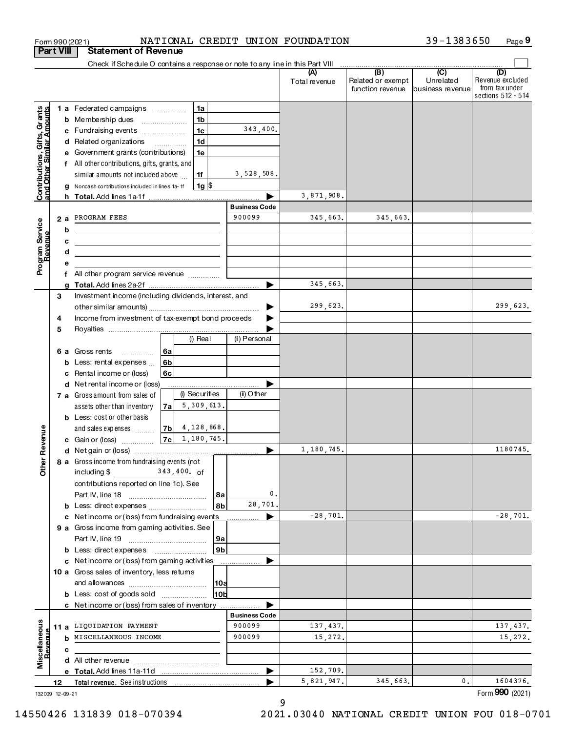Form 990 (2021) NATIONAL CREDIT UNION FOUNDATION 39-1383650 Page **9**

**Part VIII Statement of Revenue**

Check if Schedule O contains a response or note to any line in this Part VIII

| | | | | (A) Total revenue | (B) Related or exempt function revenue | (C) Unrelated business revenue | (D) Revenue excluded from tax under sections 512 - 514 |
|---|---|---|---|---|---|---|---|
| **Contributions, Gifts, Grants and Other Similar Amounts** | 1 a Federated campaigns | 1a | | | | | |
| | b Membership dues | 1b | | | | | |
| | c Fundraising events | 1c | 343,400. | | | | |
| | d Related organizations | 1d | | | | | |
| | e Government grants (contributions) | 1e | | | | | |
| | f All other contributions, gifts, grants, and similar amounts not included above | 1f | 3,528,508. | | | | |
| | g Noncash contributions included in lines 1a-1f | 1g $ | | | | | |
| | h **Total.** Add lines 1a-1f | | ▶ | 3,871,908. | | | |
| **Program Service Revenue** | | | **Business Code** | | | | |
| | 2 a PROGRAM FEES | | 900099 | 345,663. | 345,663. | | |
| | b | | | | | | |
| | c | | | | | | |
| | d | | | | | | |
| | e | | | | | | |
| | f All other program service revenue | | | | | | |
| | g **Total.** Add lines 2a-2f | | ▶ | 345,663. | | | |
| **Other Revenue** | 3 Investment income (including dividends, interest, and other similar amounts) | | ▶ | 299,623. | | | 299,623. |
| | 4 Income from investment of tax-exempt bond proceeds | | ▶ | | | | |
| | 5 Royalties | | ▶ | | | | |
| | | (i) Real | (ii) Personal | | | | |
| | 6 a Gross rents 6a | | | | | | |
| | b Less: rental expenses 6b | | | | | | |
| | c Rental income or (loss) 6c | | | | | | |
| | d Net rental income or (loss) | | ▶ | | | | |
| | | (i) Securities | (ii) Other | | | | |
| | 7 a Gross amount from sales of assets other than inventory 7a | 5,309,613. | | | | | |
| | b Less: cost or other basis and sales expenses 7b | 4,128,868. | | | | | |
| | c Gain or (loss) 7c | 1,180,745. | | | | | |
| | d Net gain or (loss) | | ▶ | 1,180,745. | | | 1180745. |
| | 8 a Gross income from fundraising events (not including $ 343,400. of contributions reported on line 1c). See Part IV, line 18 | 8a | 0. | | | | |
| | b Less: direct expenses | 8b | 28,701. | | | | |
| | c Net income or (loss) from fundraising events | | ▶ | -28,701. | | | -28,701. |
| | 9 a Gross income from gaming activities. See Part IV, line 19 | 9a | | | | | |
| | b Less: direct expenses | 9b | | | | | |
| | c Net income or (loss) from gaming activities | | ▶ | | | | |
| | 10 a Gross sales of inventory, less returns and allowances | 10a | | | | | |
| | b Less: cost of goods sold | 10b | | | | | |
| | c Net income or (loss) from sales of inventory | | ▶ | | | | |
| **Miscellaneous Revenue** | | | **Business Code** | | | | |
| | 11 a LIQUIDATION PAYMENT | | 900099 | 137,437. | | | 137,437. |
| | b MISCELLANEOUS INCOME | | 900099 | 15,272. | | | 15,272. |
| | c | | | | | | |
| | d All other revenue | | | | | | |
| | e **Total.** Add lines 11a-11d | | ▶ | 152,709. | | | |
| | 12 **Total revenue.** See instructions | | ▶ | 5,821,947. | 345,663. | 0. | 1604376. |

132009 12-09-21

Form **990** (2021)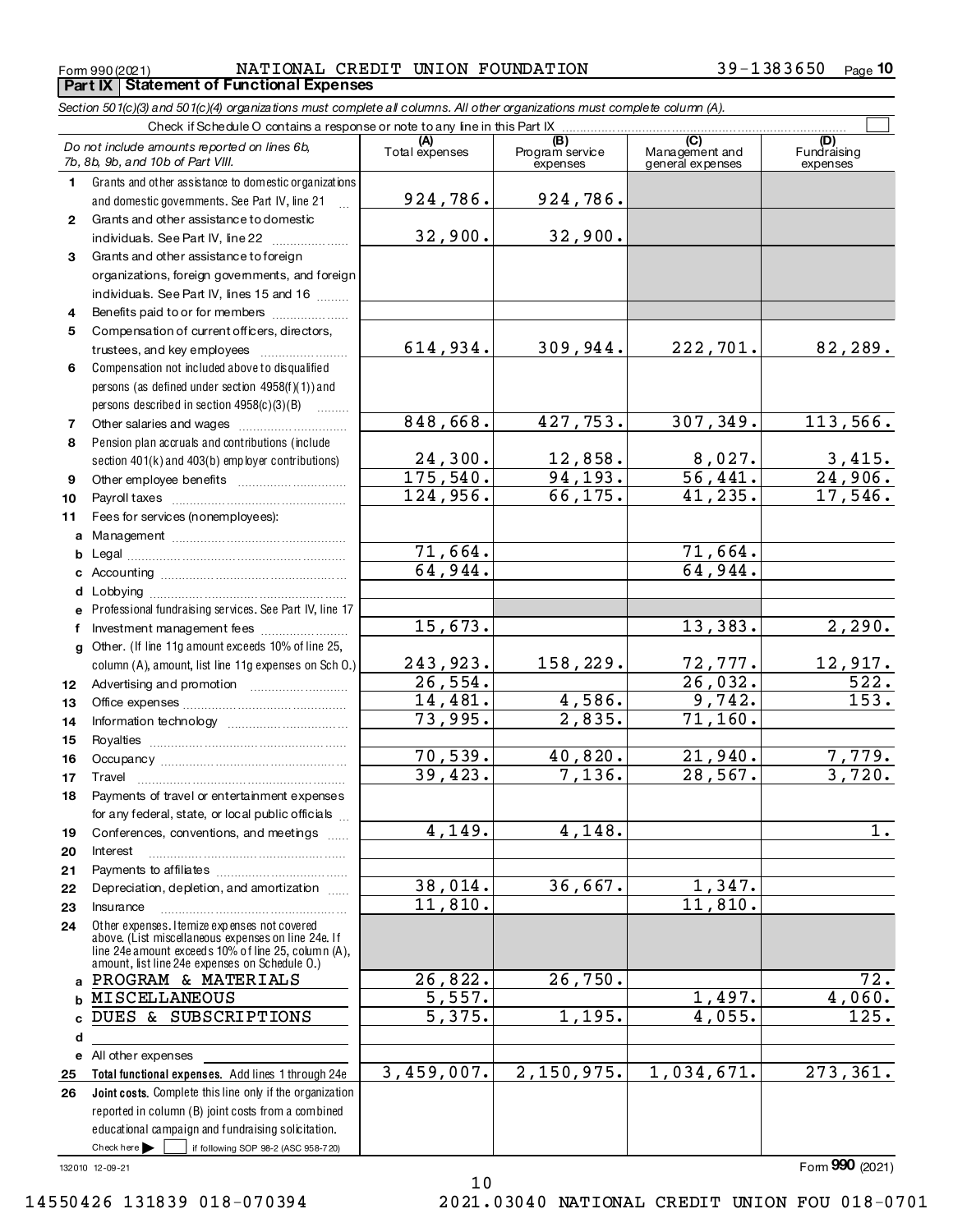Form 990 (2021) NATIONAL CREDIT UNION FOUNDATION 39-1383650 Page **10**

## Part IX Statement of Functional Expenses

*Section 501(c)(3) and 501(c)(4) organizations must complete all columns. All other organizations must complete column (A).*

Check if Schedule O contains a response or note to any line in this Part IX ☐

| Do not include amounts reported on lines 6b, 7b, 8b, 9b, and 10b of Part VIII. | (A) Total expenses | (B) Program service expenses | (C) Management and general expenses | (D) Fundraising expenses |
|---|---|---|---|---|
| 1 Grants and other assistance to domestic organizations and domestic governments. See Part IV, line 21 | 924,786. | 924,786. | | |
| 2 Grants and other assistance to domestic individuals. See Part IV, line 22 | 32,900. | 32,900. | | |
| 3 Grants and other assistance to foreign organizations, foreign governments, and foreign individuals. See Part IV, lines 15 and 16 | | | | |
| 4 Benefits paid to or for members | | | | |
| 5 Compensation of current officers, directors, trustees, and key employees | 614,934. | 309,944. | 222,701. | 82,289. |
| 6 Compensation not included above to disqualified persons (as defined under section 4958(f)(1)) and persons described in section 4958(c)(3)(B) | | | | |
| 7 Other salaries and wages | 848,668. | 427,753. | 307,349. | 113,566. |
| 8 Pension plan accruals and contributions (include section 401(k) and 403(b) employer contributions) | 24,300. | 12,858. | 8,027. | 3,415. |
| 9 Other employee benefits | 175,540. | 94,193. | 56,441. | 24,906. |
| 10 Payroll taxes | 124,956. | 66,175. | 41,235. | 17,546. |
| 11 Fees for services (nonemployees): | | | | |
| a Management | | | | |
| b Legal | 71,664. | | 71,664. | |
| c Accounting | 64,944. | | 64,944. | |
| d Lobbying | | | | |
| e Professional fundraising services. See Part IV, line 17 | | | | |
| f Investment management fees | 15,673. | | 13,383. | 2,290. |
| g Other. (If line 11g amount exceeds 10% of line 25, column (A), amount, list line 11g expenses on Sch O.) | 243,923. | 158,229. | 72,777. | 12,917. |
| 12 Advertising and promotion | 26,554. | | 26,032. | 522. |
| 13 Office expenses | 14,481. | 4,586. | 9,742. | 153. |
| 14 Information technology | 73,995. | 2,835. | 71,160. | |
| 15 Royalties | | | | |
| 16 Occupancy | 70,539. | 40,820. | 21,940. | 7,779. |
| 17 Travel | 39,423. | 7,136. | 28,567. | 3,720. |
| 18 Payments of travel or entertainment expenses for any federal, state, or local public officials | | | | |
| 19 Conferences, conventions, and meetings | 4,149. | 4,148. | | 1. |
| 20 Interest | | | | |
| 21 Payments to affiliates | | | | |
| 22 Depreciation, depletion, and amortization | 38,014. | 36,667. | 1,347. | |
| 23 Insurance | 11,810. | | 11,810. | |
| 24 Other expenses. Itemize expenses not covered above. (List miscellaneous expenses on line 24e. If line 24e amount exceeds 10% of line 25, column (A), amount, list line 24e expenses on Schedule O.) | | | | |
| a PROGRAM & MATERIALS | 26,822. | 26,750. | | 72. |
| b MISCELLANEOUS | 5,557. | | 1,497. | 4,060. |
| c DUES & SUBSCRIPTIONS | 5,375. | 1,195. | 4,055. | 125. |
| d | | | | |
| e All other expenses | | | | |
| 25 **Total functional expenses.** Add lines 1 through 24e | 3,459,007. | 2,150,975. | 1,034,671. | 273,361. |
| 26 **Joint costs.** Complete this line only if the organization reported in column (B) joint costs from a combined educational campaign and fundraising solicitation. Check here ☐ if following SOP 98-2 (ASC 958-720) | | | | |

132010 12-09-21

Form **990** (2021)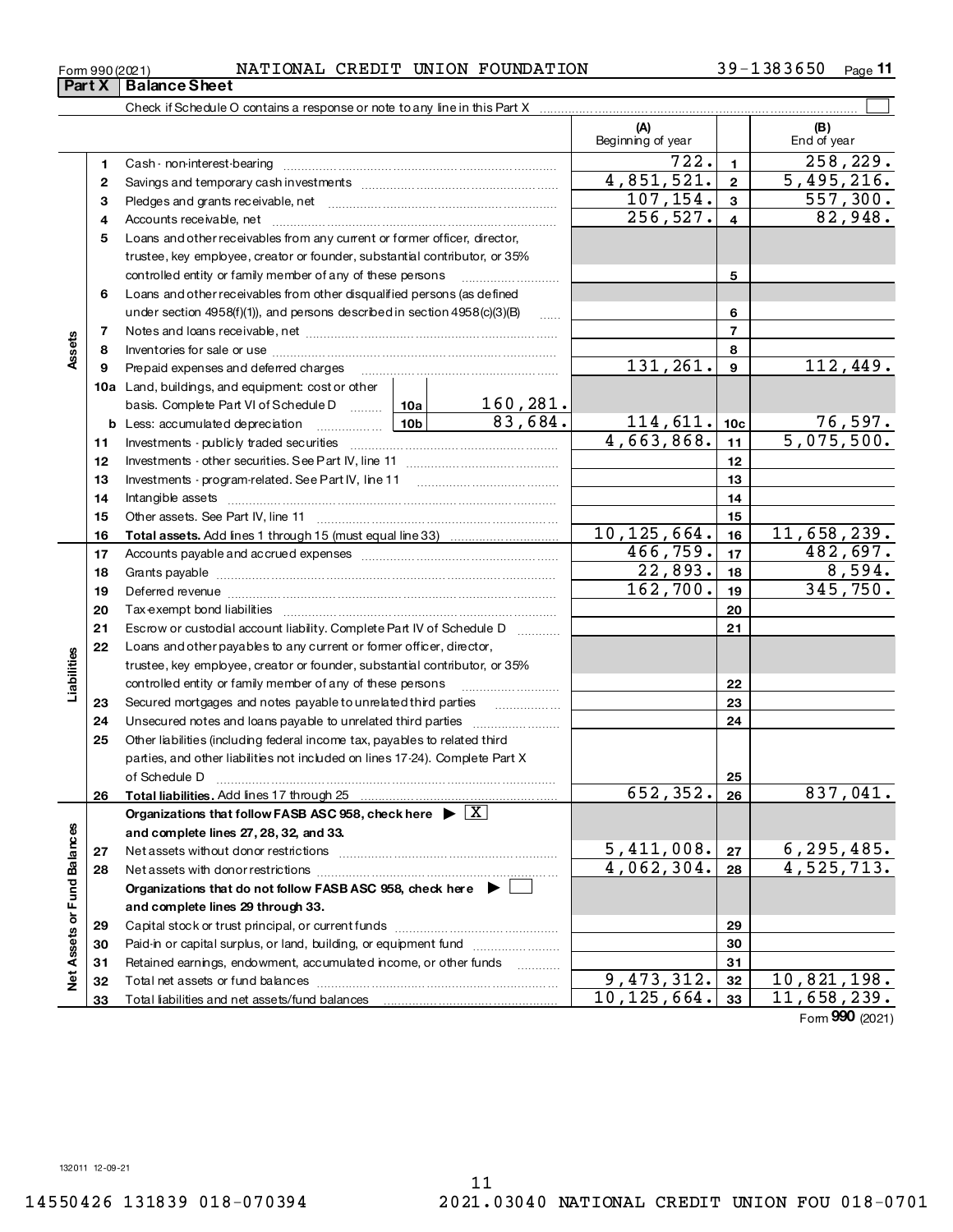Form 990 (2021) NATIONAL CREDIT UNION FOUNDATION 39-1383650 Page 11

## Part X Balance Sheet

Check if Schedule O contains a response or note to any line in this Part X ☐

| | | | | (A) Beginning of year | | (B) End of year |
|---|---|---|---|---|---|---|
| **Assets** | 1 | Cash - non-interest-bearing | | 722. | 1 | 258,229. |
| | 2 | Savings and temporary cash investments | | 4,851,521. | 2 | 5,495,216. |
| | 3 | Pledges and grants receivable, net | | 107,154. | 3 | 557,300. |
| | 4 | Accounts receivable, net | | 256,527. | 4 | 82,948. |
| | 5 | Loans and other receivables from any current or former officer, director, trustee, key employee, creator or founder, substantial contributor, or 35% controlled entity or family member of any of these persons | | | 5 | |
| | 6 | Loans and other receivables from other disqualified persons (as defined under section 4958(f)(1)), and persons described in section 4958(c)(3)(B) | | | 6 | |
| | 7 | Notes and loans receivable, net | | | 7 | |
| | 8 | Inventories for sale or use | | | 8 | |
| | 9 | Prepaid expenses and deferred charges | | 131,261. | 9 | 112,449. |
| | 10a | Land, buildings, and equipment: cost or other basis. Complete Part VI of Schedule D | 10a 160,281. | | | |
| | b | Less: accumulated depreciation | 10b 83,684. | 114,611. | 10c | 76,597. |
| | 11 | Investments - publicly traded securities | | 4,663,868. | 11 | 5,075,500. |
| | 12 | Investments - other securities. See Part IV, line 11 | | | 12 | |
| | 13 | Investments - program-related. See Part IV, line 11 | | | 13 | |
| | 14 | Intangible assets | | | 14 | |
| | 15 | Other assets. See Part IV, line 11 | | | 15 | |
| | 16 | **Total assets.** Add lines 1 through 15 (must equal line 33) | | 10,125,664. | 16 | 11,658,239. |
| **Liabilities** | 17 | Accounts payable and accrued expenses | | 466,759. | 17 | 482,697. |
| | 18 | Grants payable | | 22,893. | 18 | 8,594. |
| | 19 | Deferred revenue | | 162,700. | 19 | 345,750. |
| | 20 | Tax-exempt bond liabilities | | | 20 | |
| | 21 | Escrow or custodial account liability. Complete Part IV of Schedule D | | | 21 | |
| | 22 | Loans and other payables to any current or former officer, director, trustee, key employee, creator or founder, substantial contributor, or 35% controlled entity or family member of any of these persons | | | 22 | |
| | 23 | Secured mortgages and notes payable to unrelated third parties | | | 23 | |
| | 24 | Unsecured notes and loans payable to unrelated third parties | | | 24 | |
| | 25 | Other liabilities (including federal income tax, payables to related third parties, and other liabilities not included on lines 17-24). Complete Part X of Schedule D | | | 25 | |
| | 26 | **Total liabilities.** Add lines 17 through 25 | | 652,352. | 26 | 837,041. |
| **Net Assets or Fund Balances** | | **Organizations that follow FASB ASC 958, check here ▶ ☒ and complete lines 27, 28, 32, and 33.** | | | | |
| | 27 | Net assets without donor restrictions | | 5,411,008. | 27 | 6,295,485. |
| | 28 | Net assets with donor restrictions | | 4,062,304. | 28 | 4,525,713. |
| | | **Organizations that do not follow FASB ASC 958, check here ▶ ☐ and complete lines 29 through 33.** | | | | |
| | 29 | Capital stock or trust principal, or current funds | | | 29 | |
| | 30 | Paid-in or capital surplus, or land, building, or equipment fund | | | 30 | |
| | 31 | Retained earnings, endowment, accumulated income, or other funds | | | 31 | |
| | 32 | Total net assets or fund balances | | 9,473,312. | 32 | 10,821,198. |
| | 33 | Total liabilities and net assets/fund balances | | 10,125,664. | 33 | 11,658,239. |

Form **990** (2021)

132011 12-09-21

14550426 131839 018-070394 2021.03040 NATIONAL CREDIT UNION FOU 018-0701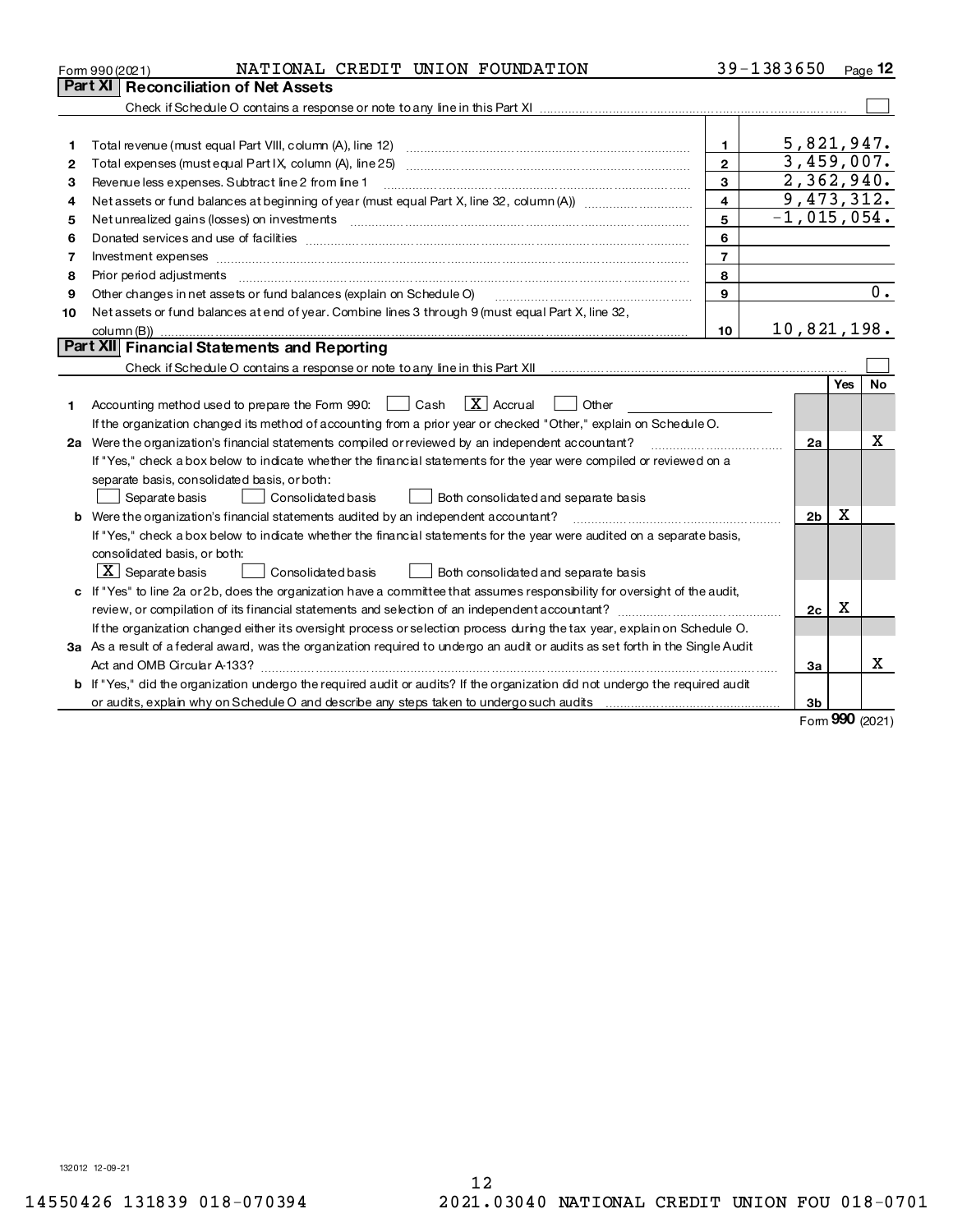Form 990 (2021) NATIONAL CREDIT UNION FOUNDATION 39-1383650 Page **12**

## Part XI Reconciliation of Net Assets

Check if Schedule O contains a response or note to any line in this Part XI ☐

| | | | |
|---|---|---|---|
| 1 | Total revenue (must equal Part VIII, column (A), line 12) | 1 | 5,821,947. |
| 2 | Total expenses (must equal Part IX, column (A), line 25) | 2 | 3,459,007. |
| 3 | Revenue less expenses. Subtract line 2 from line 1 | 3 | 2,362,940. |
| 4 | Net assets or fund balances at beginning of year (must equal Part X, line 32, column (A)) | 4 | 9,473,312. |
| 5 | Net unrealized gains (losses) on investments | 5 | -1,015,054. |
| 6 | Donated services and use of facilities | 6 | |
| 7 | Investment expenses | 7 | |
| 8 | Prior period adjustments | 8 | |
| 9 | Other changes in net assets or fund balances (explain on Schedule O) | 9 | 0. |
| 10 | Net assets or fund balances at end of year. Combine lines 3 through 9 (must equal Part X, line 32, column (B)) | 10 | 10,821,198. |

## Part XII Financial Statements and Reporting

Check if Schedule O contains a response or note to any line in this Part XII ☐

| | | | Yes | No |
|---|---|---|---|---|
| 1 | Accounting method used to prepare the Form 990: ☐ Cash ☒ Accrual ☐ Other<br>If the organization changed its method of accounting from a prior year or checked "Other," explain on Schedule O. | | | |
| 2a | Were the organization's financial statements compiled or reviewed by an independent accountant?<br>If "Yes," check a box below to indicate whether the financial statements for the year were compiled or reviewed on a separate basis, consolidated basis, or both:<br>☐ Separate basis ☐ Consolidated basis ☐ Both consolidated and separate basis | 2a | | X |
| b | Were the organization's financial statements audited by an independent accountant?<br>If "Yes," check a box below to indicate whether the financial statements for the year were audited on a separate basis, consolidated basis, or both:<br>☒ Separate basis ☐ Consolidated basis ☐ Both consolidated and separate basis | 2b | X | |
| c | If "Yes" to line 2a or 2b, does the organization have a committee that assumes responsibility for oversight of the audit, review, or compilation of its financial statements and selection of an independent accountant?<br>If the organization changed either its oversight process or selection process during the tax year, explain on Schedule O. | 2c | X | |
| 3a | As a result of a federal award, was the organization required to undergo an audit or audits as set forth in the Single Audit Act and OMB Circular A-133? | 3a | | X |
| b | If "Yes," did the organization undergo the required audit or audits? If the organization did not undergo the required audit or audits, explain why on Schedule O and describe any steps taken to undergo such audits | 3b | | |

Form **990** (2021)

132012 12-09-21

14550426 131839 018-070394 2021.03040 NATIONAL CREDIT UNION FOU 018-0701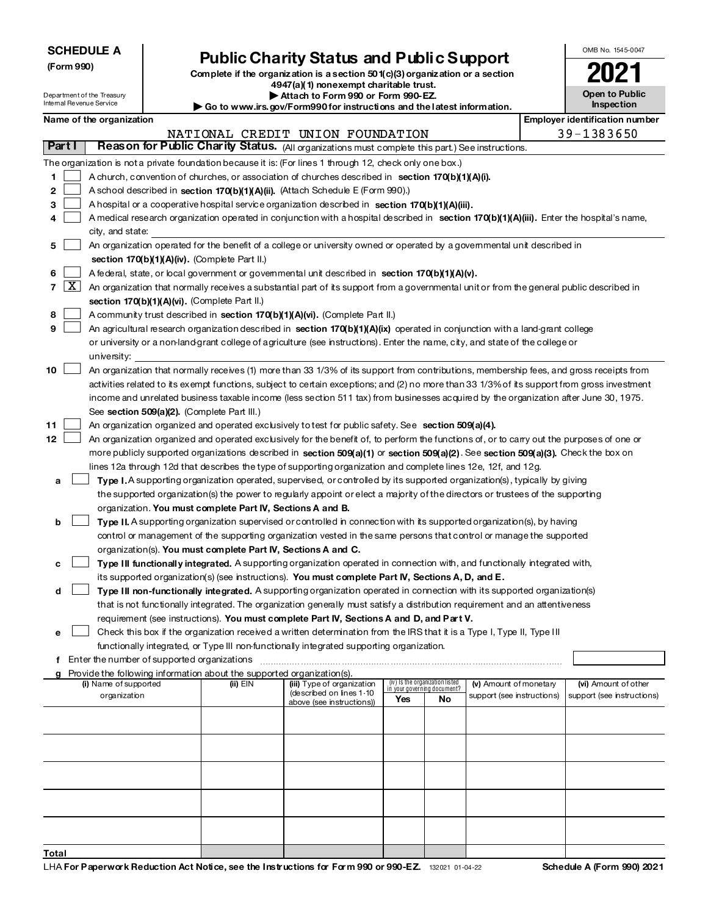**SCHEDULE A**
**(Form 990)**

Department of the Treasury
Internal Revenue Service

# Public Charity Status and Public Support

**Complete if the organization is a section 501(c)(3) organization or a section 4947(a)(1) nonexempt charitable trust.**
**▶ Attach to Form 990 or Form 990-EZ.**
**▶ Go to www.irs.gov/Form990 for instructions and the latest information.**

OMB No. 1545-0047

**2021**

**Open to Public Inspection**

**Name of the organization**
NATIONAL CREDIT UNION FOUNDATION

**Employer identification number**
39-1383650

**Part I** **Reason for Public Charity Status.** (All organizations must complete this part.) See instructions.

The organization is not a private foundation because it is: (For lines 1 through 12, check only one box.)

1 [ ] A church, convention of churches, or association of churches described in **section 170(b)(1)(A)(i).**

2 [ ] A school described in **section 170(b)(1)(A)(ii).** (Attach Schedule E (Form 990).)

3 [ ] A hospital or a cooperative hospital service organization described in **section 170(b)(1)(A)(iii).**

4 [ ] A medical research organization operated in conjunction with a hospital described in **section 170(b)(1)(A)(iii).** Enter the hospital's name, city, and state:

5 [ ] An organization operated for the benefit of a college or university owned or operated by a governmental unit described in **section 170(b)(1)(A)(iv).** (Complete Part II.)

6 [ ] A federal, state, or local government or governmental unit described in **section 170(b)(1)(A)(v).**

7 [X] An organization that normally receives a substantial part of its support from a governmental unit or from the general public described in **section 170(b)(1)(A)(vi).** (Complete Part II.)

8 [ ] A community trust described in **section 170(b)(1)(A)(vi).** (Complete Part II.)

9 [ ] An agricultural research organization described in **section 170(b)(1)(A)(ix)** operated in conjunction with a land-grant college or university or a non-land-grant college of agriculture (see instructions). Enter the name, city, and state of the college or university:

10 [ ] An organization that normally receives (1) more than 33 1/3% of its support from contributions, membership fees, and gross receipts from activities related to its exempt functions, subject to certain exceptions; and (2) no more than 33 1/3% of its support from gross investment income and unrelated business taxable income (less section 511 tax) from businesses acquired by the organization after June 30, 1975. See **section 509(a)(2).** (Complete Part III.)

11 [ ] An organization organized and operated exclusively to test for public safety. See **section 509(a)(4).**

12 [ ] An organization organized and operated exclusively for the benefit of, to perform the functions of, or to carry out the purposes of one or more publicly supported organizations described in **section 509(a)(1)** or **section 509(a)(2)**. See **section 509(a)(3).** Check the box on lines 12a through 12d that describes the type of supporting organization and complete lines 12e, 12f, and 12g.

a [ ] **Type I.** A supporting organization operated, supervised, or controlled by its supported organization(s), typically by giving the supported organization(s) the power to regularly appoint or elect a majority of the directors or trustees of the supporting organization. **You must complete Part IV, Sections A and B.**

b [ ] **Type II.** A supporting organization supervised or controlled in connection with its supported organization(s), by having control or management of the supporting organization vested in the same persons that control or manage the supported organization(s). **You must complete Part IV, Sections A and C.**

c [ ] **Type III functionally integrated.** A supporting organization operated in connection with, and functionally integrated with, its supported organization(s) (see instructions). **You must complete Part IV, Sections A, D, and E.**

d [ ] **Type III non-functionally integrated.** A supporting organization operated in connection with its supported organization(s) that is not functionally integrated. The organization generally must satisfy a distribution requirement and an attentiveness requirement (see instructions). **You must complete Part IV, Sections A and D, and Part V.**

e [ ] Check this box if the organization received a written determination from the IRS that it is a Type I, Type II, Type III functionally integrated, or Type III non-functionally integrated supporting organization.

f Enter the number of supported organizations

g Provide the following information about the supported organization(s).

| (i) Name of supported organization | (ii) EIN | (iii) Type of organization (described on lines 1-10 above (see instructions)) | (iv) Is the organization listed in your governing document? Yes | No | (v) Amount of monetary support (see instructions) | (vi) Amount of other support (see instructions) |
|---|---|---|---|---|---|---|
| | | | | | | |
| | | | | | | |
| | | | | | | |
| | | | | | | |
| | | | | | | |
| **Total** | | | | | | |

LHA **For Paperwork Reduction Act Notice, see the Instructions for Form 990 or 990-EZ.** 132021 01-04-22 **Schedule A (Form 990) 2021**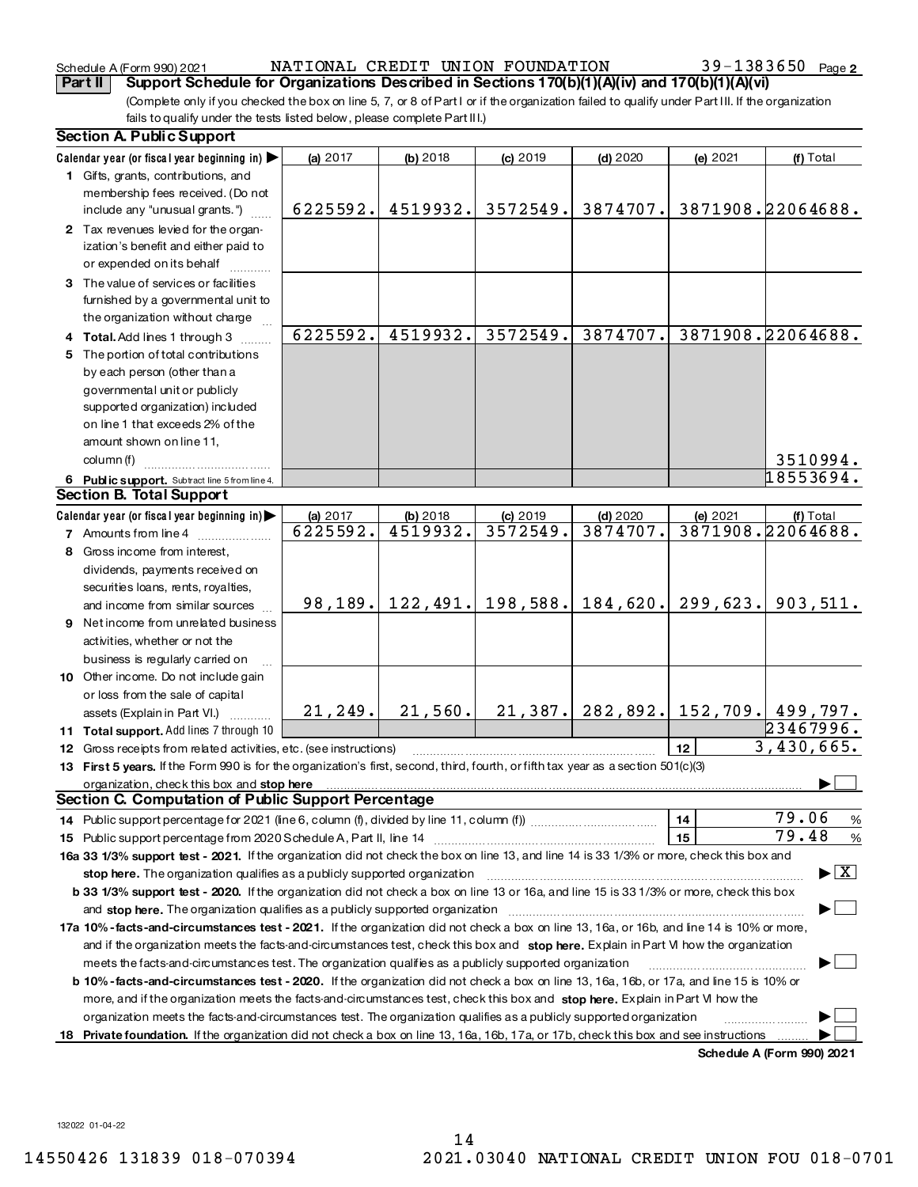Schedule A (Form 990) 2021 NATIONAL CREDIT UNION FOUNDATION 39-1383650 Page 2

**Part II Support Schedule for Organizations Described in Sections 170(b)(1)(A)(iv) and 170(b)(1)(A)(vi)**

(Complete only if you checked the box on line 5, 7, or 8 of Part I or if the organization failed to qualify under Part III. If the organization fails to qualify under the tests listed below, please complete Part III.)

### Section A. Public Support

| Calendar year (or fiscal year beginning in) ▶ | (a) 2017 | (b) 2018 | (c) 2019 | (d) 2020 | (e) 2021 | (f) Total |
|---|---|---|---|---|---|---|
| 1 Gifts, grants, contributions, and membership fees received. (Do not include any "unusual grants.") | 6225592. | 4519932. | 3572549. | 3874707. | 3871908. | 22064688. |
| 2 Tax revenues levied for the organization's benefit and either paid to or expended on its behalf | | | | | | |
| 3 The value of services or facilities furnished by a governmental unit to the organization without charge | | | | | | |
| 4 **Total.** Add lines 1 through 3 | 6225592. | 4519932. | 3572549. | 3874707. | 3871908. | 22064688. |
| 5 The portion of total contributions by each person (other than a governmental unit or publicly supported organization) included on line 1 that exceeds 2% of the amount shown on line 11, column (f) | | | | | | 3510994. |
| 6 **Public support.** Subtract line 5 from line 4. | | | | | | 18553694. |

### Section B. Total Support

| Calendar year (or fiscal year beginning in) ▶ | (a) 2017 | (b) 2018 | (c) 2019 | (d) 2020 | (e) 2021 | (f) Total |
|---|---|---|---|---|---|---|
| 7 Amounts from line 4 | 6225592. | 4519932. | 3572549. | 3874707. | 3871908. | 22064688. |
| 8 Gross income from interest, dividends, payments received on securities loans, rents, royalties, and income from similar sources | 98,189. | 122,491. | 198,588. | 184,620. | 299,623. | 903,511. |
| 9 Net income from unrelated business activities, whether or not the business is regularly carried on | | | | | | |
| 10 Other income. Do not include gain or loss from the sale of capital assets (Explain in Part VI.) | 21,249. | 21,560. | 21,387. | 282,892. | 152,709. | 499,797. |
| 11 **Total support.** Add lines 7 through 10 | | | | | | 23467996. |
| 12 Gross receipts from related activities, etc. (see instructions) | | | | | 12 | 3,430,665. |

13 **First 5 years.** If the Form 990 is for the organization's first, second, third, fourth, or fifth tax year as a section 501(c)(3) organization, check this box and **stop here** ▶ ☐

### Section C. Computation of Public Support Percentage

14 Public support percentage for 2021 (line 6, column (f), divided by line 11, column (f)) — 14 — 79.06 %

15 Public support percentage from 2020 Schedule A, Part II, line 14 — 15 — 79.48 %

**16a 33 1/3% support test - 2021.** If the organization did not check the box on line 13, and line 14 is 33 1/3% or more, check this box and **stop here.** The organization qualifies as a publicly supported organization ▶ ☒

**b 33 1/3% support test - 2020.** If the organization did not check a box on line 13 or 16a, and line 15 is 33 1/3% or more, check this box and **stop here.** The organization qualifies as a publicly supported organization ▶ ☐

**17a 10% -facts-and-circumstances test - 2021.** If the organization did not check a box on line 13, 16a, or 16b, and line 14 is 10% or more, and if the organization meets the facts-and-circumstances test, check this box and **stop here.** Explain in Part VI how the organization meets the facts-and-circumstances test. The organization qualifies as a publicly supported organization ▶ ☐

**b 10% -facts-and-circumstances test - 2020.** If the organization did not check a box on line 13, 16a, 16b, or 17a, and line 15 is 10% or more, and if the organization meets the facts-and-circumstances test, check this box and **stop here.** Explain in Part VI how the organization meets the facts-and-circumstances test. The organization qualifies as a publicly supported organization ▶ ☐

**18 Private foundation.** If the organization did not check a box on line 13, 16a, 16b, 17a, or 17b, check this box and see instructions ▶ ☐

**Schedule A (Form 990) 2021**

132022 01-04-22

14550426 131839 018-070394 2021.03040 NATIONAL CREDIT UNION FOU 018-0701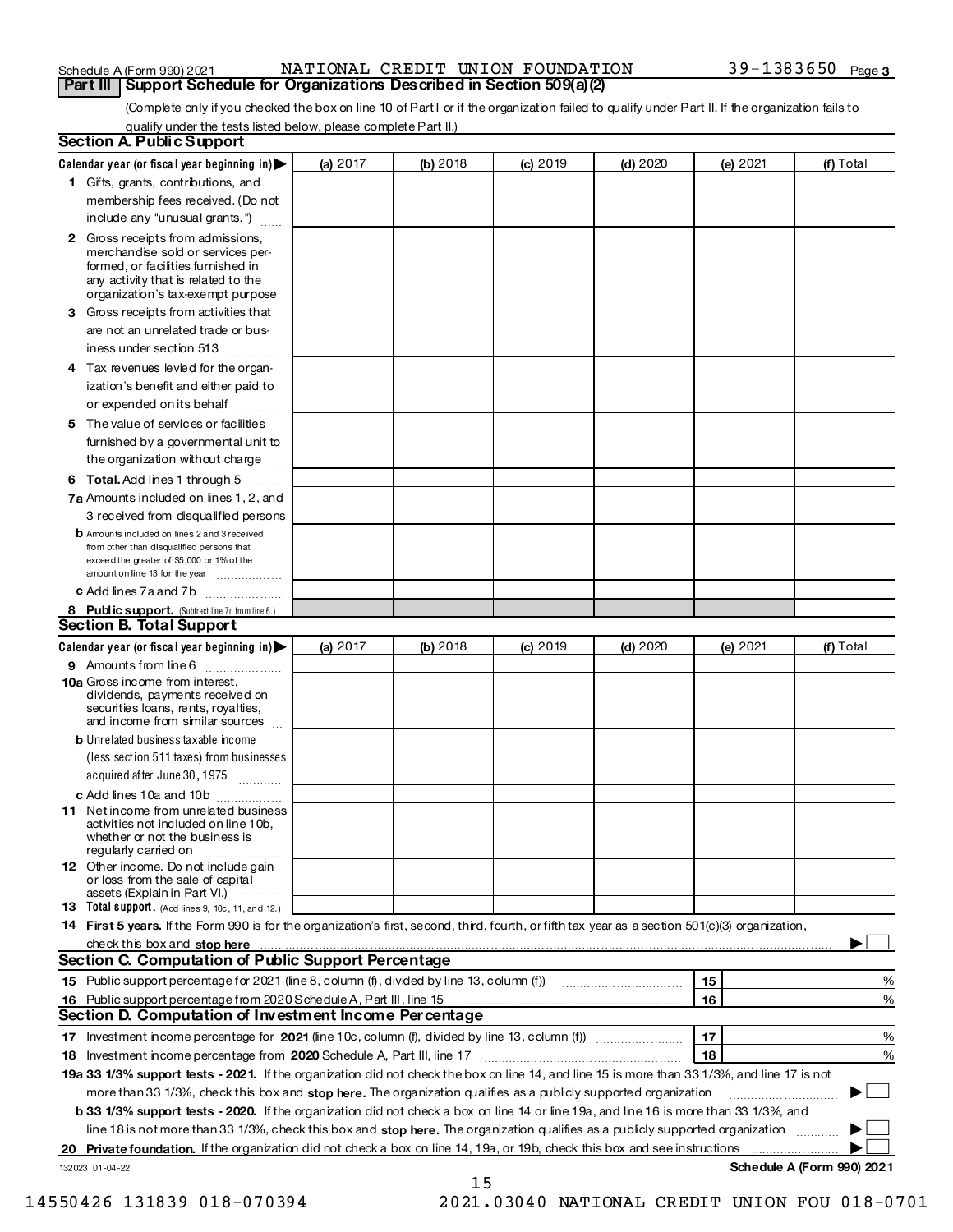Schedule A (Form 990) 2021 NATIONAL CREDIT UNION FOUNDATION 39-1383650 Page 3

## Part III Support Schedule for Organizations Described in Section 509(a)(2)

(Complete only if you checked the box on line 10 of Part I or if the organization failed to qualify under Part II. If the organization fails to qualify under the tests listed below, please complete Part II.)

### Section A. Public Support

| Calendar year (or fiscal year beginning in) ▶ | (a) 2017 | (b) 2018 | (c) 2019 | (d) 2020 | (e) 2021 | (f) Total |
|---|---|---|---|---|---|---|
| 1 Gifts, grants, contributions, and membership fees received. (Do not include any "unusual grants.") | | | | | | |
| 2 Gross receipts from admissions, merchandise sold or services performed, or facilities furnished in any activity that is related to the organization's tax-exempt purpose | | | | | | |
| 3 Gross receipts from activities that are not an unrelated trade or business under section 513 | | | | | | |
| 4 Tax revenues levied for the organization's benefit and either paid to or expended on its behalf | | | | | | |
| 5 The value of services or facilities furnished by a governmental unit to the organization without charge | | | | | | |
| 6 **Total.** Add lines 1 through 5 | | | | | | |
| 7a Amounts included on lines 1, 2, and 3 received from disqualified persons | | | | | | |
| b Amounts included on lines 2 and 3 received from other than disqualified persons that exceed the greater of $5,000 or 1% of the amount on line 13 for the year | | | | | | |
| c Add lines 7a and 7b | | | | | | |
| 8 **Public support.** (Subtract line 7c from line 6.) | | | | | | |

### Section B. Total Support

| Calendar year (or fiscal year beginning in) ▶ | (a) 2017 | (b) 2018 | (c) 2019 | (d) 2020 | (e) 2021 | (f) Total |
|---|---|---|---|---|---|---|
| 9 Amounts from line 6 | | | | | | |
| 10a Gross income from interest, dividends, payments received on securities loans, rents, royalties, and income from similar sources | | | | | | |
| b Unrelated business taxable income (less section 511 taxes) from businesses acquired after June 30, 1975 | | | | | | |
| c Add lines 10a and 10b | | | | | | |
| 11 Net income from unrelated business activities not included on line 10b, whether or not the business is regularly carried on | | | | | | |
| 12 Other income. Do not include gain or loss from the sale of capital assets (Explain in Part VI.) | | | | | | |
| 13 **Total support.** (Add lines 9, 10c, 11, and 12.) | | | | | | |

14 **First 5 years.** If the Form 990 is for the organization's first, second, third, fourth, or fifth tax year as a section 501(c)(3) organization, check this box and **stop here** ▶ ☐

### Section C. Computation of Public Support Percentage

| | | | |
|---|---|---|---|
| 15 | Public support percentage for 2021 (line 8, column (f), divided by line 13, column (f)) | 15 | % |
| 16 | Public support percentage from 2020 Schedule A, Part III, line 15 | 16 | % |

### Section D. Computation of Investment Income Percentage

| | | | |
|---|---|---|---|
| 17 | Investment income percentage for **2021** (line 10c, column (f), divided by line 13, column (f)) | 17 | % |
| 18 | Investment income percentage from **2020** Schedule A, Part III, line 17 | 18 | % |

19a **33 1/3% support tests - 2021.** If the organization did not check the box on line 14, and line 15 is more than 33 1/3%, and line 17 is not more than 33 1/3%, check this box and **stop here.** The organization qualifies as a publicly supported organization ▶ ☐

b **33 1/3% support tests - 2020.** If the organization did not check a box on line 14 or line 19a, and line 16 is more than 33 1/3%, and line 18 is not more than 33 1/3%, check this box and **stop here.** The organization qualifies as a publicly supported organization ▶ ☐

20 **Private foundation.** If the organization did not check a box on line 14, 19a, or 19b, check this box and see instructions ▶ ☐

132023 01-04-22 **Schedule A (Form 990) 2021**

14550426 131839 018-070394 2021.03040 NATIONAL CREDIT UNION FOU 018-0701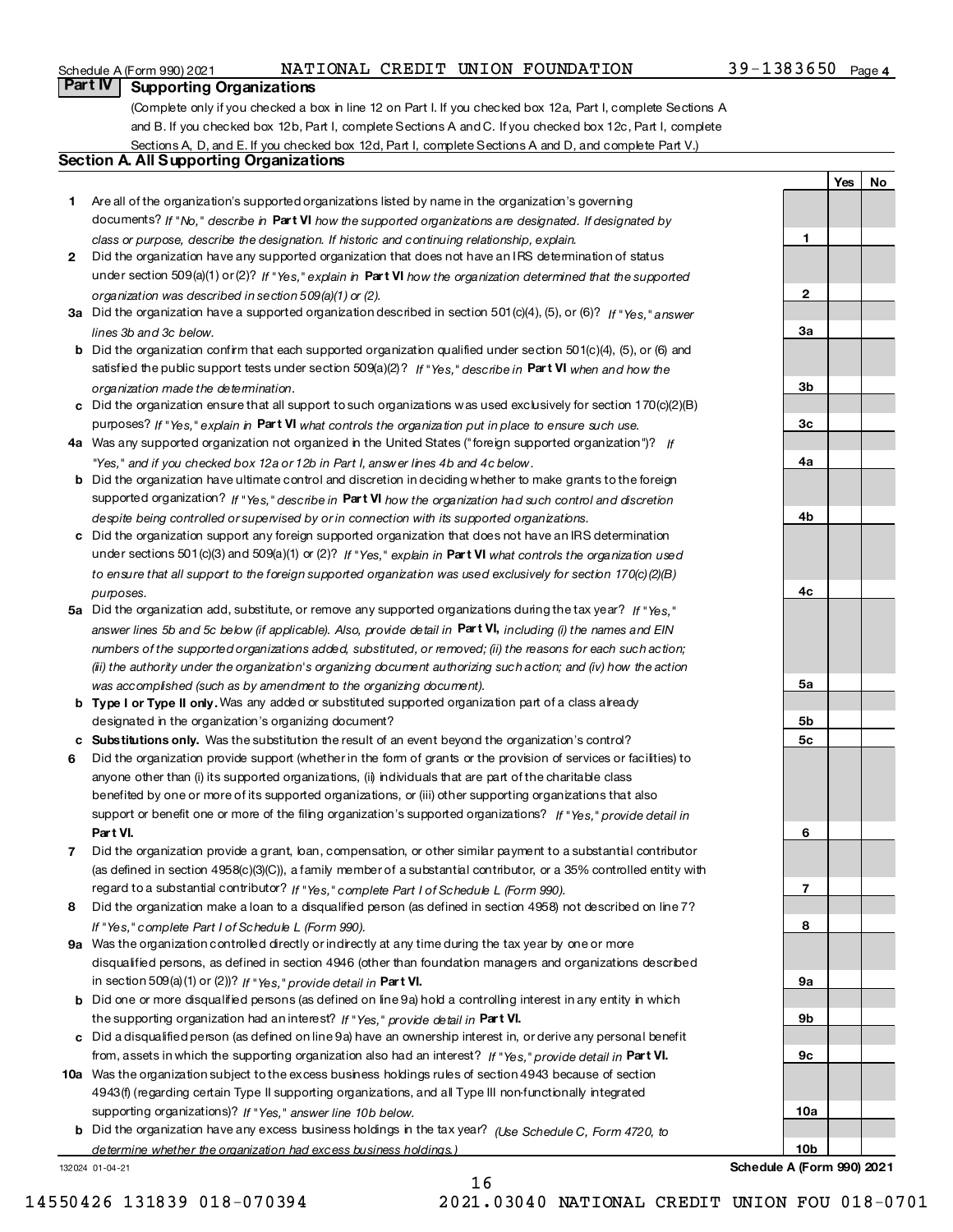Schedule A (Form 990) 2021 NATIONAL CREDIT UNION FOUNDATION 39-1383650 Page 4

## Part IV Supporting Organizations

(Complete only if you checked a box in line 12 on Part I. If you checked box 12a, Part I, complete Sections A and B. If you checked box 12b, Part I, complete Sections A and C. If you checked box 12c, Part I, complete Sections A, D, and E. If you checked box 12d, Part I, complete Sections A and D, and complete Part V.)

### Section A. All Supporting Organizations

| | | Line | Yes | No |
|---|---|---|---|---|
| **1** | Are all of the organization's supported organizations listed by name in the organization's governing documents? *If "No," describe in* **Part VI** *how the supported organizations are designated. If designated by class or purpose, describe the designation. If historic and continuing relationship, explain.* | 1 | | |
| **2** | Did the organization have any supported organization that does not have an IRS determination of status under section 509(a)(1) or (2)? *If "Yes," explain in* **Part VI** *how the organization determined that the supported organization was described in section 509(a)(1) or (2).* | 2 | | |
| **3a** | Did the organization have a supported organization described in section 501(c)(4), (5), or (6)? *If "Yes," answer lines 3b and 3c below.* | 3a | | |
| **b** | Did the organization confirm that each supported organization qualified under section 501(c)(4), (5), or (6) and satisfied the public support tests under section 509(a)(2)? *If "Yes," describe in* **Part VI** *when and how the organization made the determination.* | 3b | | |
| **c** | Did the organization ensure that all support to such organizations was used exclusively for section 170(c)(2)(B) purposes? *If "Yes," explain in* **Part VI** *what controls the organization put in place to ensure such use.* | 3c | | |
| **4a** | Was any supported organization not organized in the United States ("foreign supported organization")? *If "Yes," and if you checked box 12a or 12b in Part I, answer lines 4b and 4c below.* | 4a | | |
| **b** | Did the organization have ultimate control and discretion in deciding whether to make grants to the foreign supported organization? *If "Yes," describe in* **Part VI** *how the organization had such control and discretion despite being controlled or supervised by or in connection with its supported organizations.* | 4b | | |
| **c** | Did the organization support any foreign supported organization that does not have an IRS determination under sections 501(c)(3) and 509(a)(1) or (2)? *If "Yes," explain in* **Part VI** *what controls the organization used to ensure that all support to the foreign supported organization was used exclusively for section 170(c)(2)(B) purposes.* | 4c | | |
| **5a** | Did the organization add, substitute, or remove any supported organizations during the tax year? *If "Yes," answer lines 5b and 5c below (if applicable). Also, provide detail in* **Part VI,** *including (i) the names and EIN numbers of the supported organizations added, substituted, or removed; (ii) the reasons for each such action; (iii) the authority under the organization's organizing document authorizing such action; and (iv) how the action was accomplished (such as by amendment to the organizing document).* | 5a | | |
| **b** | **Type I or Type II only.** Was any added or substituted supported organization part of a class already designated in the organization's organizing document? | 5b | | |
| **c** | **Substitutions only.** Was the substitution the result of an event beyond the organization's control? | 5c | | |
| **6** | Did the organization provide support (whether in the form of grants or the provision of services or facilities) to anyone other than (i) its supported organizations, (ii) individuals that are part of the charitable class benefited by one or more of its supported organizations, or (iii) other supporting organizations that also support or benefit one or more of the filing organization's supported organizations? *If "Yes," provide detail in* **Part VI.** | 6 | | |
| **7** | Did the organization provide a grant, loan, compensation, or other similar payment to a substantial contributor (as defined in section 4958(c)(3)(C)), a family member of a substantial contributor, or a 35% controlled entity with regard to a substantial contributor? *If "Yes," complete Part I of Schedule L (Form 990).* | 7 | | |
| **8** | Did the organization make a loan to a disqualified person (as defined in section 4958) not described on line 7? *If "Yes," complete Part I of Schedule L (Form 990).* | 8 | | |
| **9a** | Was the organization controlled directly or indirectly at any time during the tax year by one or more disqualified persons, as defined in section 4946 (other than foundation managers and organizations described in section 509(a)(1) or (2))? *If "Yes," provide detail in* **Part VI.** | 9a | | |
| **b** | Did one or more disqualified persons (as defined on line 9a) hold a controlling interest in any entity in which the supporting organization had an interest? *If "Yes," provide detail in* **Part VI.** | 9b | | |
| **c** | Did a disqualified person (as defined on line 9a) have an ownership interest in, or derive any personal benefit from, assets in which the supporting organization also had an interest? *If "Yes," provide detail in* **Part VI.** | 9c | | |
| **10a** | Was the organization subject to the excess business holdings rules of section 4943 because of section 4943(f) (regarding certain Type II supporting organizations, and all Type III non-functionally integrated supporting organizations)? *If "Yes," answer line 10b below.* | 10a | | |
| **b** | Did the organization have any excess business holdings in the tax year? *(Use Schedule C, Form 4720, to determine whether the organization had excess business holdings.)* | 10b | | |

132024 01-04-21 **Schedule A (Form 990) 2021**

14550426 131839 018-070394 2021.03040 NATIONAL CREDIT UNION FOU 018-0701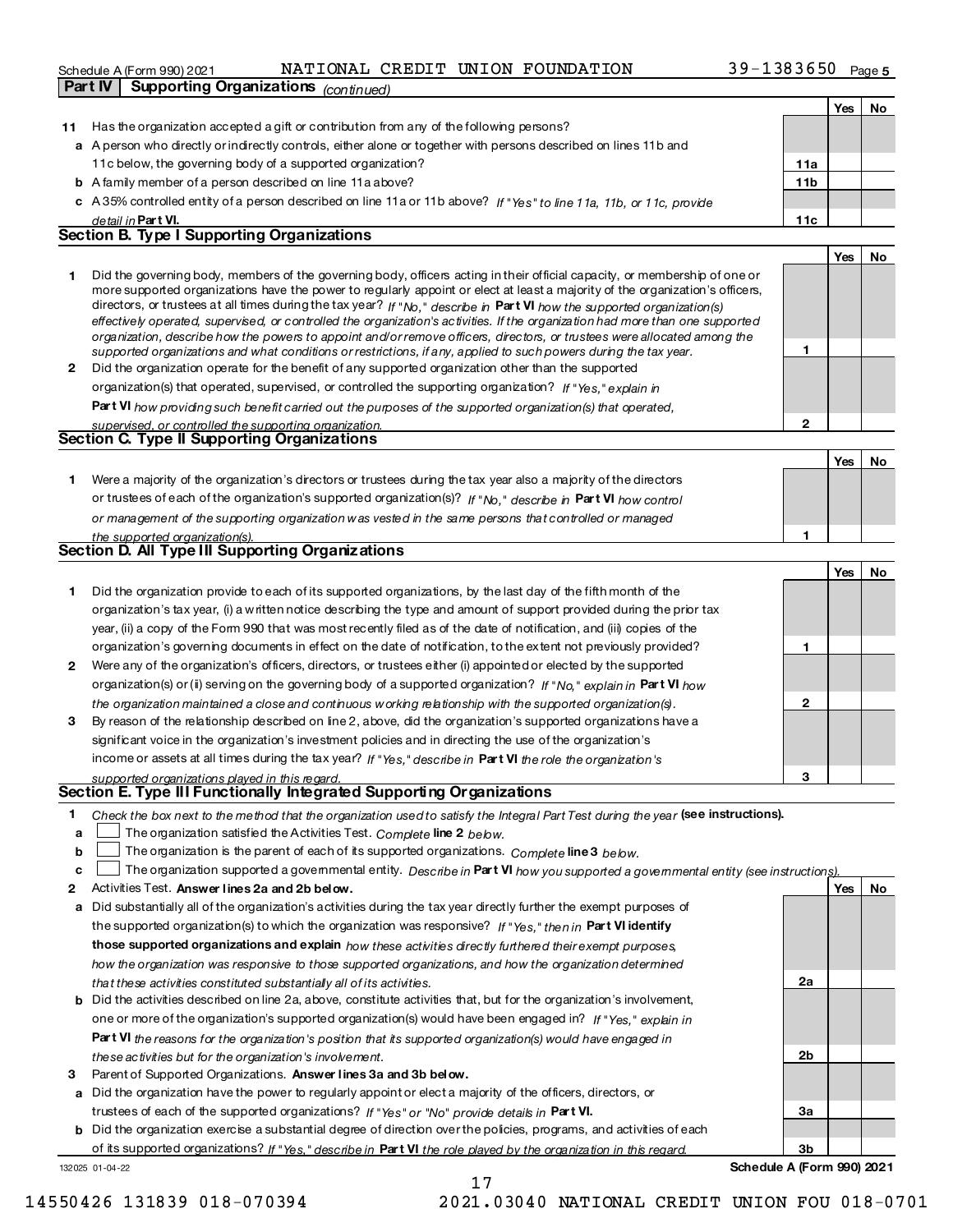Schedule A (Form 990) 2021 NATIONAL CREDIT UNION FOUNDATION 39-1383650 Page 5

**Part IV Supporting Organizations** *(continued)*

| | | | Yes | No |
|---|---|---|---|---|
| **11** | Has the organization accepted a gift or contribution from any of the following persons? | | | |
| **a** | A person who directly or indirectly controls, either alone or together with persons described on lines 11b and 11c below, the governing body of a supported organization? | 11a | | |
| **b** | A family member of a person described on line 11a above? | 11b | | |
| **c** | A 35% controlled entity of a person described on line 11a or 11b above? *If "Yes" to line 11a, 11b, or 11c, provide detail in* **Part VI.** | 11c | | |

## Section B. Type I Supporting Organizations

| | | | Yes | No |
|---|---|---|---|---|
| **1** | Did the governing body, members of the governing body, officers acting in their official capacity, or membership of one or more supported organizations have the power to regularly appoint or elect at least a majority of the organization's officers, directors, or trustees at all times during the tax year? *If "No," describe in* **Part VI** *how the supported organization(s) effectively operated, supervised, or controlled the organization's activities. If the organization had more than one supported organization, describe how the powers to appoint and/or remove officers, directors, or trustees were allocated among the supported organizations and what conditions or restrictions, if any, applied to such powers during the tax year.* | 1 | | |
| **2** | Did the organization operate for the benefit of any supported organization other than the supported organization(s) that operated, supervised, or controlled the supporting organization? *If "Yes," explain in* **Part VI** *how providing such benefit carried out the purposes of the supported organization(s) that operated, supervised, or controlled the supporting organization.* | 2 | | |

## Section C. Type II Supporting Organizations

| | | | Yes | No |
|---|---|---|---|---|
| **1** | Were a majority of the organization's directors or trustees during the tax year also a majority of the directors or trustees of each of the organization's supported organization(s)? *If "No," describe in* **Part VI** *how control or management of the supporting organization was vested in the same persons that controlled or managed the supported organization(s).* | 1 | | |

## Section D. All Type III Supporting Organizations

| | | | Yes | No |
|---|---|---|---|---|
| **1** | Did the organization provide to each of its supported organizations, by the last day of the fifth month of the organization's tax year, (i) a written notice describing the type and amount of support provided during the prior tax year, (ii) a copy of the Form 990 that was most recently filed as of the date of notification, and (iii) copies of the organization's governing documents in effect on the date of notification, to the extent not previously provided? | 1 | | |
| **2** | Were any of the organization's officers, directors, or trustees either (i) appointed or elected by the supported organization(s) or (ii) serving on the governing body of a supported organization? *If "No," explain in* **Part VI** *how the organization maintained a close and continuous working relationship with the supported organization(s).* | 2 | | |
| **3** | By reason of the relationship described on line 2, above, did the organization's supported organizations have a significant voice in the organization's investment policies and in directing the use of the organization's income or assets at all times during the tax year? *If "Yes," describe in* **Part VI** *the role the organization's supported organizations played in this regard.* | 3 | | |

## Section E. Type III Functionally Integrated Supporting Organizations

**1** *Check the box next to the method that the organization used to satisfy the Integral Part Test during the year* **(see instructions).**

- **a** ☐ The organization satisfied the Activities Test. *Complete* **line 2** *below.*
- **b** ☐ The organization is the parent of each of its supported organizations. *Complete* **line 3** *below.*
- **c** ☐ The organization supported a governmental entity. *Describe in* **Part VI** *how you supported a governmental entity (see instructions).*

| | | | Yes | No |
|---|---|---|---|---|
| **2** | Activities Test. **Answer lines 2a and 2b below.** | | | |
| **a** | Did substantially all of the organization's activities during the tax year directly further the exempt purposes of the supported organization(s) to which the organization was responsive? *If "Yes," then in* **Part VI identify those supported organizations and explain** *how these activities directly furthered their exempt purposes, how the organization was responsive to those supported organizations, and how the organization determined that these activities constituted substantially all of its activities.* | 2a | | |
| **b** | Did the activities described on line 2a, above, constitute activities that, but for the organization's involvement, one or more of the organization's supported organization(s) would have been engaged in? *If "Yes," explain in* **Part VI** *the reasons for the organization's position that its supported organization(s) would have engaged in these activities but for the organization's involvement.* | 2b | | |
| **3** | Parent of Supported Organizations. **Answer lines 3a and 3b below.** | | | |
| **a** | Did the organization have the power to regularly appoint or elect a majority of the officers, directors, or trustees of each of the supported organizations? *If "Yes" or "No" provide details in* **Part VI.** | 3a | | |
| **b** | Did the organization exercise a substantial degree of direction over the policies, programs, and activities of each of its supported organizations? *If "Yes," describe in* **Part VI** *the role played by the organization in this regard.* | 3b | | |

132025 01-04-22 **Schedule A (Form 990) 2021**

14550426 131839 018-070394 2021.03040 NATIONAL CREDIT UNION FOU 018-0701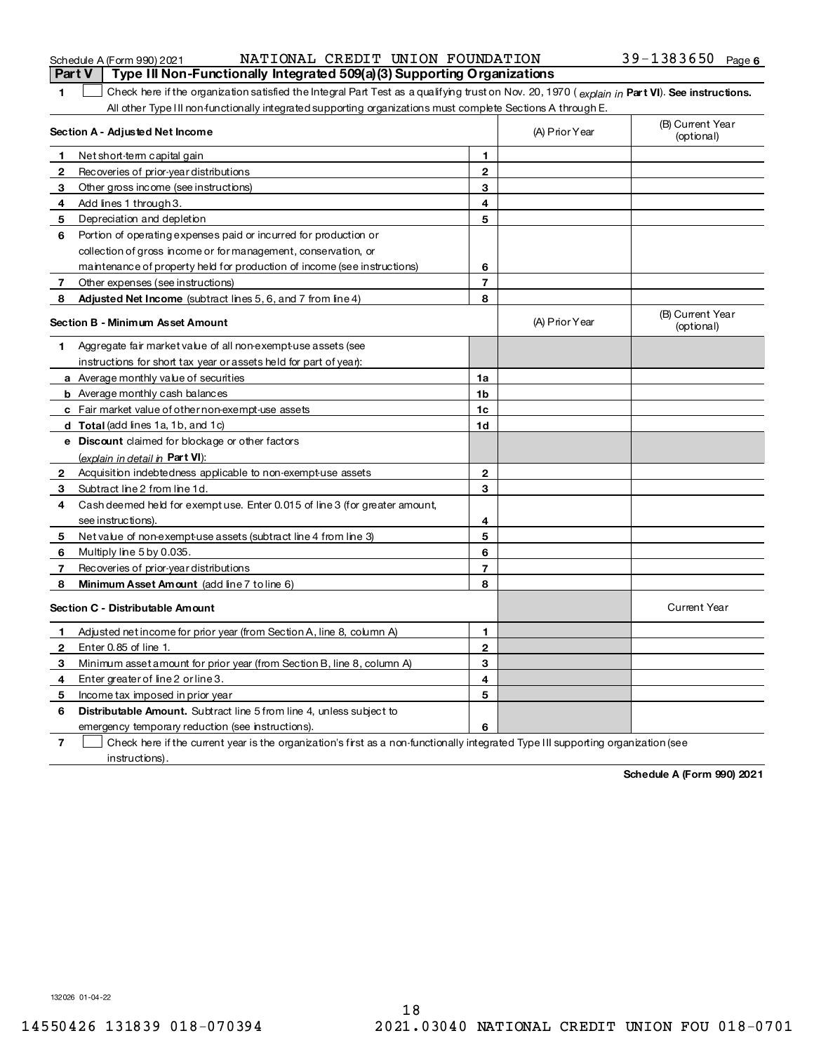Schedule A (Form 990) 2021 NATIONAL CREDIT UNION FOUNDATION 39-1383650 Page 6

## Part V Type III Non-Functionally Integrated 509(a)(3) Supporting Organizations

1 ☐ Check here if the organization satisfied the Integral Part Test as a qualifying trust on Nov. 20, 1970 (*explain in* **Part VI**). **See instructions.** All other Type III non-functionally integrated supporting organizations must complete Sections A through E.

| **Section A - Adjusted Net Income** | | | (A) Prior Year | (B) Current Year (optional) |
|---|---|---|---|---|
| 1 | Net short-term capital gain | 1 | | |
| 2 | Recoveries of prior-year distributions | 2 | | |
| 3 | Other gross income (see instructions) | 3 | | |
| 4 | Add lines 1 through 3. | 4 | | |
| 5 | Depreciation and depletion | 5 | | |
| 6 | Portion of operating expenses paid or incurred for production or collection of gross income or for management, conservation, or maintenance of property held for production of income (see instructions) | 6 | | |
| 7 | Other expenses (see instructions) | 7 | | |
| 8 | **Adjusted Net Income** (subtract lines 5, 6, and 7 from line 4) | 8 | | |

| **Section B - Minimum Asset Amount** | | | (A) Prior Year | (B) Current Year (optional) |
|---|---|---|---|---|
| 1 | Aggregate fair market value of all non-exempt-use assets (see instructions for short tax year or assets held for part of year): | | | |
| a | Average monthly value of securities | 1a | | |
| b | Average monthly cash balances | 1b | | |
| c | Fair market value of other non-exempt-use assets | 1c | | |
| d | **Total** (add lines 1a, 1b, and 1c) | 1d | | |
| e | **Discount** claimed for blockage or other factors (*explain in detail in* **Part VI**): | | | |
| 2 | Acquisition indebtedness applicable to non-exempt-use assets | 2 | | |
| 3 | Subtract line 2 from line 1d. | 3 | | |
| 4 | Cash deemed held for exempt use. Enter 0.015 of line 3 (for greater amount, see instructions). | 4 | | |
| 5 | Net value of non-exempt-use assets (subtract line 4 from line 3) | 5 | | |
| 6 | Multiply line 5 by 0.035. | 6 | | |
| 7 | Recoveries of prior-year distributions | 7 | | |
| 8 | **Minimum Asset Amount** (add line 7 to line 6) | 8 | | |

| **Section C - Distributable Amount** | | | | Current Year |
|---|---|---|---|---|
| 1 | Adjusted net income for prior year (from Section A, line 8, column A) | 1 | | |
| 2 | Enter 0.85 of line 1. | 2 | | |
| 3 | Minimum asset amount for prior year (from Section B, line 8, column A) | 3 | | |
| 4 | Enter greater of line 2 or line 3. | 4 | | |
| 5 | Income tax imposed in prior year | 5 | | |
| 6 | **Distributable Amount.** Subtract line 5 from line 4, unless subject to emergency temporary reduction (see instructions). | 6 | | |

7 ☐ Check here if the current year is the organization's first as a non-functionally integrated Type III supporting organization (see instructions).

**Schedule A (Form 990) 2021**

132026 01-04-22

14550426 131839 018-070394 2021.03040 NATIONAL CREDIT UNION FOU 018-0701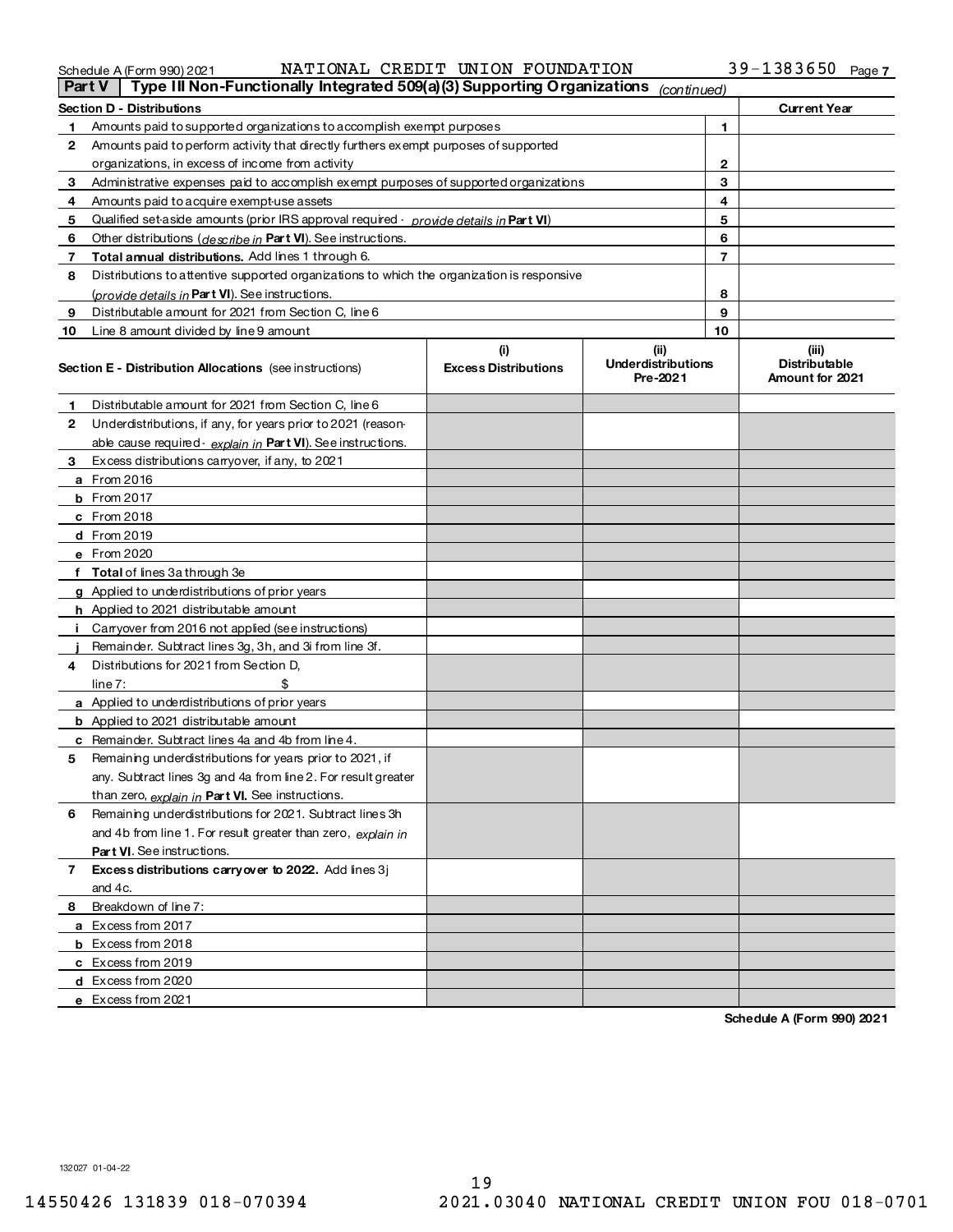Schedule A (Form 990) 2021 NATIONAL CREDIT UNION FOUNDATION 39-1383650 Page 7

**Part V** **Type III Non-Functionally Integrated 509(a)(3) Supporting Organizations** *(continued)*

| **Section D - Distributions** | | | **Current Year** |
|---|---|---|---|
| 1 | Amounts paid to supported organizations to accomplish exempt purposes | 1 | |
| 2 | Amounts paid to perform activity that directly furthers exempt purposes of supported organizations, in excess of income from activity | 2 | |
| 3 | Administrative expenses paid to accomplish exempt purposes of supported organizations | 3 | |
| 4 | Amounts paid to acquire exempt-use assets | 4 | |
| 5 | Qualified set-aside amounts (prior IRS approval required - *provide details in* **Part VI**) | 5 | |
| 6 | Other distributions (*describe in* **Part VI**). See instructions. | 6 | |
| 7 | **Total annual distributions.** Add lines 1 through 6. | 7 | |
| 8 | Distributions to attentive supported organizations to which the organization is responsive (*provide details in* **Part VI**). See instructions. | 8 | |
| 9 | Distributable amount for 2021 from Section C, line 6 | 9 | |
| 10 | Line 8 amount divided by line 9 amount | 10 | |

| **Section E - Distribution Allocations** (see instructions) | | (i) Excess Distributions | (ii) Underdistributions Pre-2021 | (iii) Distributable Amount for 2021 |
|---|---|---|---|---|
| 1 | Distributable amount for 2021 from Section C, line 6 | | | |
| 2 | Underdistributions, if any, for years prior to 2021 (reasonable cause required - *explain in* **Part VI**). See instructions. | | | |
| 3 | Excess distributions carryover, if any, to 2021 | | | |
| a | From 2016 | | | |
| b | From 2017 | | | |
| c | From 2018 | | | |
| d | From 2019 | | | |
| e | From 2020 | | | |
| f | **Total** of lines 3a through 3e | | | |
| g | Applied to underdistributions of prior years | | | |
| h | Applied to 2021 distributable amount | | | |
| i | Carryover from 2016 not applied (see instructions) | | | |
| j | Remainder. Subtract lines 3g, 3h, and 3i from line 3f. | | | |
| 4 | Distributions for 2021 from Section D, line 7: $ | | | |
| a | Applied to underdistributions of prior years | | | |
| b | Applied to 2021 distributable amount | | | |
| c | Remainder. Subtract lines 4a and 4b from line 4. | | | |
| 5 | Remaining underdistributions for years prior to 2021, if any. Subtract lines 3g and 4a from line 2. For result greater than zero, *explain in* **Part VI.** See instructions. | | | |
| 6 | Remaining underdistributions for 2021. Subtract lines 3h and 4b from line 1. For result greater than zero, *explain in* **Part VI**. See instructions. | | | |
| 7 | **Excess distributions carryover to 2022.** Add lines 3j and 4c. | | | |
| 8 | Breakdown of line 7: | | | |
| a | Excess from 2017 | | | |
| b | Excess from 2018 | | | |
| c | Excess from 2019 | | | |
| d | Excess from 2020 | | | |
| e | Excess from 2021 | | | |

**Schedule A (Form 990) 2021**

132027 01-04-22

14550426 131839 018-070394 2021.03040 NATIONAL CREDIT UNION FOU 018-0701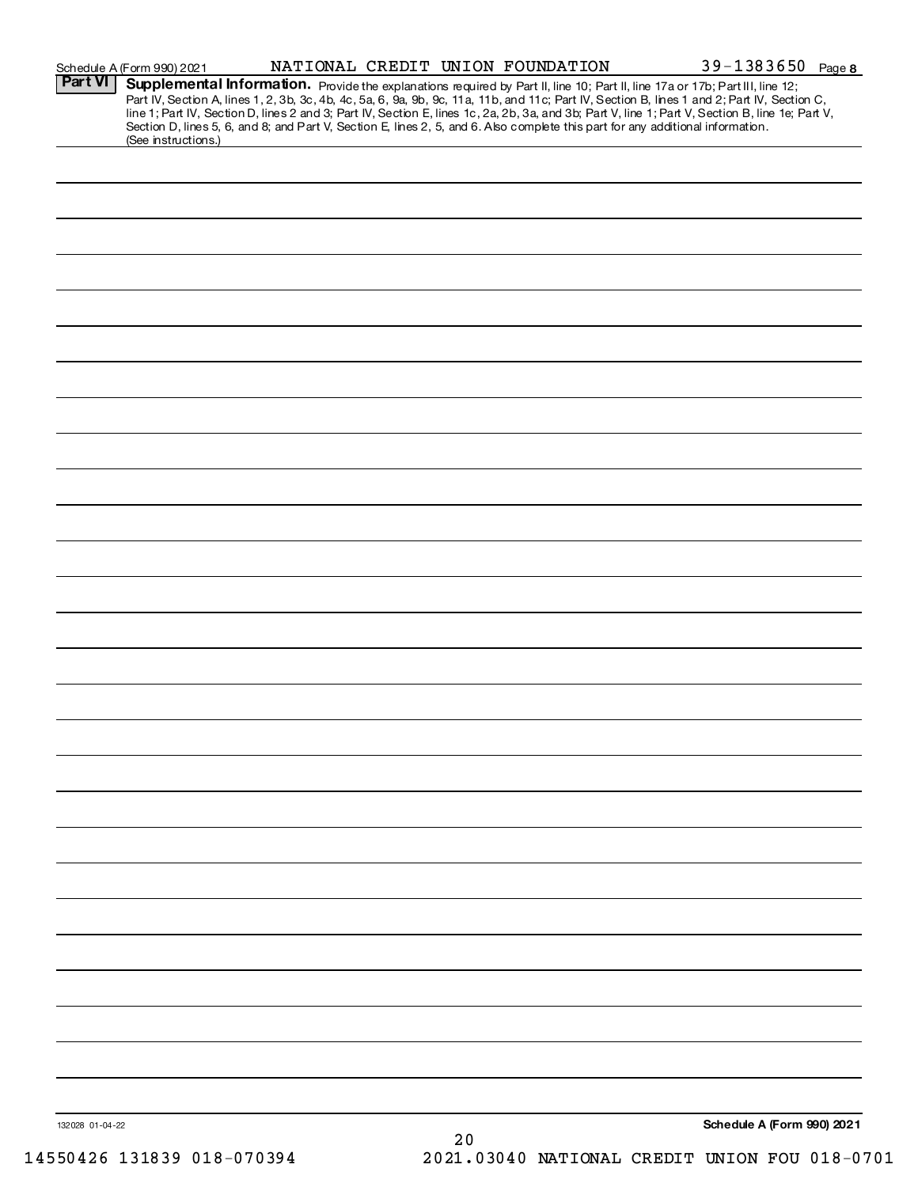Schedule A (Form 990) 2021 NATIONAL CREDIT UNION FOUNDATION 39-1383650 Page **8**

**Part VI** **Supplemental Information.** Provide the explanations required by Part II, line 10; Part II, line 17a or 17b; Part III, line 12; Part IV, Section A, lines 1, 2, 3b, 3c, 4b, 4c, 5a, 6, 9a, 9b, 9c, 11a, 11b, and 11c; Part IV, Section B, lines 1 and 2; Part IV, Section C, line 1; Part IV, Section D, lines 2 and 3; Part IV, Section E, lines 1c, 2a, 2b, 3a, and 3b; Part V, line 1; Part V, Section B, line 1e; Part V, Section D, lines 5, 6, and 8; and Part V, Section E, lines 2, 5, and 6. Also complete this part for any additional information. (See instructions.)

132028 01-04-22 **Schedule A (Form 990) 2021**

14550426 131839 018-070394 2021.03040 NATIONAL CREDIT UNION FOU 018-0701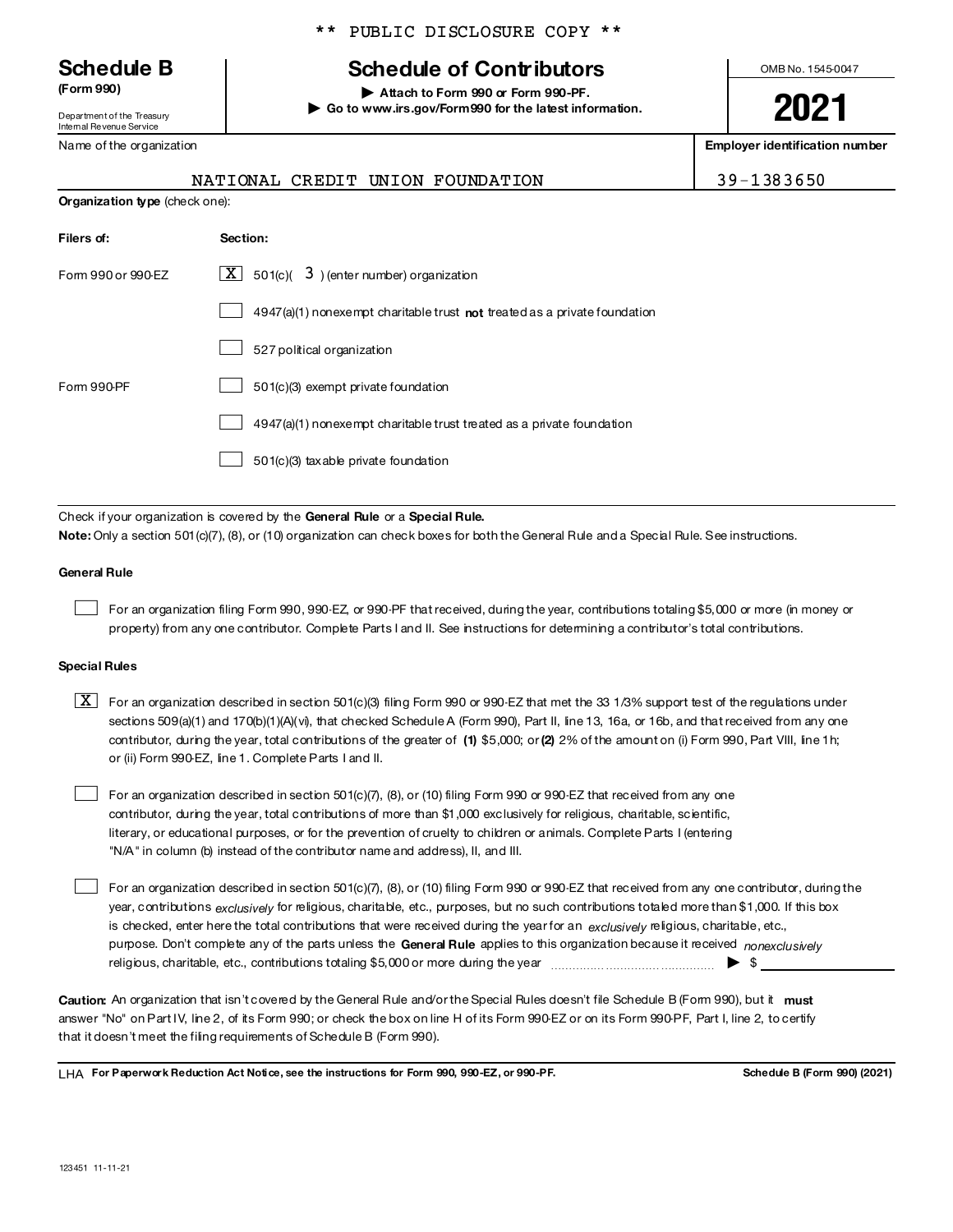** PUBLIC DISCLOSURE COPY **

**Schedule B**
**(Form 990)**

Department of the Treasury
Internal Revenue Service

# Schedule of Contributors

▶ **Attach to Form 990 or Form 990-PF.**
▶ **Go to www.irs.gov/Form990 for the latest information.**

OMB No. 1545-0047

**2021**

| Name of the organization | Employer identification number |
|---|---|
| NATIONAL CREDIT UNION FOUNDATION | 39-1383650 |

**Organization type** (check one):

| Filers of: | Section: |
|---|---|
| Form 990 or 990-EZ | [X] 501(c)( 3 ) (enter number) organization |
| | [ ] 4947(a)(1) nonexempt charitable trust **not** treated as a private foundation |
| | [ ] 527 political organization |
| Form 990-PF | [ ] 501(c)(3) exempt private foundation |
| | [ ] 4947(a)(1) nonexempt charitable trust treated as a private foundation |
| | [ ] 501(c)(3) taxable private foundation |

Check if your organization is covered by the **General Rule** or a **Special Rule.**

**Note:** Only a section 501(c)(7), (8), or (10) organization can check boxes for both the General Rule and a Special Rule. See instructions.

**General Rule**

[ ] For an organization filing Form 990, 990-EZ, or 990-PF that received, during the year, contributions totaling $5,000 or more (in money or property) from any one contributor. Complete Parts I and II. See instructions for determining a contributor's total contributions.

**Special Rules**

[X] For an organization described in section 501(c)(3) filing Form 990 or 990-EZ that met the 33 1/3% support test of the regulations under sections 509(a)(1) and 170(b)(1)(A)(vi), that checked Schedule A (Form 990), Part II, line 13, 16a, or 16b, and that received from any one contributor, during the year, total contributions of the greater of **(1)** $5,000; or **(2)** 2% of the amount on (i) Form 990, Part VIII, line 1h; or (ii) Form 990-EZ, line 1. Complete Parts I and II.

[ ] For an organization described in section 501(c)(7), (8), or (10) filing Form 990 or 990-EZ that received from any one contributor, during the year, total contributions of more than $1,000 exclusively for religious, charitable, scientific, literary, or educational purposes, or for the prevention of cruelty to children or animals. Complete Parts I (entering "N/A" in column (b) instead of the contributor name and address), II, and III.

[ ] For an organization described in section 501(c)(7), (8), or (10) filing Form 990 or 990-EZ that received from any one contributor, during the year, contributions *exclusively* for religious, charitable, etc., purposes, but no such contributions totaled more than $1,000. If this box is checked, enter here the total contributions that were received during the year for an *exclusively* religious, charitable, etc., purpose. Don't complete any of the parts unless the **General Rule** applies to this organization because it received *nonexclusively* religious, charitable, etc., contributions totaling $5,000 or more during the year ▶ $

**Caution:** An organization that isn't covered by the General Rule and/or the Special Rules doesn't file Schedule B (Form 990), but it **must** answer "No" on Part IV, line 2, of its Form 990; or check the box on line H of its Form 990-EZ or on its Form 990-PF, Part I, line 2, to certify that it doesn't meet the filing requirements of Schedule B (Form 990).

LHA **For Paperwork Reduction Act Notice, see the instructions for Form 990, 990-EZ, or 990-PF.** **Schedule B (Form 990) (2021)**

123451 11-11-21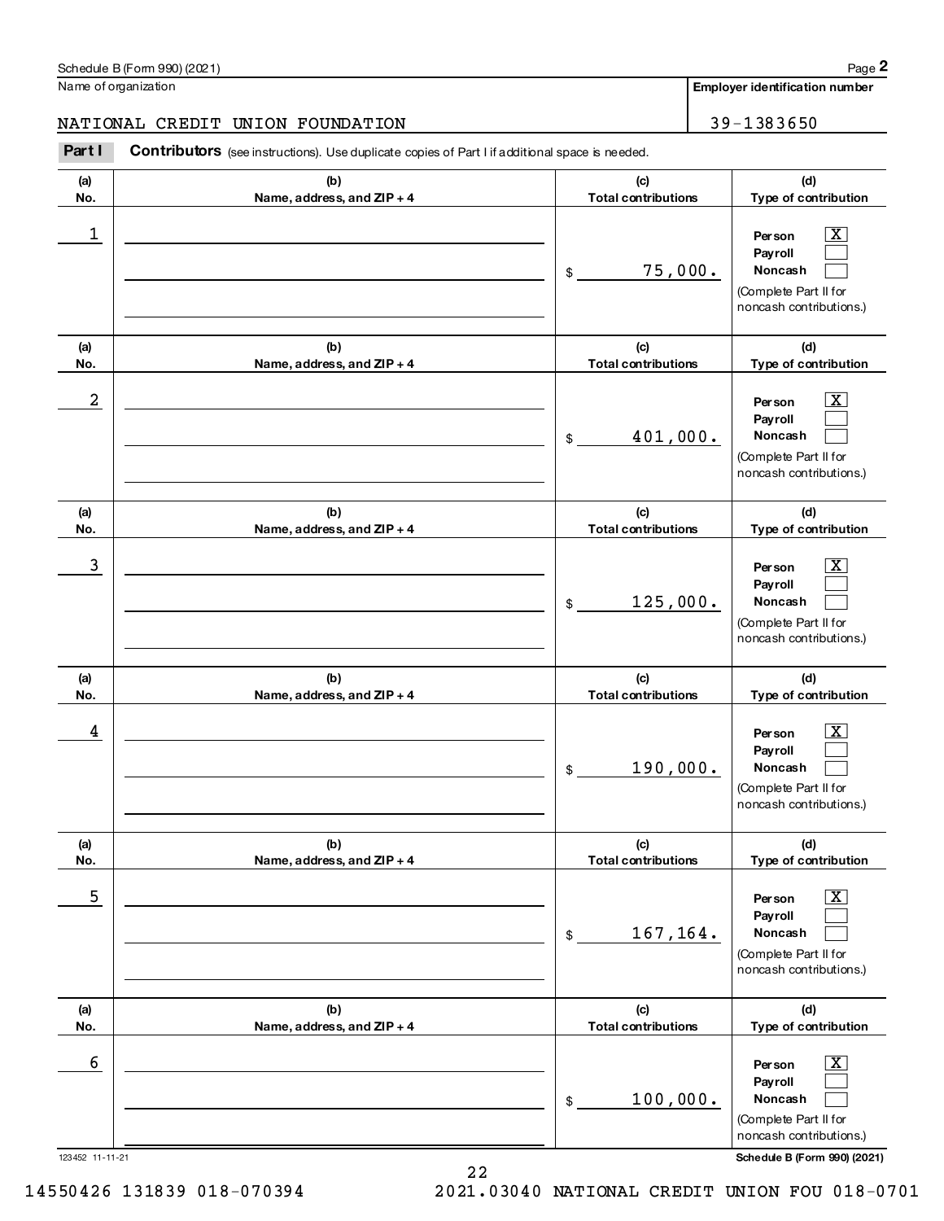Schedule B (Form 990) (2021)

Name of organization: NATIONAL CREDIT UNION FOUNDATION

**Employer identification number**: 39-1383650

**Part I** **Contributors** (see instructions). Use duplicate copies of Part I if additional space is needed.

| (a) No. | (b) Name, address, and ZIP + 4 | (c) Total contributions | (d) Type of contribution |
|---|---|---|---|
| 1 | | $ 75,000. | Person [X] Payroll [ ] Noncash [ ] (Complete Part II for noncash contributions.) |
| 2 | | $ 401,000. | Person [X] Payroll [ ] Noncash [ ] (Complete Part II for noncash contributions.) |
| 3 | | $ 125,000. | Person [X] Payroll [ ] Noncash [ ] (Complete Part II for noncash contributions.) |
| 4 | | $ 190,000. | Person [X] Payroll [ ] Noncash [ ] (Complete Part II for noncash contributions.) |
| 5 | | $ 167,164. | Person [X] Payroll [ ] Noncash [ ] (Complete Part II for noncash contributions.) |
| 6 | | $ 100,000. | Person [X] Payroll [ ] Noncash [ ] (Complete Part II for noncash contributions.) |

123452 11-11-21

Schedule B (Form 990) (2021)

14550426 131839 018-070394 2021.03040 NATIONAL CREDIT UNION FOU 018-0701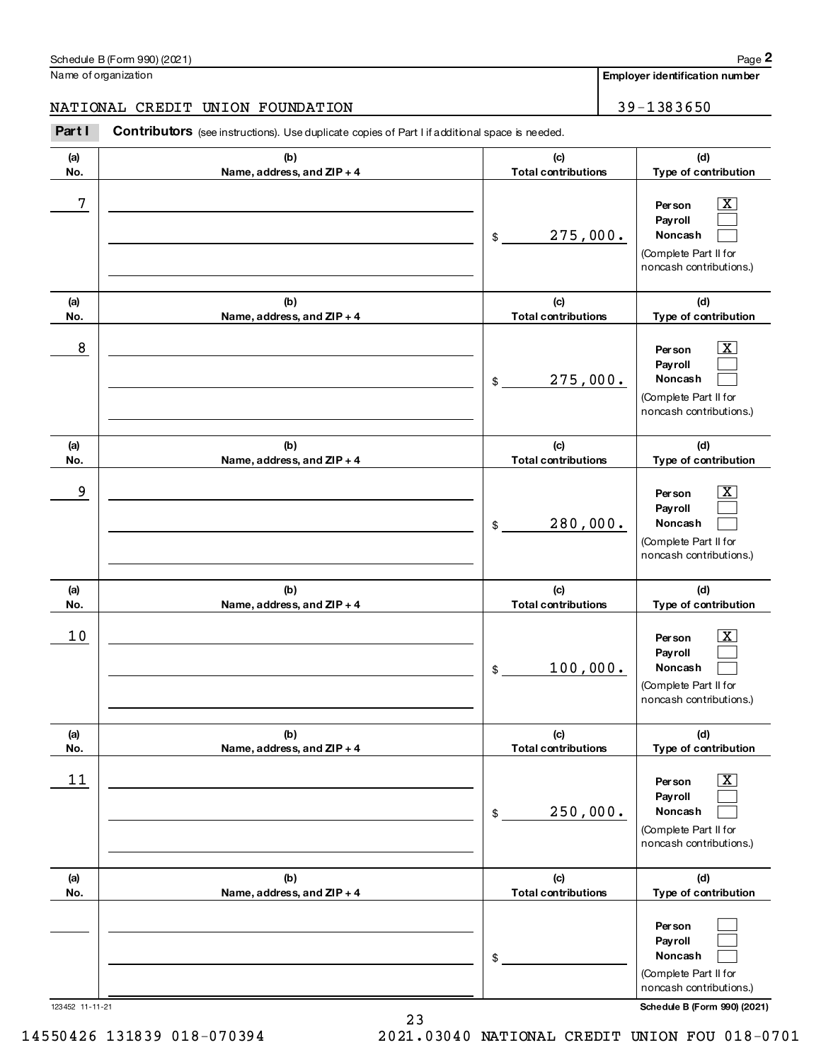Schedule B (Form 990) (2021)

Name of organization: NATIONAL CREDIT UNION FOUNDATION

Employer identification number: 39-1383650

**Part I** **Contributors** (see instructions). Use duplicate copies of Part I if additional space is needed.

| (a) No. | (b) Name, address, and ZIP + 4 | (c) Total contributions | (d) Type of contribution |
|---|---|---|---|
| 7 | | $ 275,000. | Person [X] Payroll [ ] Noncash [ ] (Complete Part II for noncash contributions.) |
| 8 | | $ 275,000. | Person [X] Payroll [ ] Noncash [ ] (Complete Part II for noncash contributions.) |
| 9 | | $ 280,000. | Person [X] Payroll [ ] Noncash [ ] (Complete Part II for noncash contributions.) |
| 10 | | $ 100,000. | Person [X] Payroll [ ] Noncash [ ] (Complete Part II for noncash contributions.) |
| 11 | | $ 250,000. | Person [X] Payroll [ ] Noncash [ ] (Complete Part II for noncash contributions.) |
| | | $ | Person [ ] Payroll [ ] Noncash [ ] (Complete Part II for noncash contributions.) |

123452 11-11-21

Schedule B (Form 990) (2021)

14550426 131839 018-070394 2021.03040 NATIONAL CREDIT UNION FOU 018-0701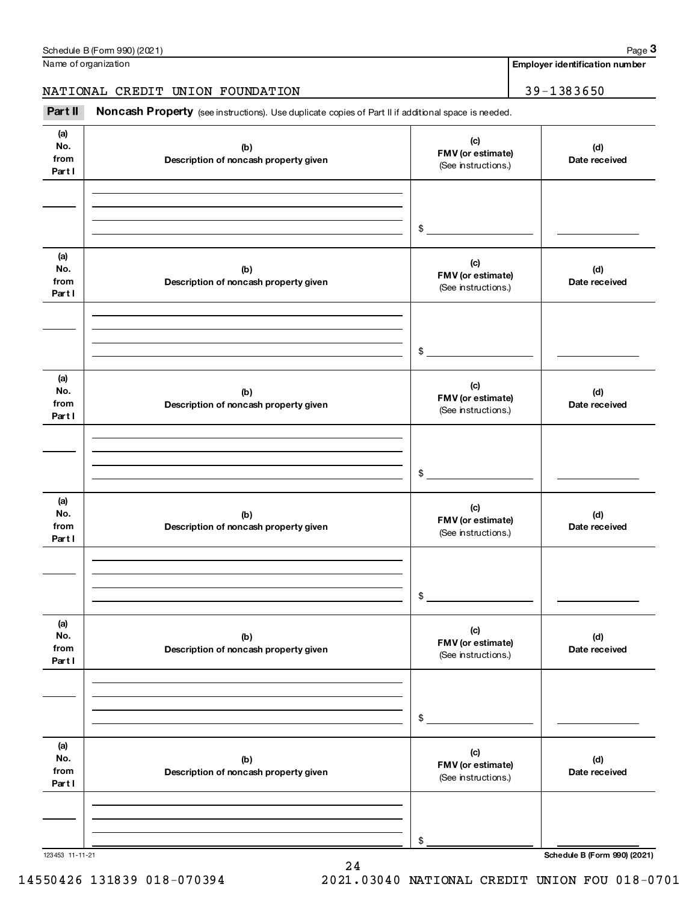Schedule B (Form 990) (2021) Page **3**

Name of organization: NATIONAL CREDIT UNION FOUNDATION

**Employer identification number**: 39-1383650

**Part II** **Noncash Property** (see instructions). Use duplicate copies of Part II if additional space is needed.

| (a) No. from Part I | (b) Description of noncash property given | (c) FMV (or estimate) (See instructions.) | (d) Date received |
|---|---|---|---|
| | | $ | |

| (a) No. from Part I | (b) Description of noncash property given | (c) FMV (or estimate) (See instructions.) | (d) Date received |
|---|---|---|---|
| | | $ | |

| (a) No. from Part I | (b) Description of noncash property given | (c) FMV (or estimate) (See instructions.) | (d) Date received |
|---|---|---|---|
| | | $ | |

| (a) No. from Part I | (b) Description of noncash property given | (c) FMV (or estimate) (See instructions.) | (d) Date received |
|---|---|---|---|
| | | $ | |

| (a) No. from Part I | (b) Description of noncash property given | (c) FMV (or estimate) (See instructions.) | (d) Date received |
|---|---|---|---|
| | | $ | |

| (a) No. from Part I | (b) Description of noncash property given | (c) FMV (or estimate) (See instructions.) | (d) Date received |
|---|---|---|---|
| | | $ | |

123453 11-11-21 **Schedule B (Form 990) (2021)**

14550426 131839 018-070394 2021.03040 NATIONAL CREDIT UNION FOU 018-0701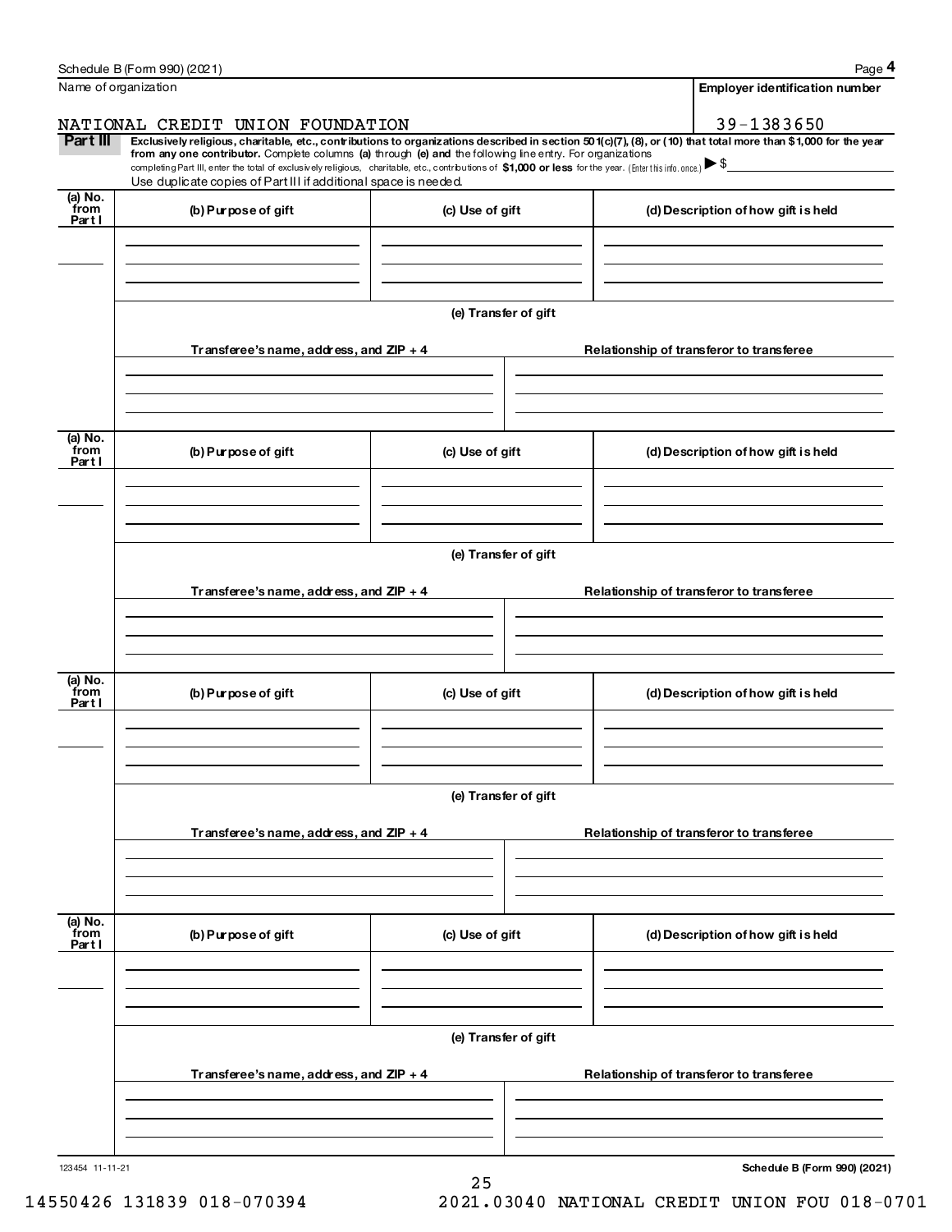Schedule B (Form 990) (2021)

Name of organization: NATIONAL CREDIT UNION FOUNDATION

Employer identification number: 39-1383650

**Part III** **Exclusively religious, charitable, etc., contributions to organizations described in section 501(c)(7), (8), or (10) that total more than $1,000 for the year from any one contributor.** Complete columns **(a)** through **(e)** and the following line entry. For organizations completing Part III, enter the total of exclusively religious, charitable, etc., contributions of **$1,000 or less** for the year. (Enter this info. once.) ▶ $\_\_\_\_\_\_\_\_

Use duplicate copies of Part III if additional space is needed.

| (a) No. from Part I | (b) Purpose of gift | (c) Use of gift | (d) Description of how gift is held |
|---|---|---|---|
| | | | |

(e) Transfer of gift

| Transferee's name, address, and ZIP + 4 | Relationship of transferor to transferee |
|---|---|
| | |

| (a) No. from Part I | (b) Purpose of gift | (c) Use of gift | (d) Description of how gift is held |
|---|---|---|---|
| | | | |

(e) Transfer of gift

| Transferee's name, address, and ZIP + 4 | Relationship of transferor to transferee |
|---|---|
| | |

| (a) No. from Part I | (b) Purpose of gift | (c) Use of gift | (d) Description of how gift is held |
|---|---|---|---|
| | | | |

(e) Transfer of gift

| Transferee's name, address, and ZIP + 4 | Relationship of transferor to transferee |
|---|---|
| | |

| (a) No. from Part I | (b) Purpose of gift | (c) Use of gift | (d) Description of how gift is held |
|---|---|---|---|
| | | | |

(e) Transfer of gift

| Transferee's name, address, and ZIP + 4 | Relationship of transferor to transferee |
|---|---|
| | |

123454 11-11-21 **Schedule B (Form 990) (2021)**

14550426 131839 018-070394 2021.03040 NATIONAL CREDIT UNION FOU 018-0701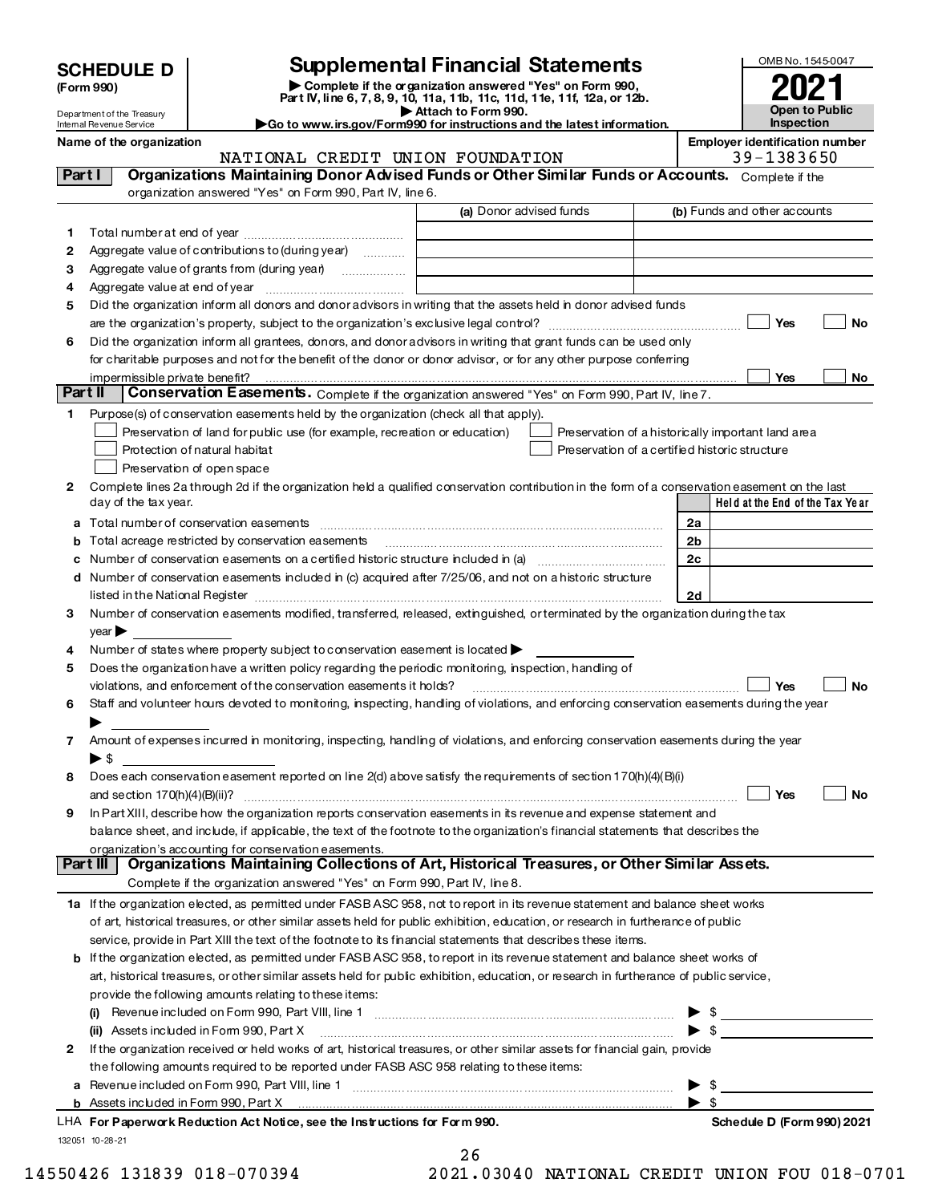**SCHEDULE D**
**(Form 990)**

Department of the Treasury
Internal Revenue Service

# Supplemental Financial Statements

▶ Complete if the organization answered "Yes" on Form 990, Part IV, line 6, 7, 8, 9, 10, 11a, 11b, 11c, 11d, 11e, 11f, 12a, or 12b.
▶ Attach to Form 990.
▶Go to www.irs.gov/Form990 for instructions and the latest information.

OMB No. 1545-0047
**2021**
**Open to Public Inspection**

Name of the organization: NATIONAL CREDIT UNION FOUNDATION
Employer identification number: 39-1383650

## Part I Organizations Maintaining Donor Advised Funds or Other Similar Funds or Accounts.
Complete if the organization answered "Yes" on Form 990, Part IV, line 6.

| | | (a) Donor advised funds | (b) Funds and other accounts |
|---|---|---|---|
| 1 | Total number at end of year | | |
| 2 | Aggregate value of contributions to (during year) | | |
| 3 | Aggregate value of grants from (during year) | | |
| 4 | Aggregate value at end of year | | |

5 Did the organization inform all donors and donor advisors in writing that the assets held in donor advised funds are the organization's property, subject to the organization's exclusive legal control? ☐ Yes ☐ No

6 Did the organization inform all grantees, donors, and donor advisors in writing that grant funds can be used only for charitable purposes and not for the benefit of the donor or donor advisor, or for any other purpose conferring impermissible private benefit? ☐ Yes ☐ No

## Part II Conservation Easements.
Complete if the organization answered "Yes" on Form 990, Part IV, line 7.

1 Purpose(s) of conservation easements held by the organization (check all that apply).
- ☐ Preservation of land for public use (for example, recreation or education)
- ☐ Preservation of a historically important land area
- ☐ Protection of natural habitat
- ☐ Preservation of a certified historic structure
- ☐ Preservation of open space

2 Complete lines 2a through 2d if the organization held a qualified conservation contribution in the form of a conservation easement on the last day of the tax year.

| | | | Held at the End of the Tax Year |
|---|---|---|---|
| a | Total number of conservation easements | 2a | |
| b | Total acreage restricted by conservation easements | 2b | |
| c | Number of conservation easements on a certified historic structure included in (a) | 2c | |
| d | Number of conservation easements included in (c) acquired after 7/25/06, and not on a historic structure listed in the National Register | 2d | |

3 Number of conservation easements modified, transferred, released, extinguished, or terminated by the organization during the tax year ▶

4 Number of states where property subject to conservation easement is located ▶

5 Does the organization have a written policy regarding the periodic monitoring, inspection, handling of violations, and enforcement of the conservation easements it holds? ☐ Yes ☐ No

6 Staff and volunteer hours devoted to monitoring, inspecting, handling of violations, and enforcing conservation easements during the year ▶

7 Amount of expenses incurred in monitoring, inspecting, handling of violations, and enforcing conservation easements during the year ▶ $

8 Does each conservation easement reported on line 2(d) above satisfy the requirements of section 170(h)(4)(B)(i) and section 170(h)(4)(B)(ii)? ☐ Yes ☐ No

9 In Part XIII, describe how the organization reports conservation easements in its revenue and expense statement and balance sheet, and include, if applicable, the text of the footnote to the organization's financial statements that describes the organization's accounting for conservation easements.

## Part III Organizations Maintaining Collections of Art, Historical Treasures, or Other Similar Assets.
Complete if the organization answered "Yes" on Form 990, Part IV, line 8.

1a If the organization elected, as permitted under FASB ASC 958, not to report in its revenue statement and balance sheet works of art, historical treasures, or other similar assets held for public exhibition, education, or research in furtherance of public service, provide in Part XIII the text of the footnote to its financial statements that describes these items.

b If the organization elected, as permitted under FASB ASC 958, to report in its revenue statement and balance sheet works of art, historical treasures, or other similar assets held for public exhibition, education, or research in furtherance of public service, provide the following amounts relating to these items:

(i) Revenue included on Form 990, Part VIII, line 1 ▶ $

(ii) Assets included in Form 990, Part X ▶ $

2 If the organization received or held works of art, historical treasures, or other similar assets for financial gain, provide the following amounts required to be reported under FASB ASC 958 relating to these items:

a Revenue included on Form 990, Part VIII, line 1 ▶ $

b Assets included in Form 990, Part X ▶ $

LHA **For Paperwork Reduction Act Notice, see the Instructions for Form 990.** **Schedule D (Form 990) 2021**

132051 10-28-21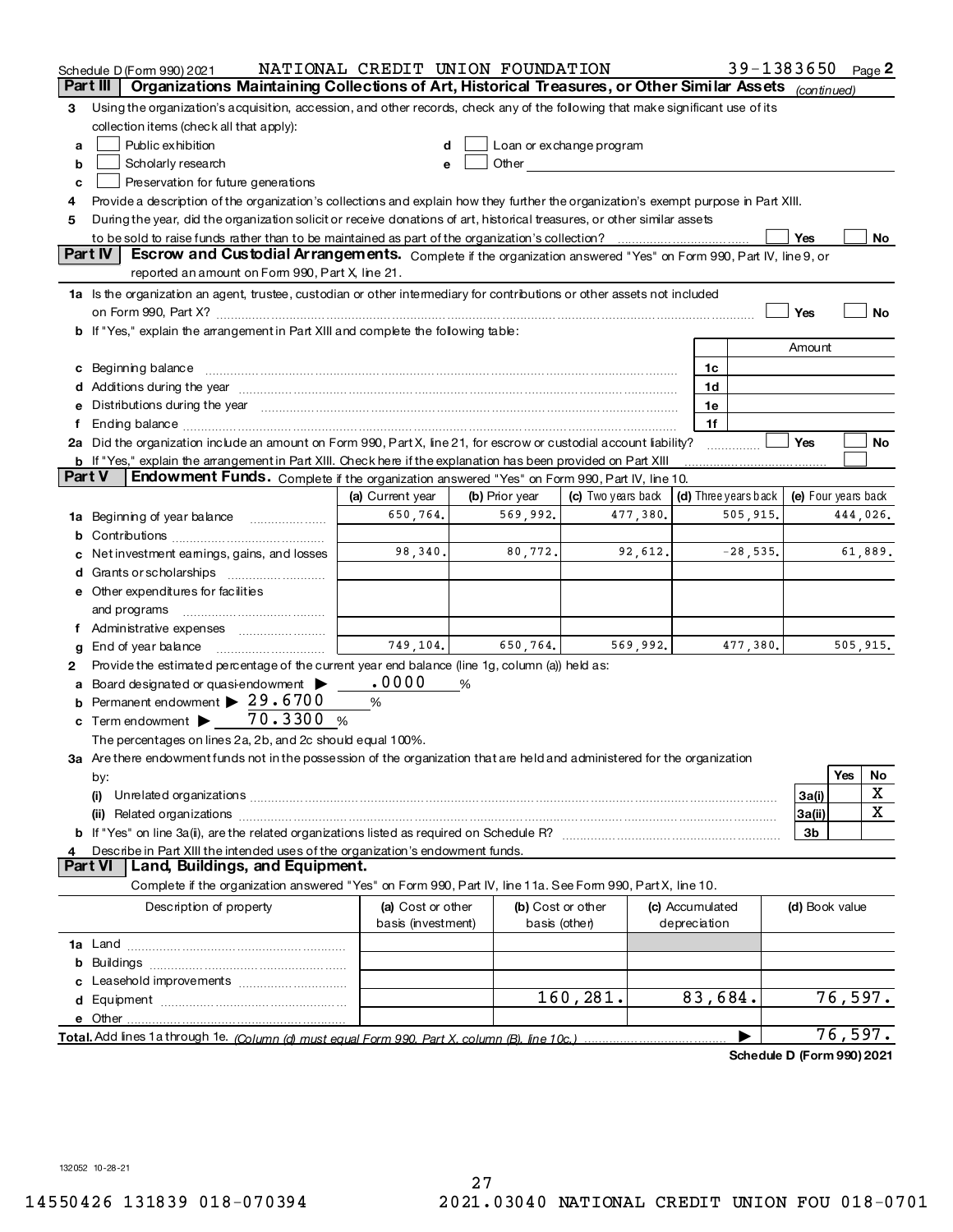Schedule D (Form 990) 2021 NATIONAL CREDIT UNION FOUNDATION 39-1383650 Page 2

## Part III Organizations Maintaining Collections of Art, Historical Treasures, or Other Similar Assets *(continued)*

3 Using the organization's acquisition, accession, and other records, check any of the following that make significant use of its collection items (check all that apply):

- a ☐ Public exhibition
- b ☐ Scholarly research
- c ☐ Preservation for future generations
- d ☐ Loan or exchange program
- e ☐ Other

4 Provide a description of the organization's collections and explain how they further the organization's exempt purpose in Part XIII.

5 During the year, did the organization solicit or receive donations of art, historical treasures, or other similar assets to be sold to raise funds rather than to be maintained as part of the organization's collection? ☐ Yes ☐ No

## Part IV Escrow and Custodial Arrangements.

Complete if the organization answered "Yes" on Form 990, Part IV, line 9, or reported an amount on Form 990, Part X, line 21.

1a Is the organization an agent, trustee, custodian or other intermediary for contributions or other assets not included on Form 990, Part X? ☐ Yes ☐ No

b If "Yes," explain the arrangement in Part XIII and complete the following table:

| | | Amount |
|---|---|---|
| c Beginning balance | 1c | |
| d Additions during the year | 1d | |
| e Distributions during the year | 1e | |
| f Ending balance | 1f | |

2a Did the organization include an amount on Form 990, Part X, line 21, for escrow or custodial account liability? ☐ Yes ☐ No

b If "Yes," explain the arrangement in Part XIII. Check here if the explanation has been provided on Part XIII ☐

## Part V Endowment Funds.

Complete if the organization answered "Yes" on Form 990, Part IV, line 10.

| | (a) Current year | (b) Prior year | (c) Two years back | (d) Three years back | (e) Four years back |
|---|---|---|---|---|---|
| 1a Beginning of year balance | 650,764. | 569,992. | 477,380. | 505,915. | 444,026. |
| b Contributions | | | | | |
| c Net investment earnings, gains, and losses | 98,340. | 80,772. | 92,612. | -28,535. | 61,889. |
| d Grants or scholarships | | | | | |
| e Other expenditures for facilities and programs | | | | | |
| f Administrative expenses | | | | | |
| g End of year balance | 749,104. | 650,764. | 569,992. | 477,380. | 505,915. |

2 Provide the estimated percentage of the current year end balance (line 1g, column (a)) held as:

- a Board designated or quasi-endowment ▶ .0000 %
- b Permanent endowment ▶ 29.6700 %
- c Term endowment ▶ 70.3300 %

The percentages on lines 2a, 2b, and 2c should equal 100%.

3a Are there endowment funds not in the possession of the organization that are held and administered for the organization by:

| | | Yes | No |
|---|---|---|---|
| (i) Unrelated organizations | 3a(i) | | X |
| (ii) Related organizations | 3a(ii) | | X |
| b If "Yes" on line 3a(ii), are the related organizations listed as required on Schedule R? | 3b | | |

4 Describe in Part XIII the intended uses of the organization's endowment funds.

## Part VI Land, Buildings, and Equipment.

Complete if the organization answered "Yes" on Form 990, Part IV, line 11a. See Form 990, Part X, line 10.

| Description of property | (a) Cost or other basis (investment) | (b) Cost or other basis (other) | (c) Accumulated depreciation | (d) Book value |
|---|---|---|---|---|
| 1a Land | | | | |
| b Buildings | | | | |
| c Leasehold improvements | | | | |
| d Equipment | | 160,281. | 83,684. | 76,597. |
| e Other | | | | |
| Total. Add lines 1a through 1e. *(Column (d) must equal Form 990, Part X, column (B), line 10c.)* | | | ▶ | 76,597. |

Schedule D (Form 990) 2021

132052 10-28-21

14550426 131839 018-070394 2021.03040 NATIONAL CREDIT UNION FOU 018-0701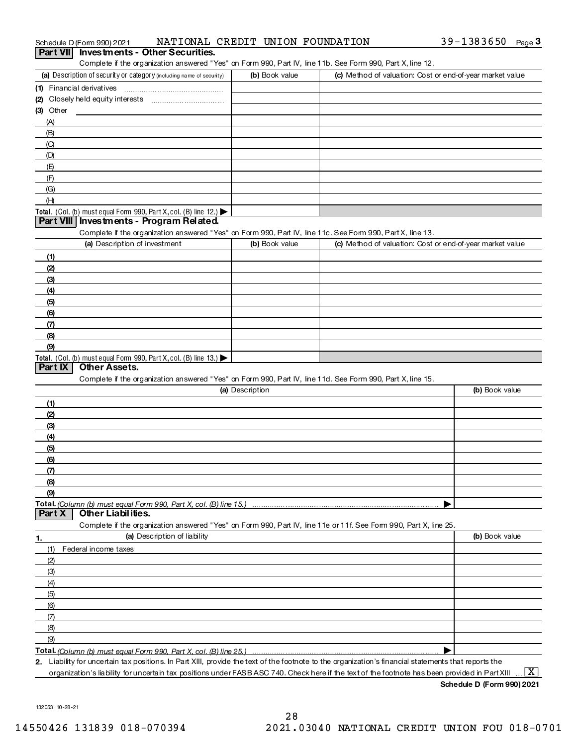Schedule D (Form 990) 2021 NATIONAL CREDIT UNION FOUNDATION 39-1383650 Page 3

## Part VII Investments - Other Securities.

Complete if the organization answered "Yes" on Form 990, Part IV, line 11b. See Form 990, Part X, line 12.

| (a) Description of security or category (including name of security) | (b) Book value | (c) Method of valuation: Cost or end-of-year market value |
|---|---|---|
| (1) Financial derivatives | | |
| (2) Closely held equity interests | | |
| (3) Other | | |
| (A) | | |
| (B) | | |
| (C) | | |
| (D) | | |
| (E) | | |
| (F) | | |
| (G) | | |
| (H) | | |
| Total. (Col. (b) must equal Form 990, Part X, col. (B) line 12.) ▶ | | |

## Part VIII Investments - Program Related.

Complete if the organization answered "Yes" on Form 990, Part IV, line 11c. See Form 990, Part X, line 13.

| (a) Description of investment | (b) Book value | (c) Method of valuation: Cost or end-of-year market value |
|---|---|---|
| (1) | | |
| (2) | | |
| (3) | | |
| (4) | | |
| (5) | | |
| (6) | | |
| (7) | | |
| (8) | | |
| (9) | | |
| Total. (Col. (b) must equal Form 990, Part X, col. (B) line 13.) ▶ | | |

## Part IX Other Assets.

Complete if the organization answered "Yes" on Form 990, Part IV, line 11d. See Form 990, Part X, line 15.

| (a) Description | (b) Book value |
|---|---|
| (1) | |
| (2) | |
| (3) | |
| (4) | |
| (5) | |
| (6) | |
| (7) | |
| (8) | |
| (9) | |
| Total. (Column (b) must equal Form 990, Part X, col. (B) line 15.) ▶ | |

## Part X Other Liabilities.

Complete if the organization answered "Yes" on Form 990, Part IV, line 11e or 11f. See Form 990, Part X, line 25.

| 1. (a) Description of liability | (b) Book value |
|---|---|
| (1) Federal income taxes | |
| (2) | |
| (3) | |
| (4) | |
| (5) | |
| (6) | |
| (7) | |
| (8) | |
| (9) | |
| Total. (Column (b) must equal Form 990, Part X, col. (B) line 25.) ▶ | |

2. Liability for uncertain tax positions. In Part XIII, provide the text of the footnote to the organization's financial statements that reports the organization's liability for uncertain tax positions under FASB ASC 740. Check here if the text of the footnote has been provided in Part XIII ... [X]

Schedule D (Form 990) 2021

132053 10-28-21

14550426 131839 018-070394 2021.03040 NATIONAL CREDIT UNION FOU 018-0701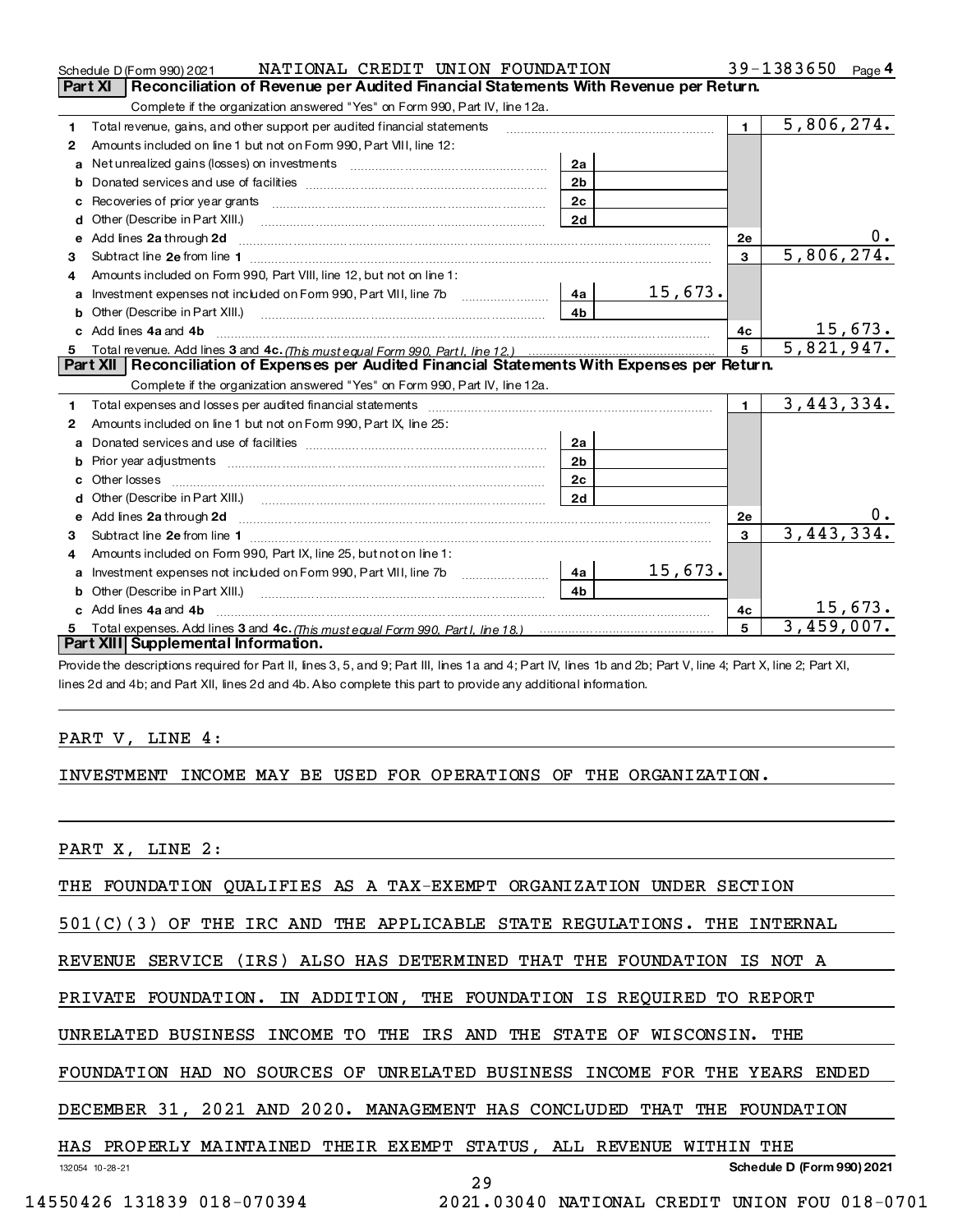Schedule D (Form 990) 2021 NATIONAL CREDIT UNION FOUNDATION 39-1383650 Page 4

## Part XI Reconciliation of Revenue per Audited Financial Statements With Revenue per Return.

Complete if the organization answered "Yes" on Form 990, Part IV, line 12a.

| | | | | | |
|---|---|---|---|---|---|
| 1 | Total revenue, gains, and other support per audited financial statements | | | 1 | 5,806,274. |
| 2 | Amounts included on line 1 but not on Form 990, Part VIII, line 12: | | | | |
| a | Net unrealized gains (losses) on investments | 2a | | | |
| b | Donated services and use of facilities | 2b | | | |
| c | Recoveries of prior year grants | 2c | | | |
| d | Other (Describe in Part XIII.) | 2d | | | |
| e | Add lines 2a through 2d | | | 2e | 0. |
| 3 | Subtract line 2e from line 1 | | | 3 | 5,806,274. |
| 4 | Amounts included on Form 990, Part VIII, line 12, but not on line 1: | | | | |
| a | Investment expenses not included on Form 990, Part VIII, line 7b | 4a | 15,673. | | |
| b | Other (Describe in Part XIII.) | 4b | | | |
| c | Add lines 4a and 4b | | | 4c | 15,673. |
| 5 | Total revenue. Add lines 3 and 4c. *(This must equal Form 990, Part I, line 12.)* | | | 5 | 5,821,947. |

## Part XII Reconciliation of Expenses per Audited Financial Statements With Expenses per Return.

Complete if the organization answered "Yes" on Form 990, Part IV, line 12a.

| | | | | | |
|---|---|---|---|---|---|
| 1 | Total expenses and losses per audited financial statements | | | 1 | 3,443,334. |
| 2 | Amounts included on line 1 but not on Form 990, Part IX, line 25: | | | | |
| a | Donated services and use of facilities | 2a | | | |
| b | Prior year adjustments | 2b | | | |
| c | Other losses | 2c | | | |
| d | Other (Describe in Part XIII.) | 2d | | | |
| e | Add lines 2a through 2d | | | 2e | 0. |
| 3 | Subtract line 2e from line 1 | | | 3 | 3,443,334. |
| 4 | Amounts included on Form 990, Part IX, line 25, but not on line 1: | | | | |
| a | Investment expenses not included on Form 990, Part VIII, line 7b | 4a | 15,673. | | |
| b | Other (Describe in Part XIII.) | 4b | | | |
| c | Add lines 4a and 4b | | | 4c | 15,673. |
| 5 | Total expenses. Add lines 3 and 4c. *(This must equal Form 990, Part I, line 18.)* | | | 5 | 3,459,007. |

## Part XIII Supplemental Information.

Provide the descriptions required for Part II, lines 3, 5, and 9; Part III, lines 1a and 4; Part IV, lines 1b and 2b; Part V, line 4; Part X, line 2; Part XI, lines 2d and 4b; and Part XII, lines 2d and 4b. Also complete this part to provide any additional information.

PART V, LINE 4:

INVESTMENT INCOME MAY BE USED FOR OPERATIONS OF THE ORGANIZATION.

PART X, LINE 2:

THE FOUNDATION QUALIFIES AS A TAX-EXEMPT ORGANIZATION UNDER SECTION 501(C)(3) OF THE IRC AND THE APPLICABLE STATE REGULATIONS. THE INTERNAL REVENUE SERVICE (IRS) ALSO HAS DETERMINED THAT THE FOUNDATION IS NOT A PRIVATE FOUNDATION. IN ADDITION, THE FOUNDATION IS REQUIRED TO REPORT UNRELATED BUSINESS INCOME TO THE IRS AND THE STATE OF WISCONSIN. THE FOUNDATION HAD NO SOURCES OF UNRELATED BUSINESS INCOME FOR THE YEARS ENDED DECEMBER 31, 2021 AND 2020. MANAGEMENT HAS CONCLUDED THAT THE FOUNDATION HAS PROPERLY MAINTAINED THEIR EXEMPT STATUS, ALL REVENUE WITHIN THE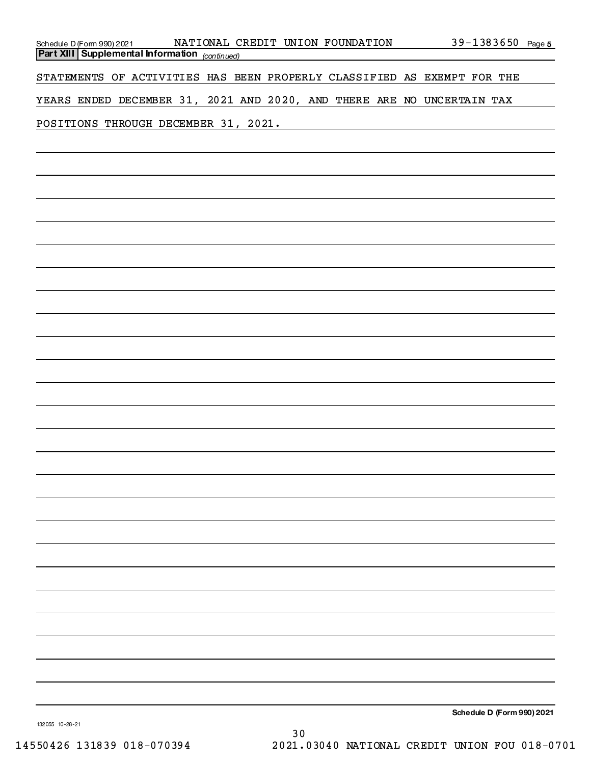**Part XIII Supplemental Information** *(continued)*

STATEMENTS OF ACTIVITIES HAS BEEN PROPERLY CLASSIFIED AS EXEMPT FOR THE YEARS ENDED DECEMBER 31, 2021 AND 2020, AND THERE ARE NO UNCERTAIN TAX POSITIONS THROUGH DECEMBER 31, 2021.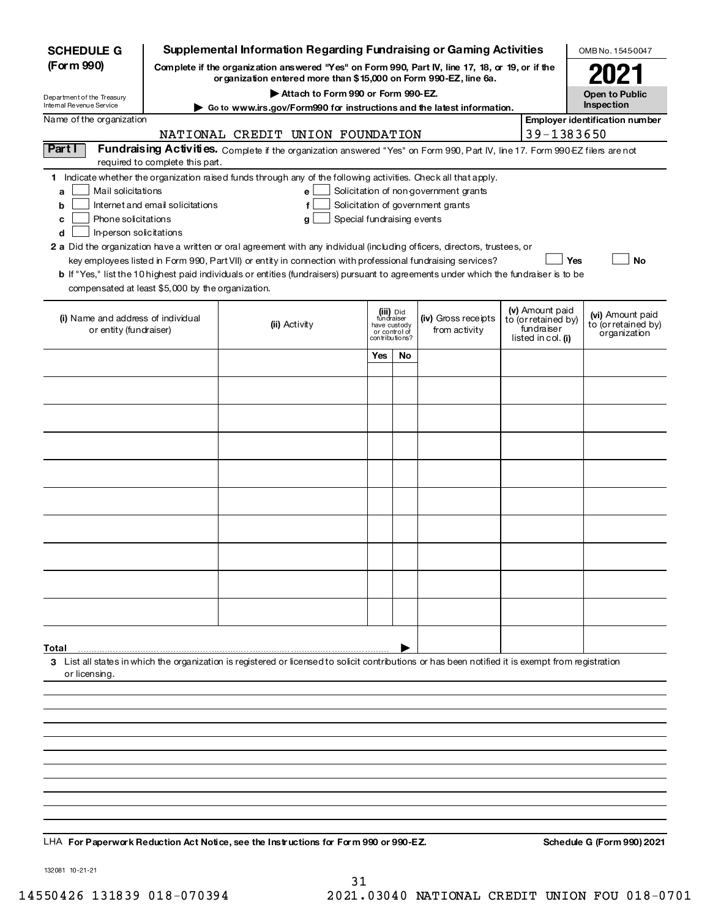**SCHEDULE G (Form 990)**

Department of the Treasury
Internal Revenue Service

# Supplemental Information Regarding Fundraising or Gaming Activities

**Complete if the organization answered "Yes" on Form 990, Part IV, line 17, 18, or 19, or if the organization entered more than $15,000 on Form 990-EZ, line 6a.**

**▶ Attach to Form 990 or Form 990-EZ.**

**▶ Go to www.irs.gov/Form990 for instructions and the latest information.**

OMB No. 1545-0047

**2021**

**Open to Public Inspection**

Name of the organization: NATIONAL CREDIT UNION FOUNDATION

**Employer identification number:** 39-1383650

**Part I** **Fundraising Activities.** Complete if the organization answered "Yes" on Form 990, Part IV, line 17. Form 990-EZ filers are not required to complete this part.

**1** Indicate whether the organization raised funds through any of the following activities. Check all that apply.

- **a** ☐ Mail solicitations
- **b** ☐ Internet and email solicitations
- **c** ☐ Phone solicitations
- **d** ☐ In-person solicitations
- **e** ☐ Solicitation of non-government grants
- **f** ☐ Solicitation of government grants
- **g** ☐ Special fundraising events

**2 a** Did the organization have a written or oral agreement with any individual (including officers, directors, trustees, or key employees listed in Form 990, Part VII) or entity in connection with professional fundraising services? ☐ **Yes** ☐ **No**

**b** If "Yes," list the 10 highest paid individuals or entities (fundraisers) pursuant to agreements under which the fundraiser is to be compensated at least $5,000 by the organization.

| (i) Name and address of individual or entity (fundraiser) | (ii) Activity | (iii) Did fundraiser have custody or control of contributions? | | (iv) Gross receipts from activity | (v) Amount paid to (or retained by) fundraiser listed in col. (i) | (vi) Amount paid to (or retained by) organization |
|---|---|---|---|---|---|---|
| | | Yes | No | | | |
| | | | | | | |
| | | | | | | |
| | | | | | | |
| | | | | | | |
| | | | | | | |
| | | | | | | |
| | | | | | | |
| | | | | | | |
| | | | | | | |
| | | | | | | |
| **Total** ▶ | | | | | | |

**3** List all states in which the organization is registered or licensed to solicit contributions or has been notified it is exempt from registration or licensing.

LHA **For Paperwork Reduction Act Notice, see the Instructions for Form 990 or 990-EZ.** **Schedule G (Form 990) 2021**

132081 10-21-21

14550426 131839 018-070394 2021.03040 NATIONAL CREDIT UNION FOU 018-0701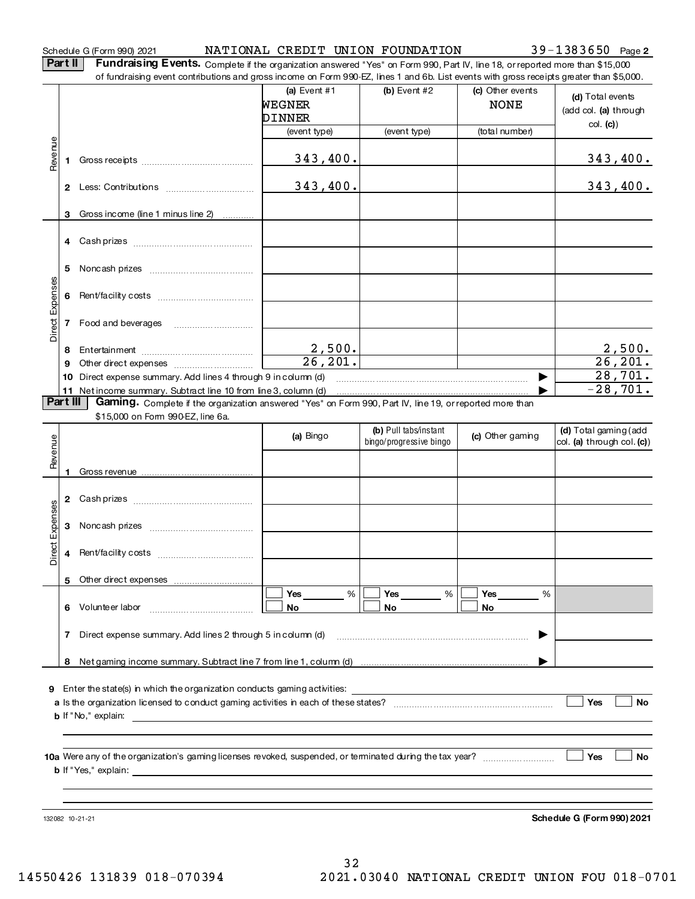Schedule G (Form 990) 2021 NATIONAL CREDIT UNION FOUNDATION 39-1383650 Page 2

**Part II Fundraising Events.** Complete if the organization answered "Yes" on Form 990, Part IV, line 18, or reported more than $15,000 of fundraising event contributions and gross income on Form 990-EZ, lines 1 and 6b. List events with gross receipts greater than $5,000.

| | | (a) Event #1<br>WEGNER DINNER<br>(event type) | (b) Event #2<br><br>(event type) | (c) Other events<br>NONE<br>(total number) | (d) Total events (add col. (a) through col. (c)) |
|---|---|---|---|---|---|
| Revenue | 1 Gross receipts | 343,400. | | | 343,400. |
| | 2 Less: Contributions | 343,400. | | | 343,400. |
| | 3 Gross income (line 1 minus line 2) | | | | |
| Direct Expenses | 4 Cash prizes | | | | |
| | 5 Noncash prizes | | | | |
| | 6 Rent/facility costs | | | | |
| | 7 Food and beverages | | | | |
| | 8 Entertainment | 2,500. | | | 2,500. |
| | 9 Other direct expenses | 26,201. | | | 26,201. |
| | 10 Direct expense summary. Add lines 4 through 9 in column (d) | | | ▶ | 28,701. |
| | 11 Net income summary. Subtract line 10 from line 3, column (d) | | | ▶ | -28,701. |

**Part III Gaming.** Complete if the organization answered "Yes" on Form 990, Part IV, line 19, or reported more than $15,000 on Form 990-EZ, line 6a.

| | | (a) Bingo | (b) Pull tabs/instant bingo/progressive bingo | (c) Other gaming | (d) Total gaming (add col. (a) through col. (c)) |
|---|---|---|---|---|---|
| Revenue | 1 Gross revenue | | | | |
| Direct Expenses | 2 Cash prizes | | | | |
| | 3 Noncash prizes | | | | |
| | 4 Rent/facility costs | | | | |
| | 5 Other direct expenses | | | | |
| | 6 Volunteer labor | ☐ Yes ____ %<br>☐ No | ☐ Yes ____ %<br>☐ No | ☐ Yes ____ %<br>☐ No | |
| | 7 Direct expense summary. Add lines 2 through 5 in column (d) | | | ▶ | |
| | 8 Net gaming income summary. Subtract line 7 from line 1, column (d) | | | ▶ | |

9 Enter the state(s) in which the organization conducts gaming activities: ____________

a Is the organization licensed to conduct gaming activities in each of these states? ☐ Yes ☐ No

b If "No," explain: ____________

10a Were any of the organization's gaming licenses revoked, suspended, or terminated during the tax year? ☐ Yes ☐ No

b If "Yes," explain: ____________

132082 10-21-21 **Schedule G (Form 990) 2021**

14550426 131839 018-070394 2021.03040 NATIONAL CREDIT UNION FOU 018-0701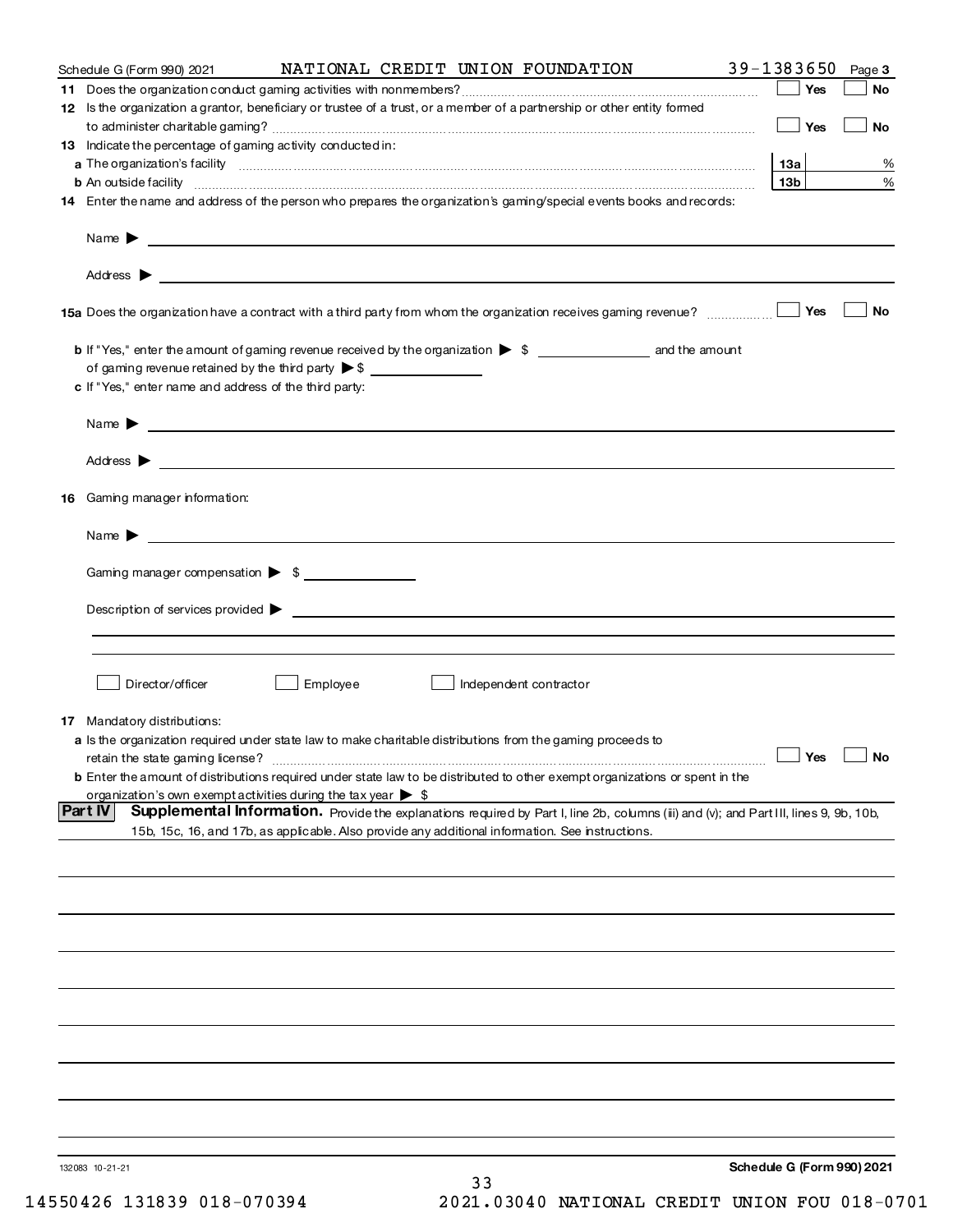Schedule G (Form 990) 2021 NATIONAL CREDIT UNION FOUNDATION 39-1383650 Page 3

**11** Does the organization conduct gaming activities with nonmembers? ☐ Yes ☐ No

**12** Is the organization a grantor, beneficiary or trustee of a trust, or a member of a partnership or other entity formed to administer charitable gaming? ☐ Yes ☐ No

**13** Indicate the percentage of gaming activity conducted in:

**a** The organization's facility **13a** %

**b** An outside facility **13b** %

**14** Enter the name and address of the person who prepares the organization's gaming/special events books and records:

Name ▶

Address ▶

**15a** Does the organization have a contract with a third party from whom the organization receives gaming revenue? ☐ Yes ☐ No

**b** If "Yes," enter the amount of gaming revenue received by the organization ▶ $ ____________ and the amount of gaming revenue retained by the third party ▶ $ ____________

**c** If "Yes," enter name and address of the third party:

Name ▶

Address ▶

**16** Gaming manager information:

Name ▶

Gaming manager compensation ▶ $ ____________

Description of services provided ▶

☐ Director/officer ☐ Employee ☐ Independent contractor

**17** Mandatory distributions:

**a** Is the organization required under state law to make charitable distributions from the gaming proceeds to retain the state gaming license? ☐ Yes ☐ No

**b** Enter the amount of distributions required under state law to be distributed to other exempt organizations or spent in the organization's own exempt activities during the tax year ▶ $

**Part IV** **Supplemental Information.** Provide the explanations required by Part I, line 2b, columns (iii) and (v); and Part III, lines 9, 9b, 10b, 15b, 15c, 16, and 17b, as applicable. Also provide any additional information. See instructions.

132083 10-21-21 **Schedule G (Form 990) 2021**

14550426 131839 018-070394 2021.03040 NATIONAL CREDIT UNION FOU 018-0701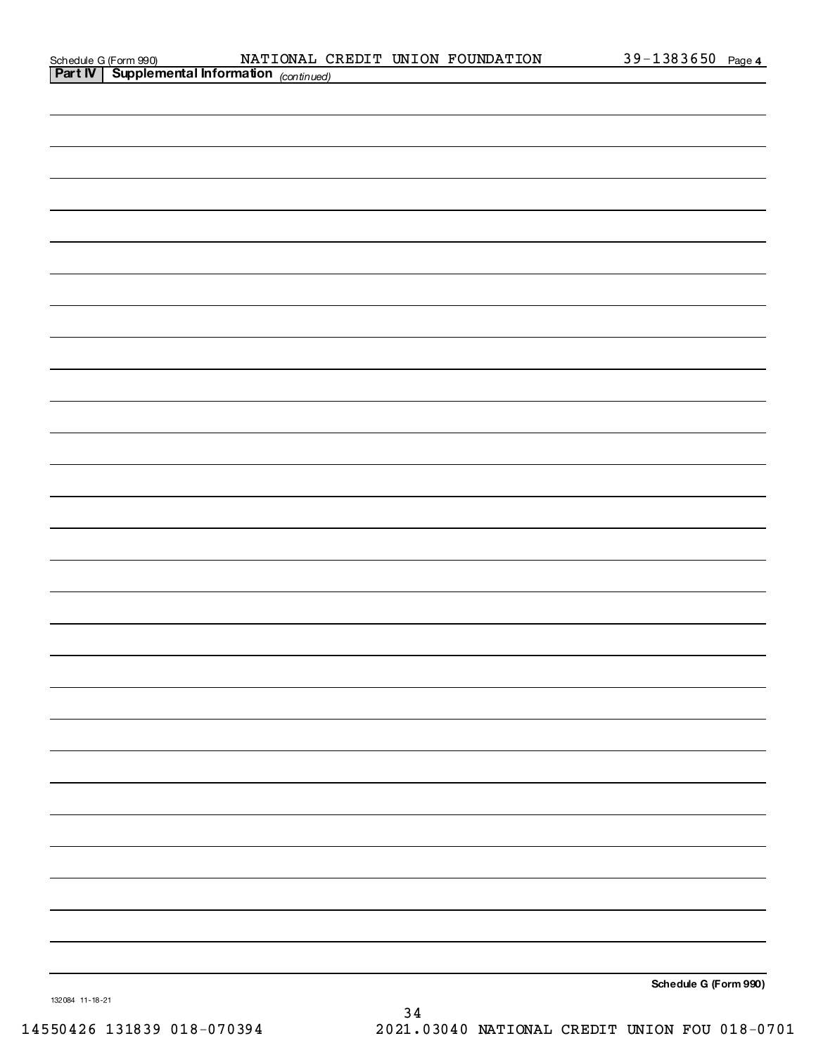**Part IV** **Supplemental Information** *(continued)*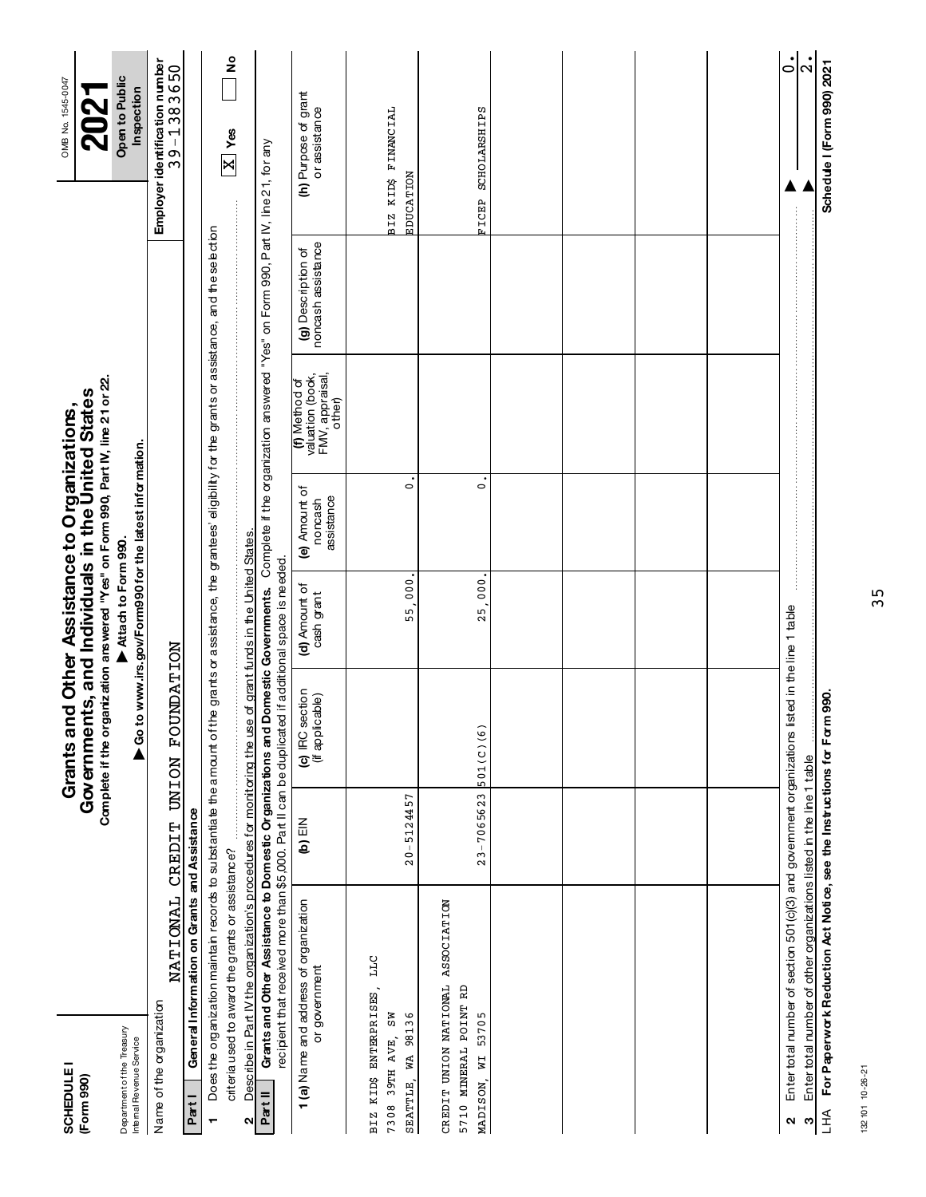**SCHEDULE I**
**(Form 990)**

Department of the Treasury
Internal Revenue Service

# Grants and Other Assistance to Organizations, Governments, and Individuals in the United States

**Complete if the organization answered "Yes" on Form 990, Part IV, line 21 or 22.**
**▶ Attach to Form 990.**
**▶ Go to www.irs.gov/Form990 for the latest information.**

OMB No. 1545-0047

**2021**

**Open to Public Inspection**

Name of the organization: NATIONAL CREDIT UNION FOUNDATION

**Employer identification number:** 39-1383650

**Part I — General Information on Grants and Assistance**

1 Does the organization maintain records to substantiate the amount of the grants or assistance, the grantees' eligibility for the grants or assistance, and the selection criteria used to award the grants or assistance? [X] Yes [ ] No

2 Describe in Part IV the organization's procedures for monitoring the use of grant funds in the United States.

**Part II — Grants and Other Assistance to Domestic Organizations and Domestic Governments.** Complete if the organization answered "Yes" on Form 990, Part IV, line 21, for any recipient that received more than $5,000. Part II can be duplicated if additional space is needed.

| 1 (a) Name and address of organization or government | (b) EIN | (c) IRC section (if applicable) | (d) Amount of cash grant | (e) Amount of noncash assistance | (f) Method of valuation (book, FMV, appraisal, other) | (g) Description of noncash assistance | (h) Purpose of grant or assistance |
|---|---|---|---|---|---|---|---|
| BIZ KID$ ENTERPRISES, LLC<br>7308 39TH AVE, SW<br>SEATTLE, WA 98136 | 20-5124457 | | 55,000. | 0. | | | BIZ KID$ FINANCIAL EDUCATION |
| CREDIT UNION NATIONAL ASSOCIATION<br>5710 MINERAL POINT RD<br>MADISON, WI 53705 | 23-7065623 | 501(C)(6) | 25,000. | 0. | | | FICEP SCHOLARSHIPS |
| | | | | | | | |
| | | | | | | | |
| | | | | | | | |
| | | | | | | | |

2 Enter total number of section 501(c)(3) and government organizations listed in the line 1 table ▶ 0.

3 Enter total number of other organizations listed in the line 1 table ▶ 2.

LHA **For Paperwork Reduction Act Notice, see the Instructions for Form 990.** **Schedule I (Form 990) 2021**

132101 10-26-21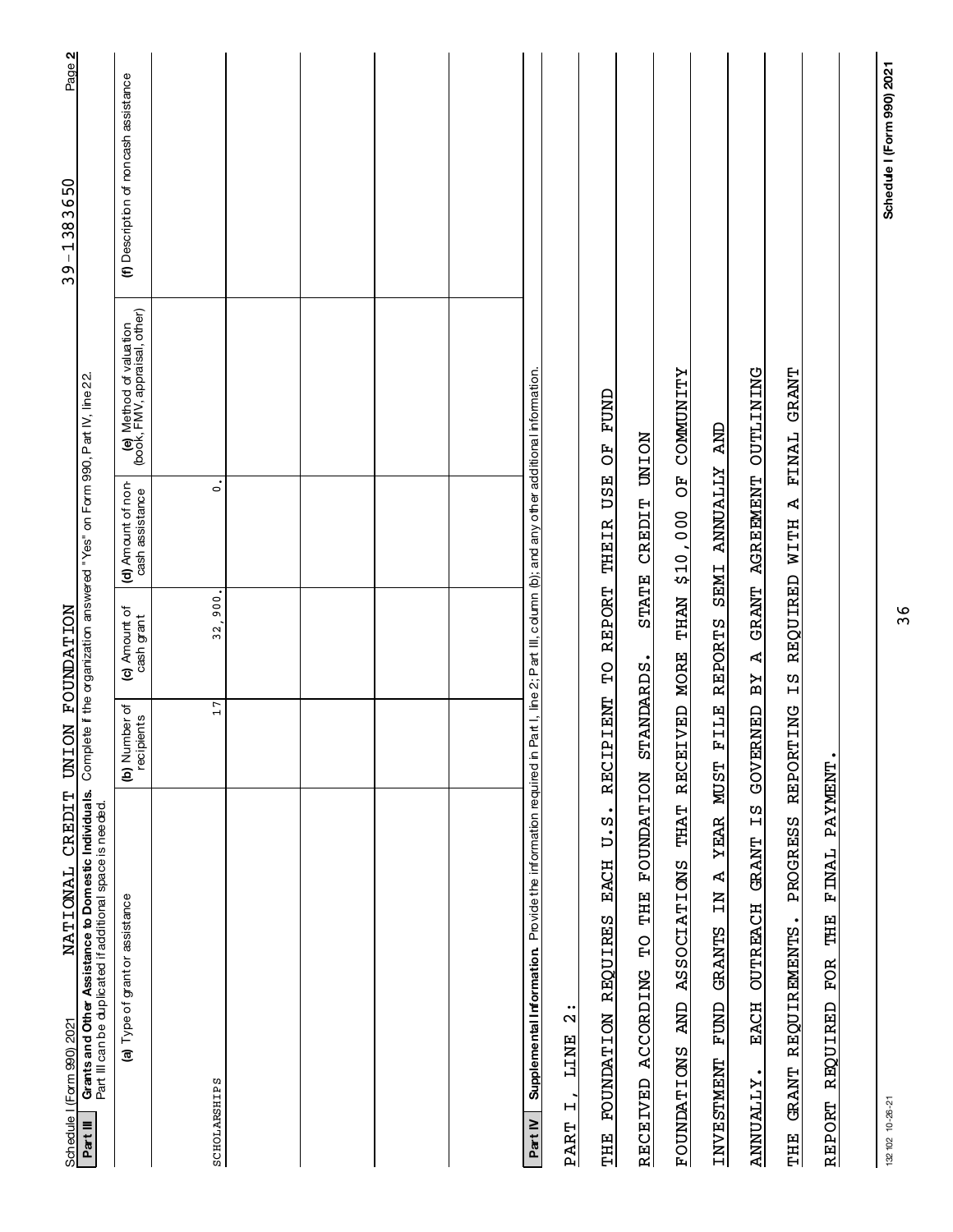Schedule I (Form 990) 2021 NATIONAL CREDIT UNION FOUNDATION 39-1383650 Page 2

**Part III** **Grants and Other Assistance to Domestic Individuals.** Complete if the organization answered "Yes" on Form 990, Part IV, line 22.
Part III can be duplicated if additional space is needed.

| (a) Type of grant or assistance | (b) Number of recipients | (c) Amount of cash grant | (d) Amount of non-cash assistance | (e) Method of valuation (book, FMV, appraisal, other) | (f) Description of noncash assistance |
|---|---|---|---|---|---|
| SCHOLARSHIPS | 17 | 32,900. | 0. | | |
| | | | | | |
| | | | | | |
| | | | | | |
| | | | | | |

**Part IV** **Supplemental Information.** Provide the information required in Part I, line 2; Part III, column (b); and any other additional information.

PART I, LINE 2:

THE FOUNDATION REQUIRES EACH U.S. RECIPIENT TO REPORT THEIR USE OF FUND RECEIVED ACCORDING TO THE FOUNDATION STANDARDS. STATE CREDIT UNION FOUNDATIONS AND ASSOCIATIONS THAT RECEIVED MORE THAN $10,000 OF COMMUNITY INVESTMENT FUND GRANTS IN A YEAR MUST FILE REPORTS SEMI ANNUALLY AND ANNUALLY. EACH OUTREACH GRANT IS GOVERNED BY A GRANT AGREEMENT OUTLINING THE GRANT REQUIREMENTS. PROGRESS REPORTING IS REQUIRED WITH A FINAL GRANT REPORT REQUIRED FOR THE FINAL PAYMENT.

132102 10-26-21 Schedule I (Form 990) 2021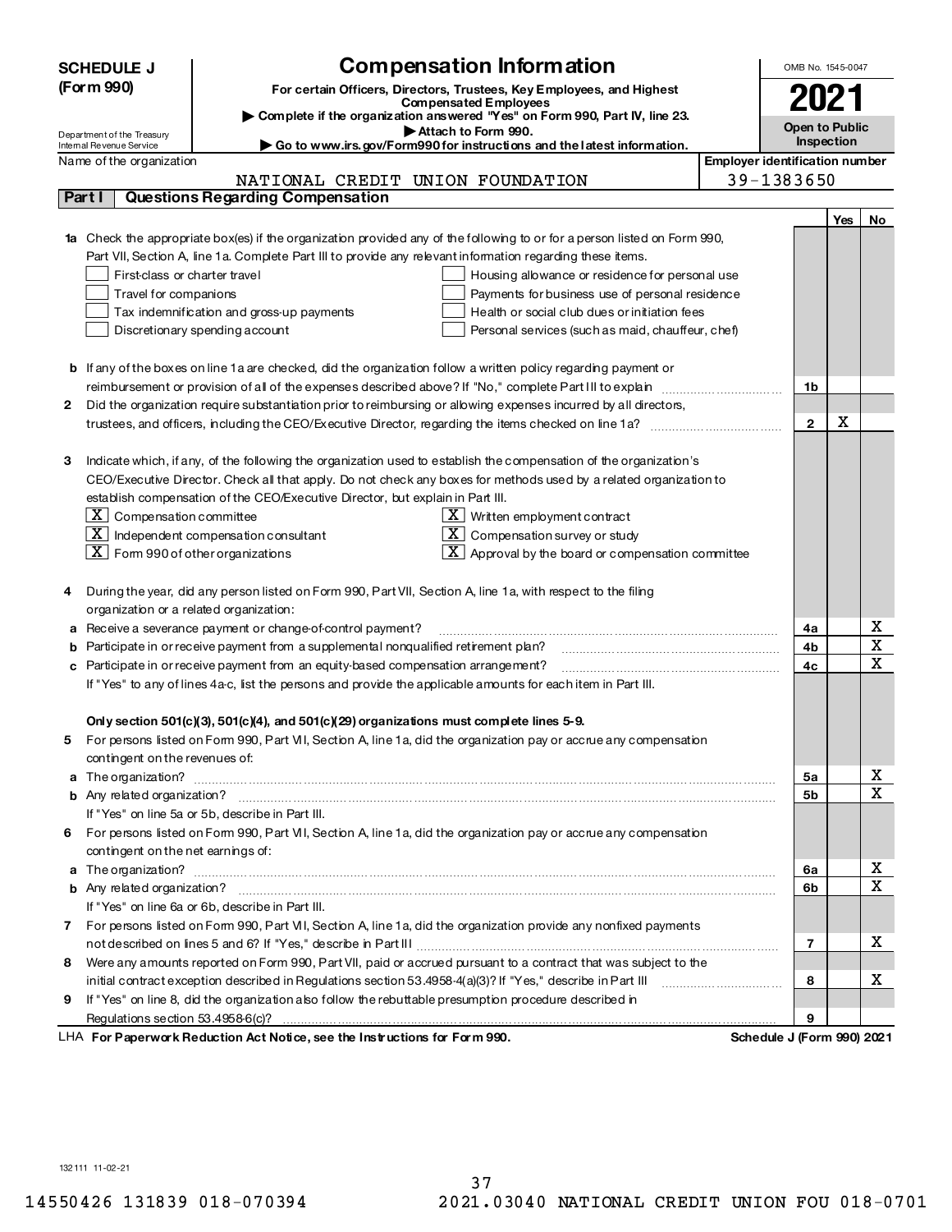**SCHEDULE J (Form 990)**

Department of the Treasury
Internal Revenue Service

# Compensation Information

**For certain Officers, Directors, Trustees, Key Employees, and Highest Compensated Employees**

▶ **Complete if the organization answered "Yes" on Form 990, Part IV, line 23.**

▶ **Attach to Form 990.**

▶ **Go to www.irs.gov/Form990 for instructions and the latest information.**

OMB No. 1545-0047

**2021**

**Open to Public Inspection**

Name of the organization: NATIONAL CREDIT UNION FOUNDATION

Employer identification number: 39-1383650

## Part I Questions Regarding Compensation

| | | | Yes | No |
|---|---|---|---|---|
| **1a** | Check the appropriate box(es) if the organization provided any of the following to or for a person listed on Form 990, Part VII, Section A, line 1a. Complete Part III to provide any relevant information regarding these items.<br>☐ First-class or charter travel ☐ Housing allowance or residence for personal use<br>☐ Travel for companions ☐ Payments for business use of personal residence<br>☐ Tax indemnification and gross-up payments ☐ Health or social club dues or initiation fees<br>☐ Discretionary spending account ☐ Personal services (such as maid, chauffeur, chef) | | | |
| **b** | If any of the boxes on line 1a are checked, did the organization follow a written policy regarding payment or reimbursement or provision of all of the expenses described above? If "No," complete Part III to explain | 1b | | |
| **2** | Did the organization require substantiation prior to reimbursing or allowing expenses incurred by all directors, trustees, and officers, including the CEO/Executive Director, regarding the items checked on line 1a? | 2 | X | |
| **3** | Indicate which, if any, of the following the organization used to establish the compensation of the organization's CEO/Executive Director. Check all that apply. Do not check any boxes for methods used by a related organization to establish compensation of the CEO/Executive Director, but explain in Part III.<br>☒ Compensation committee ☒ Written employment contract<br>☒ Independent compensation consultant ☒ Compensation survey or study<br>☒ Form 990 of other organizations ☒ Approval by the board or compensation committee | | | |
| **4** | During the year, did any person listed on Form 990, Part VII, Section A, line 1a, with respect to the filing organization or a related organization: | | | |
| **a** | Receive a severance payment or change-of-control payment? | 4a | | X |
| **b** | Participate in or receive payment from a supplemental nonqualified retirement plan? | 4b | | X |
| **c** | Participate in or receive payment from an equity-based compensation arrangement? | 4c | | X |
| | If "Yes" to any of lines 4a-c, list the persons and provide the applicable amounts for each item in Part III. | | | |
| | **Only section 501(c)(3), 501(c)(4), and 501(c)(29) organizations must complete lines 5-9.** | | | |
| **5** | For persons listed on Form 990, Part VII, Section A, line 1a, did the organization pay or accrue any compensation contingent on the revenues of: | | | |
| **a** | The organization? | 5a | | X |
| **b** | Any related organization? | 5b | | X |
| | If "Yes" on line 5a or 5b, describe in Part III. | | | |
| **6** | For persons listed on Form 990, Part VII, Section A, line 1a, did the organization pay or accrue any compensation contingent on the net earnings of: | | | |
| **a** | The organization? | 6a | | X |
| **b** | Any related organization? | 6b | | X |
| | If "Yes" on line 6a or 6b, describe in Part III. | | | |
| **7** | For persons listed on Form 990, Part VII, Section A, line 1a, did the organization provide any nonfixed payments not described on lines 5 and 6? If "Yes," describe in Part III | 7 | | X |
| **8** | Were any amounts reported on Form 990, Part VII, paid or accrued pursuant to a contract that was subject to the initial contract exception described in Regulations section 53.4958-4(a)(3)? If "Yes," describe in Part III | 8 | | X |
| **9** | If "Yes" on line 8, did the organization also follow the rebuttable presumption procedure described in Regulations section 53.4958-6(c)? | 9 | | |

LHA **For Paperwork Reduction Act Notice, see the Instructions for Form 990.** **Schedule J (Form 990) 2021**

132111 11-02-21

14550426 131839 018-070394 2021.03040 NATIONAL CREDIT UNION FOU 018-0701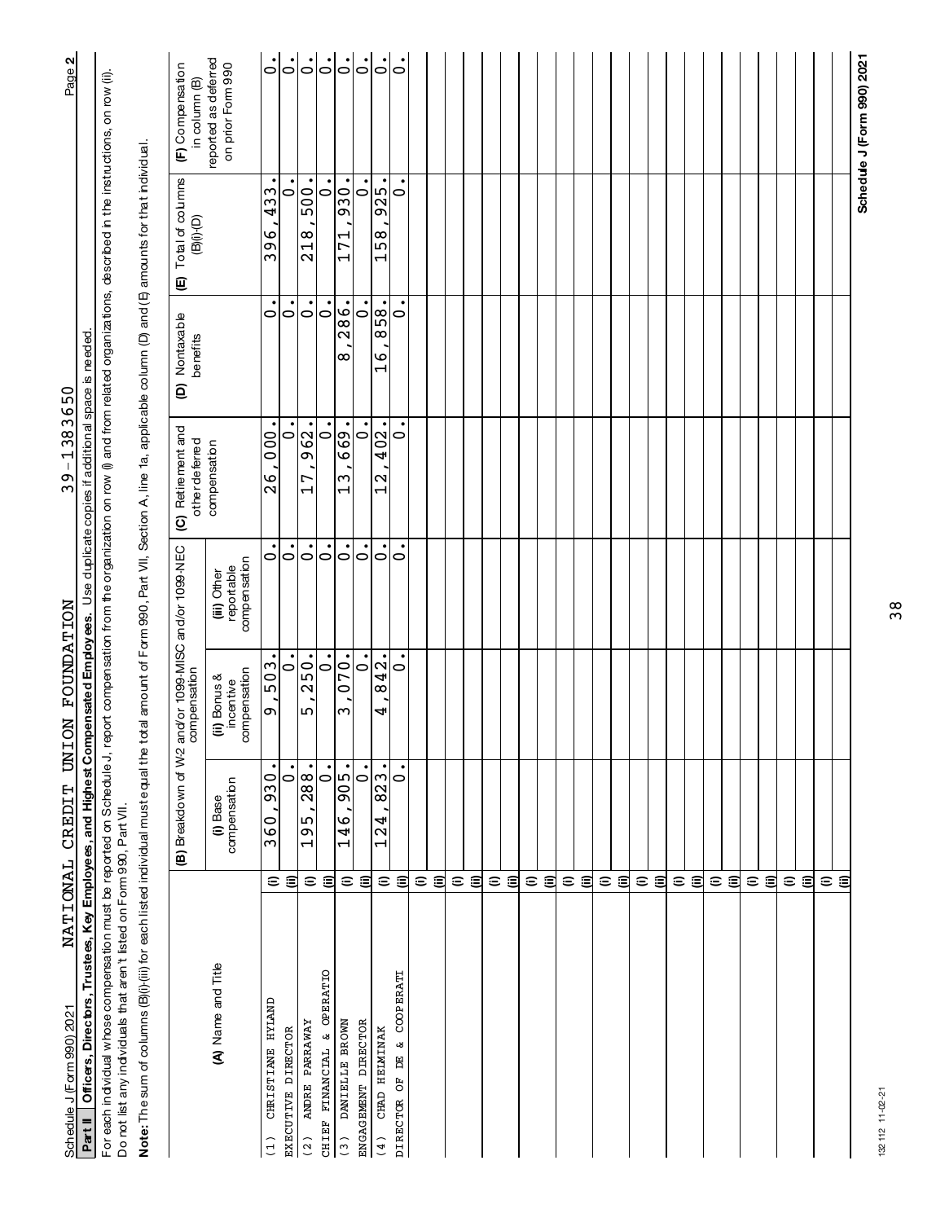Schedule J (Form 990) 2021 NATIONAL CREDIT UNION FOUNDATION 39-1383650 Page 2

**Part II Officers, Directors, Trustees, Key Employees, and Highest Compensated Employees.** Use duplicate copies if additional space is needed.

For each individual whose compensation must be reported on Schedule J, report compensation from the organization on row (i) and from related organizations, described in the instructions, on row (ii). Do not list any individuals that aren't listed on Form 990, Part VII.

**Note:** The sum of columns (B)(i)-(iii) for each listed individual must equal the total amount of Form 990, Part VII, Section A, line 1a, applicable column (D) and (E) amounts for that individual.

| (A) Name and Title | | (B) Breakdown of W-2 and/or 1099-MISC and/or 1099-NEC compensation | | | (C) Retirement and other deferred compensation | (D) Nontaxable benefits | (E) Total of columns (B)(i)-(D) | (F) Compensation in column (B) reported as deferred on prior Form 990 |
|---|---|---|---|---|---|---|---|---|
| | | (i) Base compensation | (ii) Bonus & incentive compensation | (iii) Other reportable compensation | | | | |
| (1) CHRISTIANE HYLAND | (i) | 360,930. | 9,503. | 0. | 26,000. | 0. | 396,433. | 0. |
| EXECUTIVE DIRECTOR | (ii) | 0. | 0. | 0. | 0. | 0. | 0. | 0. |
| (2) ANDRE PARRAWAY | (i) | 195,288. | 5,250. | 0. | 17,962. | 0. | 218,500. | 0. |
| CHIEF FINANCIAL & OPERATIO | (ii) | 0. | 0. | 0. | 0. | 0. | 0. | 0. |
| (3) DANIELLE BROWN | (i) | 146,905. | 3,070. | 0. | 13,669. | 8,286. | 171,930. | 0. |
| ENGAGEMENT DIRECTOR | (ii) | 0. | 0. | 0. | 0. | 0. | 0. | 0. |
| (4) CHAD HELMINAK | (i) | 124,823. | 4,842. | 0. | 12,402. | 16,858. | 158,925. | 0. |
| DIRECTOR OF DE & COOPERATI | (ii) | 0. | 0. | 0. | 0. | 0. | 0. | 0. |

Schedule J (Form 990) 2021

132112 11-02-21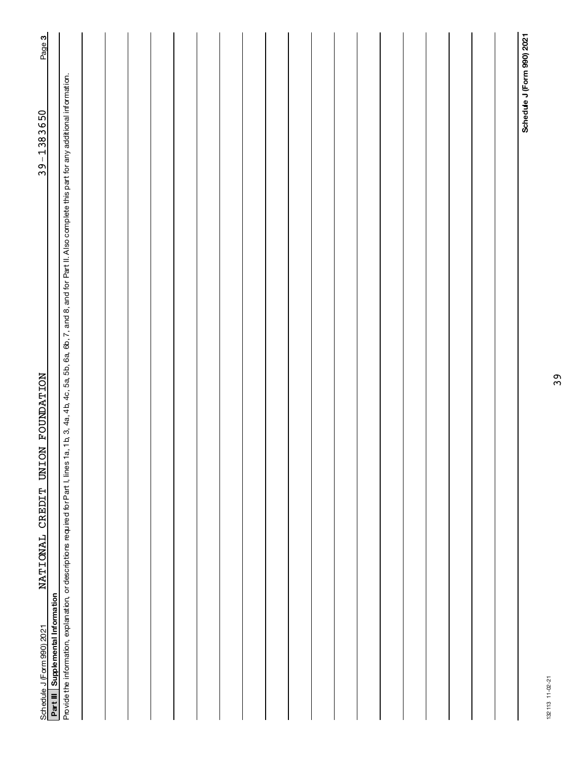Schedule J (Form 990) 2021 NATIONAL CREDIT UNION FOUNDATION 39-1383650

**Part III Supplemental Information**

Provide the information, explanation, or descriptions required for Part I, lines 1a, 1b, 3, 4a, 4b, 4c, 5a, 5b, 6a, 6b, 7, and 8, and for Part II. Also complete this part for any additional information.

**Schedule J (Form 990) 2021**

132113 11-02-21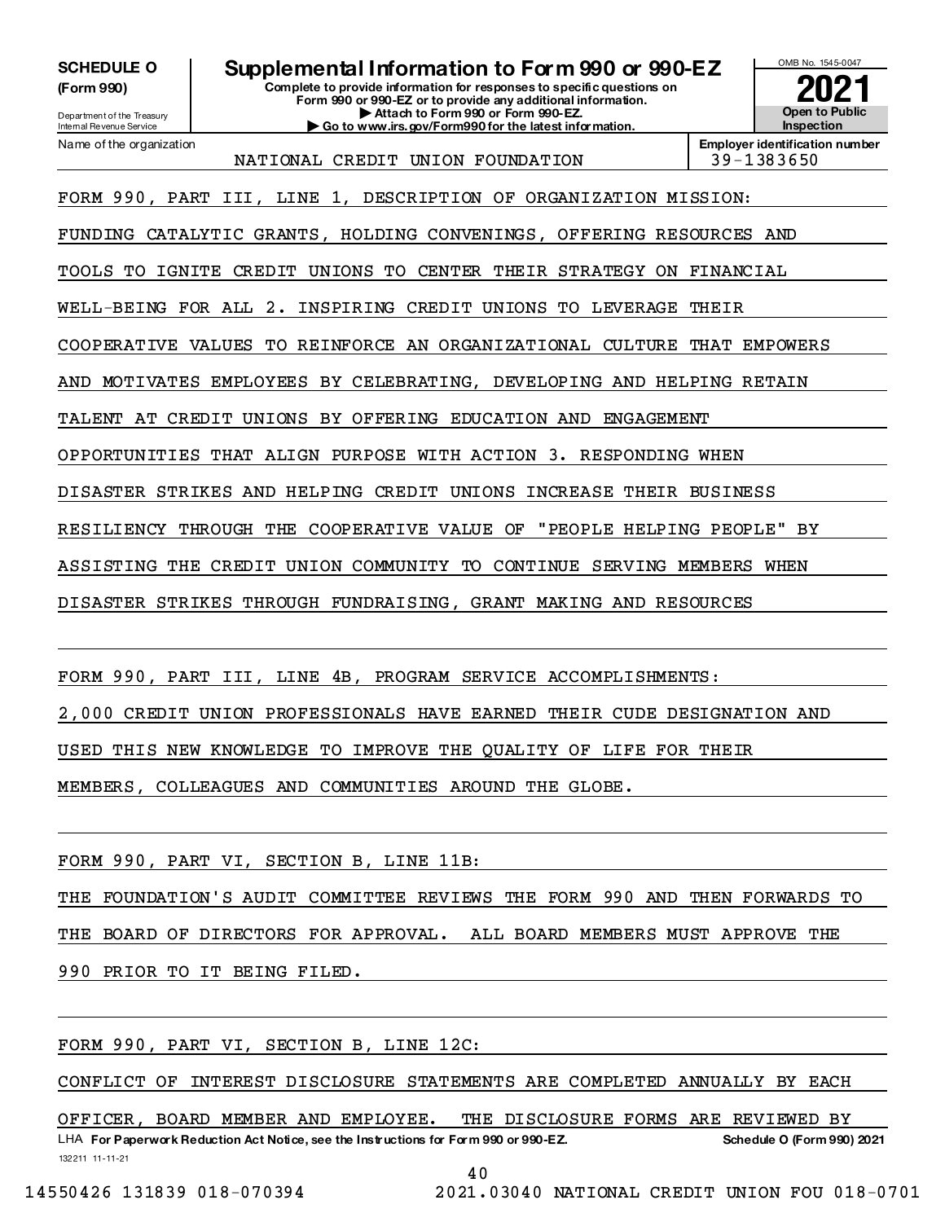**SCHEDULE O (Form 990)**

Department of the Treasury
Internal Revenue Service

# Supplemental Information to Form 990 or 990-EZ

**Complete to provide information for responses to specific questions on Form 990 or 990-EZ or to provide any additional information.**
**▶ Attach to Form 990 or Form 990-EZ.**
**▶ Go to www.irs.gov/Form990 for the latest information.**

OMB No. 1545-0047

**2021**

**Open to Public Inspection**

Name of the organization: NATIONAL CREDIT UNION FOUNDATION

**Employer identification number** 39-1383650

FORM 990, PART III, LINE 1, DESCRIPTION OF ORGANIZATION MISSION:

FUNDING CATALYTIC GRANTS, HOLDING CONVENINGS, OFFERING RESOURCES AND TOOLS TO IGNITE CREDIT UNIONS TO CENTER THEIR STRATEGY ON FINANCIAL WELL-BEING FOR ALL 2. INSPIRING CREDIT UNIONS TO LEVERAGE THEIR COOPERATIVE VALUES TO REINFORCE AN ORGANIZATIONAL CULTURE THAT EMPOWERS AND MOTIVATES EMPLOYEES BY CELEBRATING, DEVELOPING AND HELPING RETAIN TALENT AT CREDIT UNIONS BY OFFERING EDUCATION AND ENGAGEMENT OPPORTUNITIES THAT ALIGN PURPOSE WITH ACTION 3. RESPONDING WHEN DISASTER STRIKES AND HELPING CREDIT UNIONS INCREASE THEIR BUSINESS RESILIENCY THROUGH THE COOPERATIVE VALUE OF "PEOPLE HELPING PEOPLE" BY ASSISTING THE CREDIT UNION COMMUNITY TO CONTINUE SERVING MEMBERS WHEN DISASTER STRIKES THROUGH FUNDRAISING, GRANT MAKING AND RESOURCES

FORM 990, PART III, LINE 4B, PROGRAM SERVICE ACCOMPLISHMENTS:

2,000 CREDIT UNION PROFESSIONALS HAVE EARNED THEIR CUDE DESIGNATION AND USED THIS NEW KNOWLEDGE TO IMPROVE THE QUALITY OF LIFE FOR THEIR MEMBERS, COLLEAGUES AND COMMUNITIES AROUND THE GLOBE.

FORM 990, PART VI, SECTION B, LINE 11B:

THE FOUNDATION'S AUDIT COMMITTEE REVIEWS THE FORM 990 AND THEN FORWARDS TO THE BOARD OF DIRECTORS FOR APPROVAL. ALL BOARD MEMBERS MUST APPROVE THE 990 PRIOR TO IT BEING FILED.

FORM 990, PART VI, SECTION B, LINE 12C:

CONFLICT OF INTEREST DISCLOSURE STATEMENTS ARE COMPLETED ANNUALLY BY EACH OFFICER, BOARD MEMBER AND EMPLOYEE. THE DISCLOSURE FORMS ARE REVIEWED BY

LHA **For Paperwork Reduction Act Notice, see the Instructions for Form 990 or 990-EZ.** **Schedule O (Form 990) 2021**

132211 11-11-21

14550426 131839 018-070394 2021.03040 NATIONAL CREDIT UNION FOU 018-0701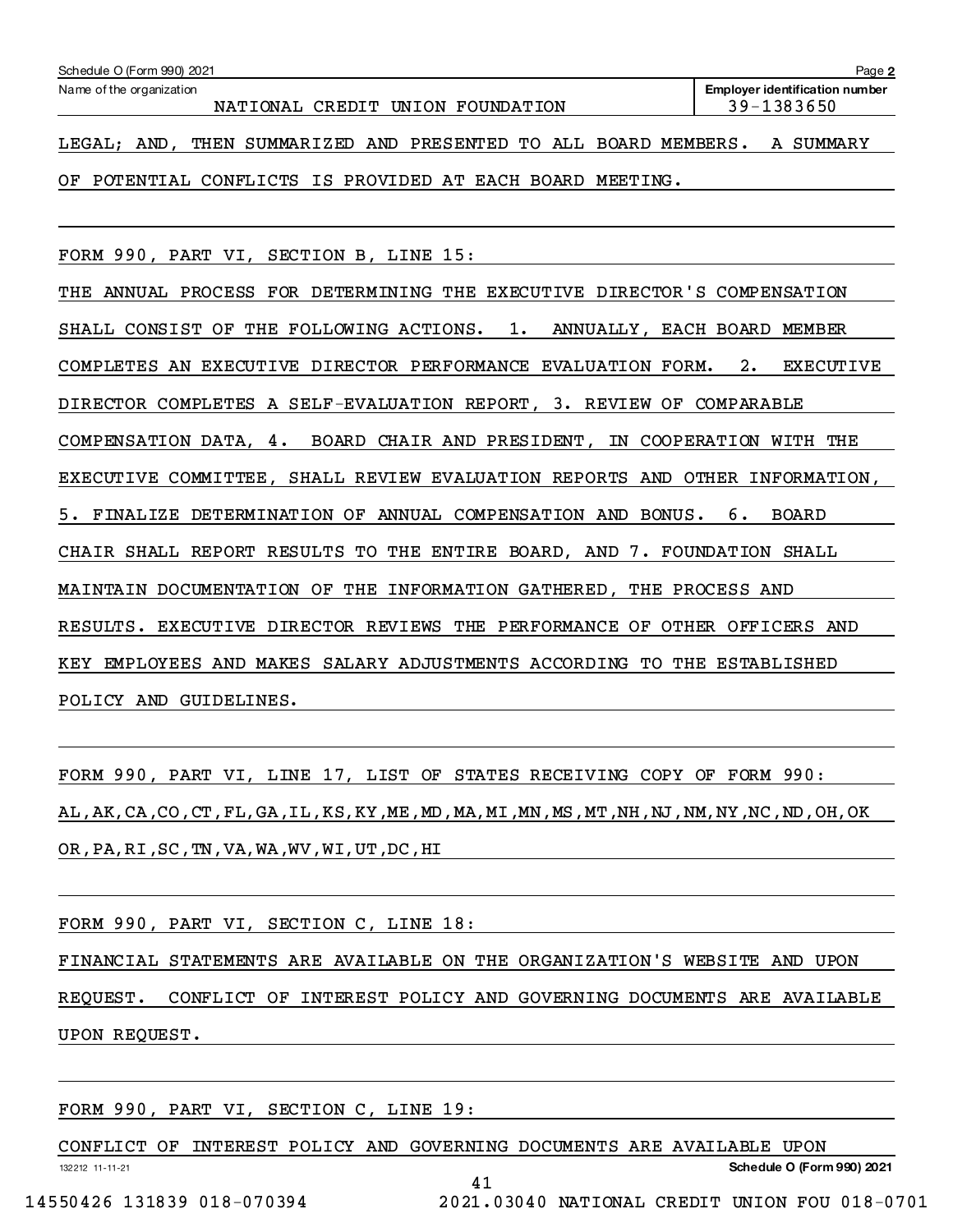Schedule O (Form 990) 2021

Name of the organization: NATIONAL CREDIT UNION FOUNDATION

Employer identification number: 39-1383650

LEGAL; AND, THEN SUMMARIZED AND PRESENTED TO ALL BOARD MEMBERS. A SUMMARY OF POTENTIAL CONFLICTS IS PROVIDED AT EACH BOARD MEETING.

FORM 990, PART VI, SECTION B, LINE 15:

THE ANNUAL PROCESS FOR DETERMINING THE EXECUTIVE DIRECTOR'S COMPENSATION SHALL CONSIST OF THE FOLLOWING ACTIONS. 1. ANNUALLY, EACH BOARD MEMBER COMPLETES AN EXECUTIVE DIRECTOR PERFORMANCE EVALUATION FORM. 2. EXECUTIVE DIRECTOR COMPLETES A SELF-EVALUATION REPORT, 3. REVIEW OF COMPARABLE COMPENSATION DATA, 4. BOARD CHAIR AND PRESIDENT, IN COOPERATION WITH THE EXECUTIVE COMMITTEE, SHALL REVIEW EVALUATION REPORTS AND OTHER INFORMATION, 5. FINALIZE DETERMINATION OF ANNUAL COMPENSATION AND BONUS. 6. BOARD CHAIR SHALL REPORT RESULTS TO THE ENTIRE BOARD, AND 7. FOUNDATION SHALL MAINTAIN DOCUMENTATION OF THE INFORMATION GATHERED, THE PROCESS AND RESULTS. EXECUTIVE DIRECTOR REVIEWS THE PERFORMANCE OF OTHER OFFICERS AND KEY EMPLOYEES AND MAKES SALARY ADJUSTMENTS ACCORDING TO THE ESTABLISHED POLICY AND GUIDELINES.

FORM 990, PART VI, LINE 17, LIST OF STATES RECEIVING COPY OF FORM 990:

AL,AK,CA,CO,CT,FL,GA,IL,KS,KY,ME,MD,MA,MI,MN,MS,MT,NH,NJ,NM,NY,NC,ND,OH,OK OR,PA,RI,SC,TN,VA,WA,WV,WI,UT,DC,HI

FORM 990, PART VI, SECTION C, LINE 18:

FINANCIAL STATEMENTS ARE AVAILABLE ON THE ORGANIZATION'S WEBSITE AND UPON REQUEST. CONFLICT OF INTEREST POLICY AND GOVERNING DOCUMENTS ARE AVAILABLE UPON REQUEST.

FORM 990, PART VI, SECTION C, LINE 19:

CONFLICT OF INTEREST POLICY AND GOVERNING DOCUMENTS ARE AVAILABLE UPON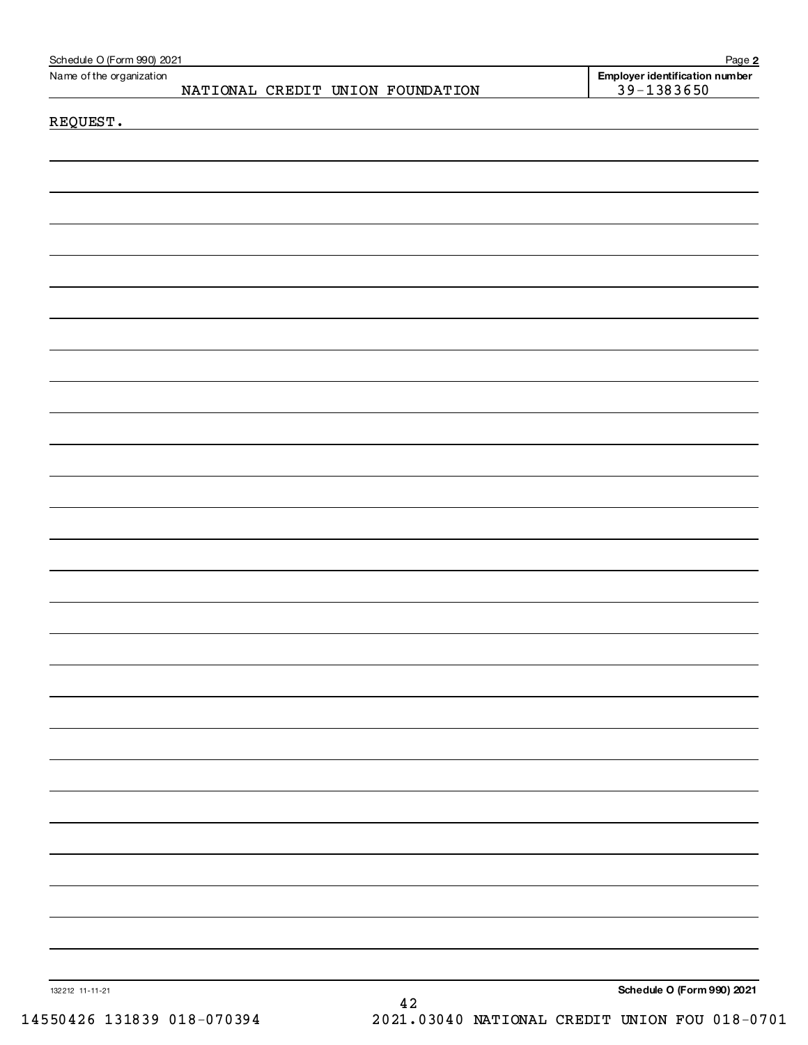Schedule O (Form 990) 2021

Name of the organization: NATIONAL CREDIT UNION FOUNDATION

Employer identification number: 39-1383650

REQUEST.